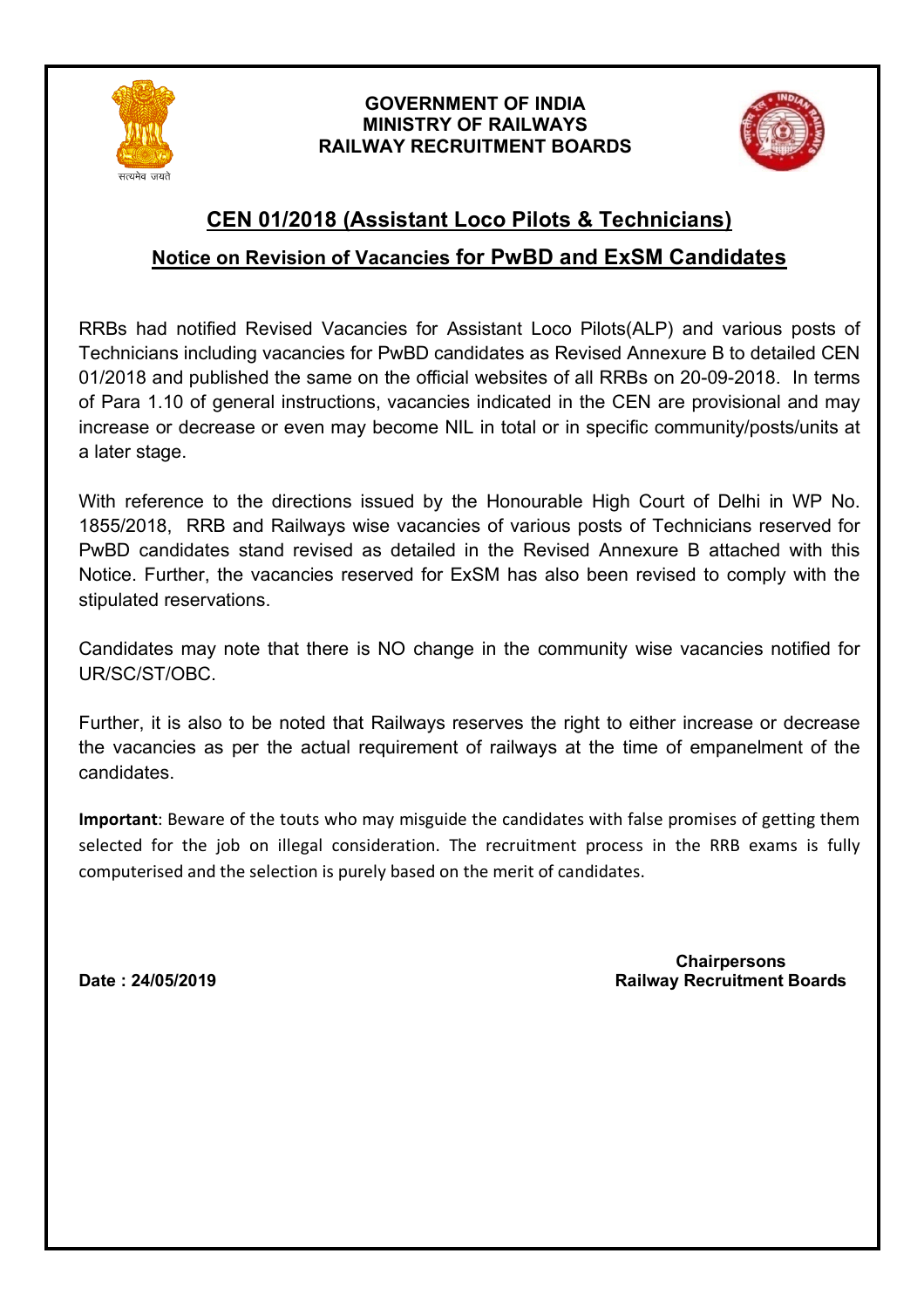**GOVERNMENT OF INDIA**
**MINISTRY OF RAILWAYS**
**RAILWAY RECRUITMENT BOARDS**

# CEN 01/2018 (Assistant Loco Pilots & Technicians)

## Notice on Revision of Vacancies for PwBD and ExSM Candidates

RRBs had notified Revised Vacancies for Assistant Loco Pilots(ALP) and various posts of Technicians including vacancies for PwBD candidates as Revised Annexure B to detailed CEN 01/2018 and published the same on the official websites of all RRBs on 20-09-2018. In terms of Para 1.10 of general instructions, vacancies indicated in the CEN are provisional and may increase or decrease or even may become NIL in total or in specific community/posts/units at a later stage.

With reference to the directions issued by the Honourable High Court of Delhi in WP No. 1855/2018, RRB and Railways wise vacancies of various posts of Technicians reserved for PwBD candidates stand revised as detailed in the Revised Annexure B attached with this Notice. Further, the vacancies reserved for ExSM has also been revised to comply with the stipulated reservations.

Candidates may note that there is NO change in the community wise vacancies notified for UR/SC/ST/OBC.

Further, it is also to be noted that Railways reserves the right to either increase or decrease the vacancies as per the actual requirement of railways at the time of empanelment of the candidates.

**Important**: Beware of the touts who may misguide the candidates with false promises of getting them selected for the job on illegal consideration. The recruitment process in the RRB exams is fully computerised and the selection is purely based on the merit of candidates.

**Date : 24/05/2019**

**Chairpersons**
**Railway Recruitment Boards**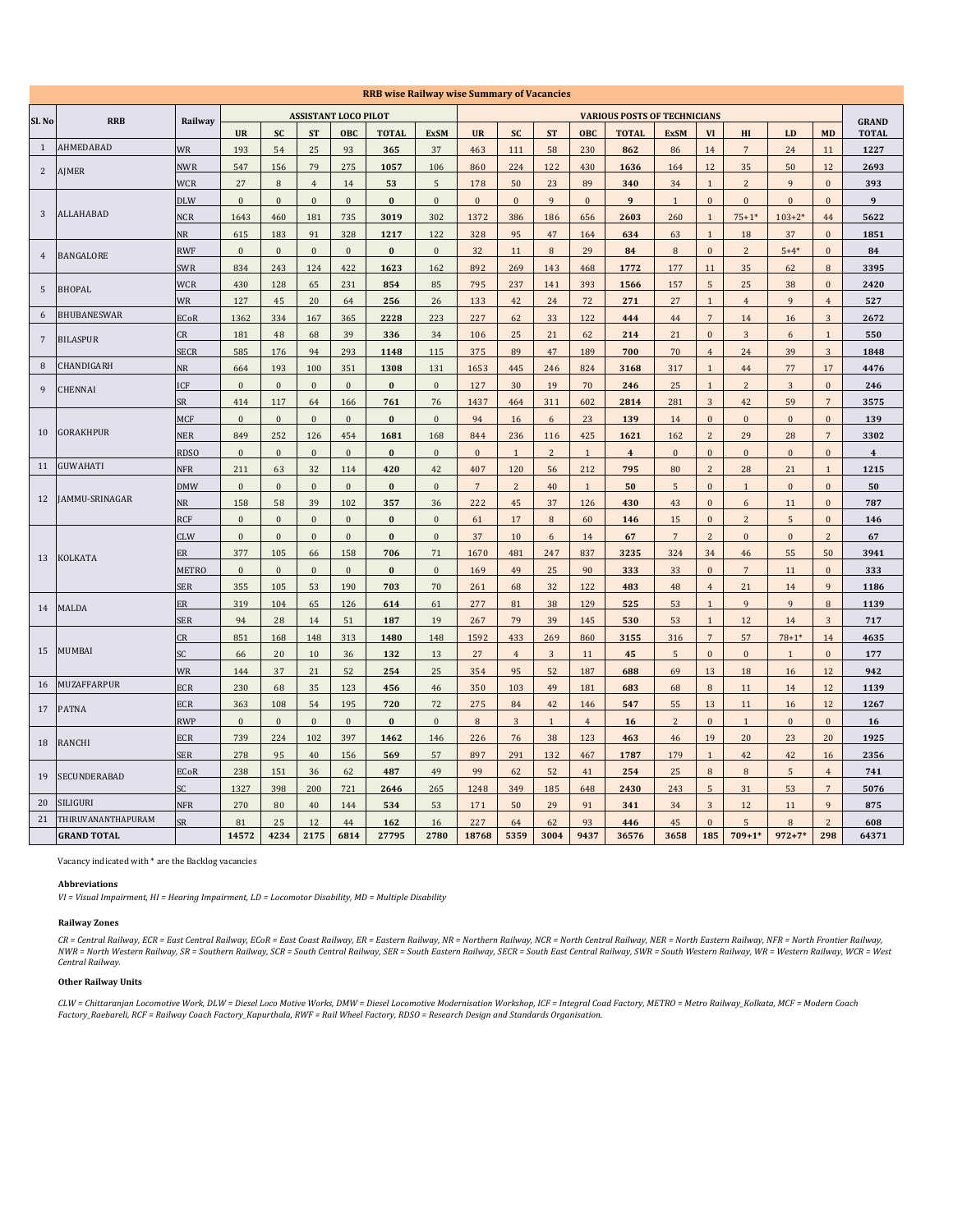## RRB wise Railway wise Summary of Vacancies

| Sl. No | RRB | Railway | ASSISTANT LOCO PILOT | | | | | | VARIOUS POSTS OF TECHNICIANS | | | | | | | | | | GRAND TOTAL |
|---|---|---|---|---|---|---|---|---|---|---|---|---|---|---|---|---|---|---|---|
| | | | UR | SC | ST | OBC | TOTAL | ExSM | UR | SC | ST | OBC | TOTAL | ExSM | VI | HI | LD | MD | |
| 1 | AHMEDABAD | WR | 193 | 54 | 25 | 93 | **365** | 37 | 463 | 111 | 58 | 230 | **862** | 86 | 14 | 7 | 24 | 11 | **1227** |
| 2 | AJMER | NWR | 547 | 156 | 79 | 275 | **1057** | 106 | 860 | 224 | 122 | 430 | **1636** | 164 | 12 | 35 | 50 | 12 | **2693** |
| | | WCR | 27 | 8 | 4 | 14 | **53** | 5 | 178 | 50 | 23 | 89 | **340** | 34 | 1 | 2 | 9 | 0 | **393** |
| 3 | ALLAHABAD | DLW | 0 | 0 | 0 | 0 | **0** | 0 | 0 | 0 | 9 | 0 | **9** | 1 | 0 | 0 | 0 | 0 | **9** |
| | | NCR | 1643 | 460 | 181 | 735 | **3019** | 302 | 1372 | 386 | 186 | 656 | **2603** | 260 | 1 | 75+1* | 103+2* | 44 | **5622** |
| | | NR | 615 | 183 | 91 | 328 | **1217** | 122 | 328 | 95 | 47 | 164 | **634** | 63 | 1 | 18 | 37 | 0 | **1851** |
| 4 | BANGALORE | RWF | 0 | 0 | 0 | 0 | **0** | 0 | 32 | 11 | 8 | 29 | **84** | 8 | 0 | 2 | 5+4* | 0 | **84** |
| | | SWR | 834 | 243 | 124 | 422 | **1623** | 162 | 892 | 269 | 143 | 468 | **1772** | 177 | 11 | 35 | 62 | 8 | **3395** |
| 5 | BHOPAL | WCR | 430 | 128 | 65 | 231 | **854** | 85 | 795 | 237 | 141 | 393 | **1566** | 157 | 5 | 25 | 38 | 0 | **2420** |
| | | WR | 127 | 45 | 20 | 64 | **256** | 26 | 133 | 42 | 24 | 72 | **271** | 27 | 1 | 4 | 9 | 4 | **527** |
| 6 | BHUBANESWAR | ECoR | 1362 | 334 | 167 | 365 | **2228** | 223 | 227 | 62 | 33 | 122 | **444** | 44 | 7 | 14 | 16 | 3 | **2672** |
| 7 | BILASPUR | CR | 181 | 48 | 68 | 39 | **336** | 34 | 106 | 25 | 21 | 62 | **214** | 21 | 0 | 3 | 6 | 1 | **550** |
| | | SECR | 585 | 176 | 94 | 293 | **1148** | 115 | 375 | 89 | 47 | 189 | **700** | 70 | 4 | 24 | 39 | 3 | **1848** |
| 8 | CHANDIGARH | NR | 664 | 193 | 100 | 351 | **1308** | 131 | 1653 | 445 | 246 | 824 | **3168** | 317 | 1 | 44 | 77 | 17 | **4476** |
| 9 | CHENNAI | ICF | 0 | 0 | 0 | 0 | **0** | 0 | 127 | 30 | 19 | 70 | **246** | 25 | 1 | 2 | 3 | 0 | **246** |
| | | SR | 414 | 117 | 64 | 166 | **761** | 76 | 1437 | 464 | 311 | 602 | **2814** | 281 | 3 | 42 | 59 | 7 | **3575** |
| 10 | GORAKHPUR | MCF | 0 | 0 | 0 | 0 | **0** | 0 | 94 | 16 | 6 | 23 | **139** | 14 | 0 | 0 | 0 | 0 | **139** |
| | | NER | 849 | 252 | 126 | 454 | **1681** | 168 | 844 | 236 | 116 | 425 | **1621** | 162 | 2 | 29 | 28 | 7 | **3302** |
| | | RDSO | 0 | 0 | 0 | 0 | **0** | 0 | 0 | 1 | 2 | 1 | **4** | 0 | 0 | 0 | 0 | 0 | **4** |
| 11 | GUWAHATI | NFR | 211 | 63 | 32 | 114 | **420** | 42 | 407 | 120 | 56 | 212 | **795** | 80 | 2 | 28 | 21 | 1 | **1215** |
| 12 | JAMMU-SRINAGAR | DMW | 0 | 0 | 0 | 0 | **0** | 0 | 7 | 2 | 40 | 1 | **50** | 5 | 0 | 1 | 0 | 0 | **50** |
| | | NR | 158 | 58 | 39 | 102 | **357** | 36 | 222 | 45 | 37 | 126 | **430** | 43 | 0 | 6 | 11 | 0 | **787** |
| | | RCF | 0 | 0 | 0 | 0 | **0** | 0 | 61 | 17 | 8 | 60 | **146** | 15 | 0 | 2 | 5 | 0 | **146** |
| 13 | KOLKATA | CLW | 0 | 0 | 0 | 0 | **0** | 0 | 37 | 10 | 6 | 14 | **67** | 7 | 2 | 0 | 0 | 2 | **67** |
| | | ER | 377 | 105 | 66 | 158 | **706** | 71 | 1670 | 481 | 247 | 837 | **3235** | 324 | 34 | 46 | 55 | 50 | **3941** |
| | | METRO | 0 | 0 | 0 | 0 | **0** | 0 | 169 | 49 | 25 | 90 | **333** | 33 | 0 | 7 | 11 | 0 | **333** |
| | | SER | 355 | 105 | 53 | 190 | **703** | 70 | 261 | 68 | 32 | 122 | **483** | 48 | 4 | 21 | 14 | 9 | **1186** |
| 14 | MALDA | ER | 319 | 104 | 65 | 126 | **614** | 61 | 277 | 81 | 38 | 129 | **525** | 53 | 1 | 9 | 9 | 8 | **1139** |
| | | SER | 94 | 28 | 14 | 51 | **187** | 19 | 267 | 79 | 39 | 145 | **530** | 53 | 1 | 12 | 14 | 3 | **717** |
| 15 | MUMBAI | CR | 851 | 168 | 148 | 313 | **1480** | 148 | 1592 | 433 | 269 | 860 | **3155** | 316 | 7 | 57 | 78+1* | 14 | **4635** |
| | | SC | 66 | 20 | 10 | 36 | **132** | 13 | 27 | 4 | 3 | 11 | **45** | 5 | 0 | 0 | 1 | 0 | **177** |
| | | WR | 144 | 37 | 21 | 52 | **254** | 25 | 354 | 95 | 52 | 187 | **688** | 69 | 13 | 18 | 16 | 12 | **942** |
| 16 | MUZAFFARPUR | ECR | 230 | 68 | 35 | 123 | **456** | 46 | 350 | 103 | 49 | 181 | **683** | 68 | 8 | 11 | 14 | 12 | **1139** |
| 17 | PATNA | ECR | 363 | 108 | 54 | 195 | **720** | 72 | 275 | 84 | 42 | 146 | **547** | 55 | 13 | 11 | 16 | 12 | **1267** |
| | | RWP | 0 | 0 | 0 | 0 | **0** | 0 | 8 | 3 | 1 | 4 | **16** | 2 | 0 | 1 | 0 | 0 | **16** |
| 18 | RANCHI | ECR | 739 | 224 | 102 | 397 | **1462** | 146 | 226 | 76 | 38 | 123 | **463** | 46 | 19 | 20 | 23 | 20 | **1925** |
| | | SER | 278 | 95 | 40 | 156 | **569** | 57 | 897 | 291 | 132 | 467 | **1787** | 179 | 1 | 42 | 42 | 16 | **2356** |
| 19 | SECUNDERABAD | ECoR | 238 | 151 | 36 | 62 | **487** | 49 | 99 | 62 | 52 | 41 | **254** | 25 | 8 | 8 | 5 | 4 | **741** |
| | | SC | 1327 | 398 | 200 | 721 | **2646** | 265 | 1248 | 349 | 185 | 648 | **2430** | 243 | 5 | 31 | 53 | 7 | **5076** |
| 20 | SILIGURI | NFR | 270 | 80 | 40 | 144 | **534** | 53 | 171 | 50 | 29 | 91 | **341** | 34 | 3 | 12 | 11 | 9 | **875** |
| 21 | THIRUVANANTHAPURAM | SR | 81 | 25 | 12 | 44 | **162** | 16 | 227 | 64 | 62 | 93 | **446** | 45 | 0 | 5 | 8 | 2 | **608** |
| | **GRAND TOTAL** | | **14572** | **4234** | **2175** | **6814** | **27795** | **2780** | **18768** | **5359** | **3004** | **9437** | **36576** | **3658** | **185** | **709+1*** | **972+7*** | **298** | **64371** |

Vacancy indicated with * are the Backlog vacancies

**Abbreviations**

*VI = Visual Impairment, HI = Hearing Impairment, LD = Locomotor Disability, MD = Multiple Disability*

**Railway Zones**

*CR = Central Railway, ECR = East Central Railway, ECoR = East Coast Railway, ER = Eastern Railway, NR = Northern Railway, NCR = North Central Railway, NER = North Eastern Railway, NFR = North Frontier Railway, NWR = North Western Railway, SR = Southern Railway, SCR = South Central Railway, SER = South Eastern Railway, SECR = South East Central Railway, SWR = South Western Railway, WR = Western Railway, WCR = West Central Railway.*

**Other Railway Units**

*CLW = Chittaranjan Locomotive Work, DLW = Diesel Loco Motive Works, DMW = Diesel Locomotive Modernisation Workshop, ICF = Integral Coad Factory, METRO = Metro Railway_Kolkata, MCF = Modern Coach Factory_Raebareli, RCF = Railway Coach Factory_Kapurthala, RWF = Rail Wheel Factory, RDSO = Research Design and Standards Organisation.*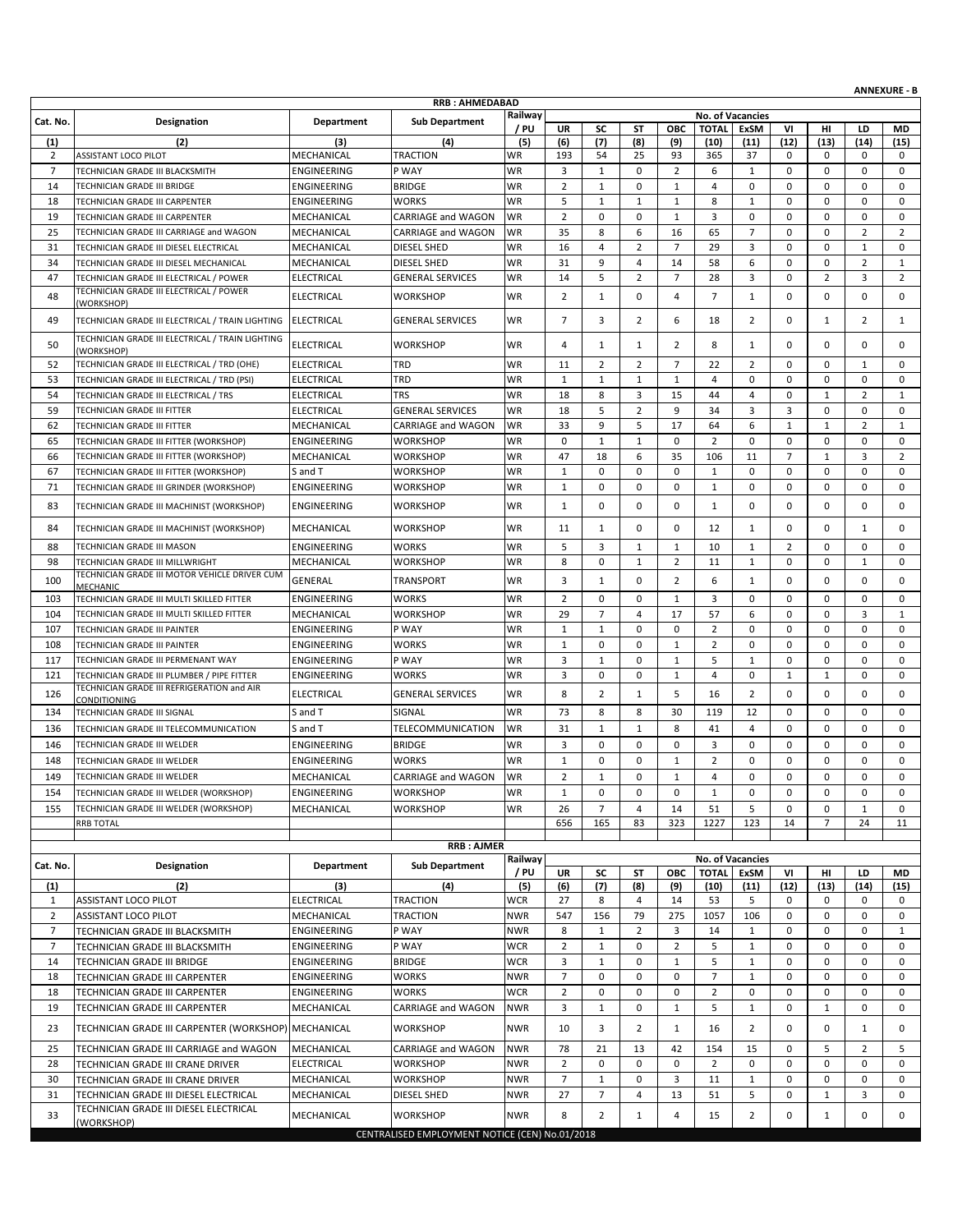**ANNEXURE - B**

## RRB : AHMEDABAD

| Cat. No. | Designation | Department | Sub Department | Railway / PU | No. of Vacancies | | | | | | | | | |
|---|---|---|---|---|---|---|---|---|---|---|---|---|---|---|
| | | | | | UR | SC | ST | OBC | TOTAL | ExSM | VI | HI | LD | MD |
| (1) | (2) | (3) | (4) | (5) | (6) | (7) | (8) | (9) | (10) | (11) | (12) | (13) | (14) | (15) |
| 2 | ASSISTANT LOCO PILOT | MECHANICAL | TRACTION | WR | 193 | 54 | 25 | 93 | 365 | 37 | 0 | 0 | 0 | 0 |
| 7 | TECHNICIAN GRADE III BLACKSMITH | ENGINEERING | P WAY | WR | 3 | 1 | 0 | 2 | 6 | 1 | 0 | 0 | 0 | 0 |
| 14 | TECHNICIAN GRADE III BRIDGE | ENGINEERING | BRIDGE | WR | 2 | 1 | 0 | 1 | 4 | 0 | 0 | 0 | 0 | 0 |
| 18 | TECHNICIAN GRADE III CARPENTER | ENGINEERING | WORKS | WR | 5 | 1 | 1 | 1 | 8 | 1 | 0 | 0 | 0 | 0 |
| 19 | TECHNICIAN GRADE III CARPENTER | MECHANICAL | CARRIAGE and WAGON | WR | 2 | 0 | 0 | 1 | 3 | 0 | 0 | 0 | 0 | 0 |
| 25 | TECHNICIAN GRADE III CARRIAGE and WAGON | MECHANICAL | CARRIAGE and WAGON | WR | 35 | 8 | 6 | 16 | 65 | 7 | 0 | 0 | 2 | 2 |
| 31 | TECHNICIAN GRADE III DIESEL ELECTRICAL | MECHANICAL | DIESEL SHED | WR | 16 | 4 | 2 | 7 | 29 | 3 | 0 | 0 | 1 | 0 |
| 34 | TECHNICIAN GRADE III DIESEL MECHANICAL | MECHANICAL | DIESEL SHED | WR | 31 | 9 | 4 | 14 | 58 | 6 | 0 | 0 | 2 | 1 |
| 47 | TECHNICIAN GRADE III ELECTRICAL / POWER | ELECTRICAL | GENERAL SERVICES | WR | 14 | 5 | 2 | 7 | 28 | 3 | 0 | 2 | 3 | 2 |
| 48 | TECHNICIAN GRADE III ELECTRICAL / POWER (WORKSHOP) | ELECTRICAL | WORKSHOP | WR | 2 | 1 | 0 | 4 | 7 | 1 | 0 | 0 | 0 | 0 |
| 49 | TECHNICIAN GRADE III ELECTRICAL / TRAIN LIGHTING | ELECTRICAL | GENERAL SERVICES | WR | 7 | 3 | 2 | 6 | 18 | 2 | 0 | 1 | 2 | 1 |
| 50 | TECHNICIAN GRADE III ELECTRICAL / TRAIN LIGHTING (WORKSHOP) | ELECTRICAL | WORKSHOP | WR | 4 | 1 | 1 | 2 | 8 | 1 | 0 | 0 | 0 | 0 |
| 52 | TECHNICIAN GRADE III ELECTRICAL / TRD (OHE) | ELECTRICAL | TRD | WR | 11 | 2 | 2 | 7 | 22 | 2 | 0 | 0 | 1 | 0 |
| 53 | TECHNICIAN GRADE III ELECTRICAL / TRD (PSI) | ELECTRICAL | TRD | WR | 1 | 1 | 1 | 1 | 4 | 0 | 0 | 0 | 0 | 0 |
| 54 | TECHNICIAN GRADE III ELECTRICAL / TRS | ELECTRICAL | TRS | WR | 18 | 8 | 3 | 15 | 44 | 4 | 0 | 1 | 2 | 1 |
| 59 | TECHNICIAN GRADE III FITTER | ELECTRICAL | GENERAL SERVICES | WR | 18 | 5 | 2 | 9 | 34 | 3 | 3 | 0 | 0 | 0 |
| 62 | TECHNICIAN GRADE III FITTER | MECHANICAL | CARRIAGE and WAGON | WR | 33 | 9 | 5 | 17 | 64 | 6 | 1 | 1 | 2 | 1 |
| 65 | TECHNICIAN GRADE III FITTER (WORKSHOP) | ENGINEERING | WORKSHOP | WR | 0 | 1 | 1 | 0 | 2 | 0 | 0 | 0 | 0 | 0 |
| 66 | TECHNICIAN GRADE III FITTER (WORKSHOP) | MECHANICAL | WORKSHOP | WR | 47 | 18 | 6 | 35 | 106 | 11 | 7 | 1 | 3 | 2 |
| 67 | TECHNICIAN GRADE III FITTER (WORKSHOP) | S and T | WORKSHOP | WR | 1 | 0 | 0 | 0 | 1 | 0 | 0 | 0 | 0 | 0 |
| 71 | TECHNICIAN GRADE III GRINDER (WORKSHOP) | ENGINEERING | WORKSHOP | WR | 1 | 0 | 0 | 0 | 1 | 0 | 0 | 0 | 0 | 0 |
| 83 | TECHNICIAN GRADE III MACHINIST (WORKSHOP) | ENGINEERING | WORKSHOP | WR | 1 | 0 | 0 | 0 | 1 | 0 | 0 | 0 | 0 | 0 |
| 84 | TECHNICIAN GRADE III MACHINIST (WORKSHOP) | MECHANICAL | WORKSHOP | WR | 11 | 1 | 0 | 0 | 12 | 1 | 0 | 0 | 1 | 0 |
| 88 | TECHNICIAN GRADE III MASON | ENGINEERING | WORKS | WR | 5 | 3 | 1 | 1 | 10 | 1 | 2 | 0 | 0 | 0 |
| 98 | TECHNICIAN GRADE III MILLWRIGHT | MECHANICAL | WORKSHOP | WR | 8 | 0 | 1 | 2 | 11 | 1 | 0 | 0 | 1 | 0 |
| 100 | TECHNICIAN GRADE III MOTOR VEHICLE DRIVER CUM MECHANIC | GENERAL | TRANSPORT | WR | 3 | 1 | 0 | 2 | 6 | 1 | 0 | 0 | 0 | 0 |
| 103 | TECHNICIAN GRADE III MULTI SKILLED FITTER | ENGINEERING | WORKS | WR | 2 | 0 | 0 | 1 | 3 | 0 | 0 | 0 | 0 | 0 |
| 104 | TECHNICIAN GRADE III MULTI SKILLED FITTER | MECHANICAL | WORKSHOP | WR | 29 | 7 | 4 | 17 | 57 | 6 | 0 | 0 | 3 | 1 |
| 107 | TECHNICIAN GRADE III PAINTER | ENGINEERING | P WAY | WR | 1 | 1 | 0 | 0 | 2 | 0 | 0 | 0 | 0 | 0 |
| 108 | TECHNICIAN GRADE III PAINTER | ENGINEERING | WORKS | WR | 1 | 0 | 0 | 1 | 2 | 0 | 0 | 0 | 0 | 0 |
| 117 | TECHNICIAN GRADE III PERMENANT WAY | ENGINEERING | P WAY | WR | 3 | 1 | 0 | 1 | 5 | 1 | 0 | 0 | 0 | 0 |
| 121 | TECHNICIAN GRADE III PLUMBER / PIPE FITTER | ENGINEERING | WORKS | WR | 3 | 0 | 0 | 1 | 4 | 0 | 1 | 1 | 0 | 0 |
| 126 | TECHNICIAN GRADE III REFRIGERATION and AIR CONDITIONING | ELECTRICAL | GENERAL SERVICES | WR | 8 | 2 | 1 | 5 | 16 | 2 | 0 | 0 | 0 | 0 |
| 134 | TECHNICIAN GRADE III SIGNAL | S and T | SIGNAL | WR | 73 | 8 | 8 | 30 | 119 | 12 | 0 | 0 | 0 | 0 |
| 136 | TECHNICIAN GRADE III TELECOMMUNICATION | S and T | TELECOMMUNICATION | WR | 31 | 1 | 1 | 8 | 41 | 4 | 0 | 0 | 0 | 0 |
| 146 | TECHNICIAN GRADE III WELDER | ENGINEERING | BRIDGE | WR | 3 | 0 | 0 | 0 | 3 | 0 | 0 | 0 | 0 | 0 |
| 148 | TECHNICIAN GRADE III WELDER | ENGINEERING | WORKS | WR | 1 | 0 | 0 | 1 | 2 | 0 | 0 | 0 | 0 | 0 |
| 149 | TECHNICIAN GRADE III WELDER | MECHANICAL | CARRIAGE and WAGON | WR | 2 | 1 | 0 | 1 | 4 | 0 | 0 | 0 | 0 | 0 |
| 154 | TECHNICIAN GRADE III WELDER (WORKSHOP) | ENGINEERING | WORKSHOP | WR | 1 | 0 | 0 | 0 | 1 | 0 | 0 | 0 | 0 | 0 |
| 155 | TECHNICIAN GRADE III WELDER (WORKSHOP) | MECHANICAL | WORKSHOP | WR | 26 | 7 | 4 | 14 | 51 | 5 | 0 | 0 | 1 | 0 |
| | RRB TOTAL | | | | 656 | 165 | 83 | 323 | 1227 | 123 | 14 | 7 | 24 | 11 |

## RRB : AJMER

| Cat. No. | Designation | Department | Sub Department | Railway / PU | No. of Vacancies | | | | | | | | | |
|---|---|---|---|---|---|---|---|---|---|---|---|---|---|---|
| | | | | | UR | SC | ST | OBC | TOTAL | ExSM | VI | HI | LD | MD |
| (1) | (2) | (3) | (4) | (5) | (6) | (7) | (8) | (9) | (10) | (11) | (12) | (13) | (14) | (15) |
| 1 | ASSISTANT LOCO PILOT | ELECTRICAL | TRACTION | WCR | 27 | 8 | 4 | 14 | 53 | 5 | 0 | 0 | 0 | 0 |
| 2 | ASSISTANT LOCO PILOT | MECHANICAL | TRACTION | NWR | 547 | 156 | 79 | 275 | 1057 | 106 | 0 | 0 | 0 | 0 |
| 7 | TECHNICIAN GRADE III BLACKSMITH | ENGINEERING | P WAY | NWR | 8 | 1 | 2 | 3 | 14 | 1 | 0 | 0 | 0 | 1 |
| 7 | TECHNICIAN GRADE III BLACKSMITH | ENGINEERING | P WAY | WCR | 2 | 1 | 0 | 2 | 5 | 1 | 0 | 0 | 0 | 0 |
| 14 | TECHNICIAN GRADE III BRIDGE | ENGINEERING | BRIDGE | WCR | 3 | 1 | 0 | 1 | 5 | 1 | 0 | 0 | 0 | 0 |
| 18 | TECHNICIAN GRADE III CARPENTER | ENGINEERING | WORKS | NWR | 7 | 0 | 0 | 0 | 7 | 1 | 0 | 0 | 0 | 0 |
| 18 | TECHNICIAN GRADE III CARPENTER | ENGINEERING | WORKS | WCR | 2 | 0 | 0 | 0 | 2 | 0 | 0 | 0 | 0 | 0 |
| 19 | TECHNICIAN GRADE III CARPENTER | MECHANICAL | CARRIAGE and WAGON | NWR | 3 | 1 | 0 | 1 | 5 | 1 | 0 | 1 | 0 | 0 |
| 23 | TECHNICIAN GRADE III CARPENTER (WORKSHOP) | MECHANICAL | WORKSHOP | NWR | 10 | 3 | 2 | 1 | 16 | 2 | 0 | 0 | 1 | 0 |
| 25 | TECHNICIAN GRADE III CARRIAGE and WAGON | MECHANICAL | CARRIAGE and WAGON | NWR | 78 | 21 | 13 | 42 | 154 | 15 | 0 | 5 | 2 | 5 |
| 28 | TECHNICIAN GRADE III CRANE DRIVER | ELECTRICAL | WORKSHOP | NWR | 2 | 0 | 0 | 0 | 2 | 0 | 0 | 0 | 0 | 0 |
| 30 | TECHNICIAN GRADE III CRANE DRIVER | MECHANICAL | WORKSHOP | NWR | 7 | 1 | 0 | 3 | 11 | 1 | 0 | 0 | 0 | 0 |
| 31 | TECHNICIAN GRADE III DIESEL ELECTRICAL | MECHANICAL | DIESEL SHED | NWR | 27 | 7 | 4 | 13 | 51 | 5 | 0 | 1 | 3 | 0 |
| 33 | TECHNICIAN GRADE III DIESEL ELECTRICAL (WORKSHOP) | MECHANICAL | WORKSHOP | NWR | 8 | 2 | 1 | 4 | 15 | 2 | 0 | 1 | 0 | 0 |

CENTRALISED EMPLOYMENT NOTICE (CEN) No.01/2018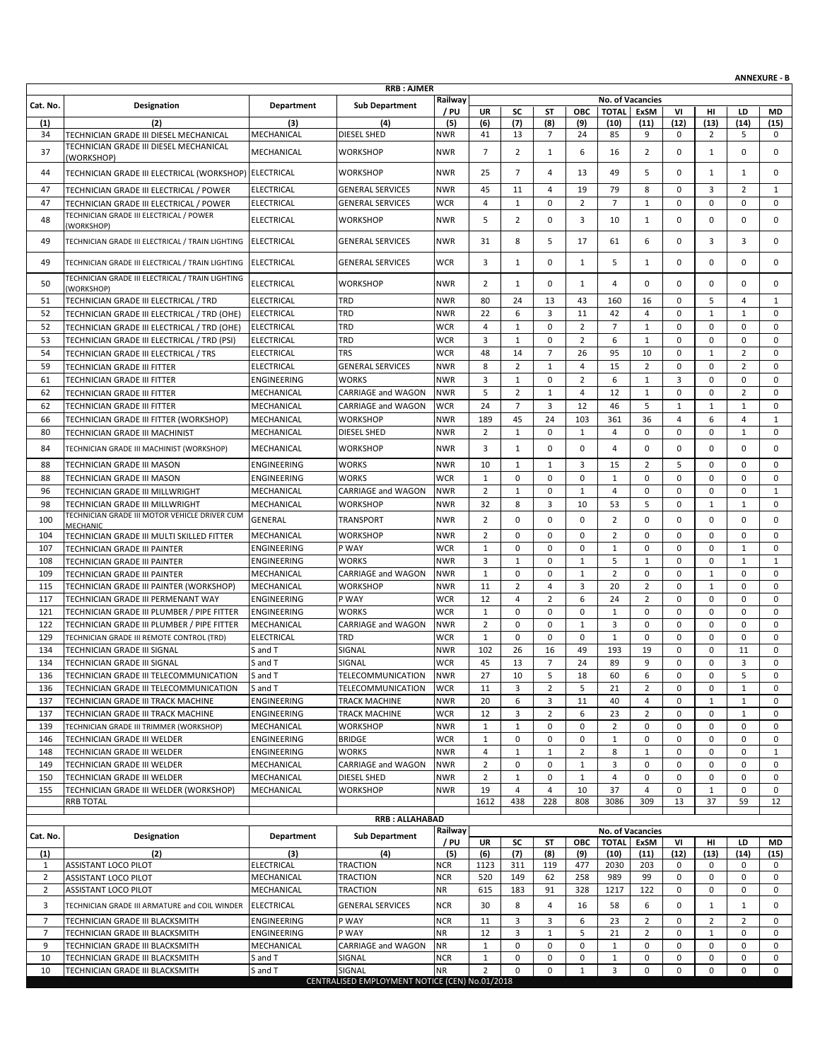**ANNEXURE - B**

## RRB : AJMER

| Cat. No. | Designation | Department | Sub Department | Railway / PU | No. of Vacancies | | | | | | | | | |
|---|---|---|---|---|---|---|---|---|---|---|---|---|---|---|
| | | | | | UR | SC | ST | OBC | TOTAL | ExSM | VI | HI | LD | MD |
| (1) | (2) | (3) | (4) | (5) | (6) | (7) | (8) | (9) | (10) | (11) | (12) | (13) | (14) | (15) |
| 34 | TECHNICIAN GRADE III DIESEL MECHANICAL | MECHANICAL | DIESEL SHED | NWR | 41 | 13 | 7 | 24 | 85 | 9 | 0 | 2 | 5 | 0 |
| 37 | TECHNICIAN GRADE III DIESEL MECHANICAL (WORKSHOP) | MECHANICAL | WORKSHOP | NWR | 7 | 2 | 1 | 6 | 16 | 2 | 0 | 1 | 0 | 0 |
| 44 | TECHNICIAN GRADE III ELECTRICAL (WORKSHOP) | ELECTRICAL | WORKSHOP | NWR | 25 | 7 | 4 | 13 | 49 | 5 | 0 | 1 | 1 | 0 |
| 47 | TECHNICIAN GRADE III ELECTRICAL / POWER | ELECTRICAL | GENERAL SERVICES | NWR | 45 | 11 | 4 | 19 | 79 | 8 | 0 | 3 | 2 | 1 |
| 47 | TECHNICIAN GRADE III ELECTRICAL / POWER | ELECTRICAL | GENERAL SERVICES | WCR | 4 | 1 | 0 | 2 | 7 | 1 | 0 | 0 | 0 | 0 |
| 48 | TECHNICIAN GRADE III ELECTRICAL / POWER (WORKSHOP) | ELECTRICAL | WORKSHOP | NWR | 5 | 2 | 0 | 3 | 10 | 1 | 0 | 0 | 0 | 0 |
| 49 | TECHNICIAN GRADE III ELECTRICAL / TRAIN LIGHTING | ELECTRICAL | GENERAL SERVICES | NWR | 31 | 8 | 5 | 17 | 61 | 6 | 0 | 3 | 3 | 0 |
| 49 | TECHNICIAN GRADE III ELECTRICAL / TRAIN LIGHTING | ELECTRICAL | GENERAL SERVICES | WCR | 3 | 1 | 0 | 1 | 5 | 1 | 0 | 0 | 0 | 0 |
| 50 | TECHNICIAN GRADE III ELECTRICAL / TRAIN LIGHTING (WORKSHOP) | ELECTRICAL | WORKSHOP | NWR | 2 | 1 | 0 | 1 | 4 | 0 | 0 | 0 | 0 | 0 |
| 51 | TECHNICIAN GRADE III ELECTRICAL / TRD | ELECTRICAL | TRD | NWR | 80 | 24 | 13 | 43 | 160 | 16 | 0 | 5 | 4 | 1 |
| 52 | TECHNICIAN GRADE III ELECTRICAL / TRD (OHE) | ELECTRICAL | TRD | NWR | 22 | 6 | 3 | 11 | 42 | 4 | 0 | 1 | 1 | 0 |
| 52 | TECHNICIAN GRADE III ELECTRICAL / TRD (OHE) | ELECTRICAL | TRD | WCR | 4 | 1 | 0 | 2 | 7 | 1 | 0 | 0 | 0 | 0 |
| 53 | TECHNICIAN GRADE III ELECTRICAL / TRD (PSI) | ELECTRICAL | TRD | WCR | 3 | 1 | 0 | 2 | 6 | 1 | 0 | 0 | 0 | 0 |
| 54 | TECHNICIAN GRADE III ELECTRICAL / TRS | ELECTRICAL | TRS | WCR | 48 | 14 | 7 | 26 | 95 | 10 | 0 | 1 | 2 | 0 |
| 59 | TECHNICIAN GRADE III FITTER | ELECTRICAL | GENERAL SERVICES | NWR | 8 | 2 | 1 | 4 | 15 | 2 | 0 | 0 | 2 | 0 |
| 61 | TECHNICIAN GRADE III FITTER | ENGINEERING | WORKS | NWR | 3 | 1 | 0 | 2 | 6 | 1 | 3 | 0 | 0 | 0 |
| 62 | TECHNICIAN GRADE III FITTER | MECHANICAL | CARRIAGE and WAGON | NWR | 5 | 2 | 1 | 4 | 12 | 1 | 0 | 0 | 2 | 0 |
| 62 | TECHNICIAN GRADE III FITTER | MECHANICAL | CARRIAGE and WAGON | WCR | 24 | 7 | 3 | 12 | 46 | 5 | 1 | 1 | 1 | 0 |
| 66 | TECHNICIAN GRADE III FITTER (WORKSHOP) | MECHANICAL | WORKSHOP | NWR | 189 | 45 | 24 | 103 | 361 | 36 | 4 | 6 | 4 | 1 |
| 80 | TECHNICIAN GRADE III MACHINIST | MECHANICAL | DIESEL SHED | NWR | 2 | 1 | 0 | 1 | 4 | 0 | 0 | 0 | 1 | 0 |
| 84 | TECHNICIAN GRADE III MACHINIST (WORKSHOP) | MECHANICAL | WORKSHOP | NWR | 3 | 1 | 0 | 0 | 4 | 0 | 0 | 0 | 0 | 0 |
| 88 | TECHNICIAN GRADE III MASON | ENGINEERING | WORKS | NWR | 10 | 1 | 1 | 3 | 15 | 2 | 5 | 0 | 0 | 0 |
| 88 | TECHNICIAN GRADE III MASON | ENGINEERING | WORKS | WCR | 1 | 0 | 0 | 0 | 1 | 0 | 0 | 0 | 0 | 0 |
| 96 | TECHNICIAN GRADE III MILLWRIGHT | MECHANICAL | CARRIAGE and WAGON | NWR | 2 | 1 | 0 | 1 | 4 | 0 | 0 | 0 | 0 | 1 |
| 98 | TECHNICIAN GRADE III MILLWRIGHT | MECHANICAL | WORKSHOP | NWR | 32 | 8 | 3 | 10 | 53 | 5 | 0 | 1 | 1 | 0 |
| 100 | TECHNICIAN GRADE III MOTOR VEHICLE DRIVER CUM MECHANIC | GENERAL | TRANSPORT | NWR | 2 | 0 | 0 | 0 | 2 | 0 | 0 | 0 | 0 | 0 |
| 104 | TECHNICIAN GRADE III MULTI SKILLED FITTER | MECHANICAL | WORKSHOP | NWR | 2 | 0 | 0 | 0 | 2 | 0 | 0 | 0 | 0 | 0 |
| 107 | TECHNICIAN GRADE III PAINTER | ENGINEERING | P WAY | WCR | 1 | 0 | 0 | 0 | 1 | 0 | 0 | 0 | 1 | 0 |
| 108 | TECHNICIAN GRADE III PAINTER | ENGINEERING | WORKS | NWR | 3 | 1 | 0 | 1 | 5 | 1 | 0 | 0 | 1 | 1 |
| 109 | TECHNICIAN GRADE III PAINTER | MECHANICAL | CARRIAGE and WAGON | NWR | 1 | 0 | 0 | 1 | 2 | 0 | 0 | 1 | 0 | 0 |
| 115 | TECHNICIAN GRADE III PAINTER (WORKSHOP) | MECHANICAL | WORKSHOP | NWR | 11 | 2 | 4 | 3 | 20 | 2 | 0 | 1 | 0 | 0 |
| 117 | TECHNICIAN GRADE III PERMENANT WAY | ENGINEERING | P WAY | WCR | 12 | 4 | 2 | 6 | 24 | 2 | 0 | 0 | 0 | 0 |
| 121 | TECHNICIAN GRADE III PLUMBER / PIPE FITTER | ENGINEERING | WORKS | WCR | 1 | 0 | 0 | 0 | 1 | 0 | 0 | 0 | 0 | 0 |
| 122 | TECHNICIAN GRADE III PLUMBER / PIPE FITTER | MECHANICAL | CARRIAGE and WAGON | NWR | 2 | 0 | 0 | 1 | 3 | 0 | 0 | 0 | 0 | 0 |
| 129 | TECHNICIAN GRADE III REMOTE CONTROL (TRD) | ELECTRICAL | TRD | WCR | 1 | 0 | 0 | 0 | 1 | 0 | 0 | 0 | 0 | 0 |
| 134 | TECHNICIAN GRADE III SIGNAL | S and T | SIGNAL | NWR | 102 | 26 | 16 | 49 | 193 | 19 | 0 | 0 | 11 | 0 |
| 134 | TECHNICIAN GRADE III SIGNAL | S and T | SIGNAL | WCR | 45 | 13 | 7 | 24 | 89 | 9 | 0 | 0 | 3 | 0 |
| 136 | TECHNICIAN GRADE III TELECOMMUNICATION | S and T | TELECOMMUNICATION | NWR | 27 | 10 | 5 | 18 | 60 | 6 | 0 | 0 | 5 | 0 |
| 136 | TECHNICIAN GRADE III TELECOMMUNICATION | S and T | TELECOMMUNICATION | WCR | 11 | 3 | 2 | 5 | 21 | 2 | 0 | 0 | 1 | 0 |
| 137 | TECHNICIAN GRADE III TRACK MACHINE | ENGINEERING | TRACK MACHINE | NWR | 20 | 6 | 3 | 11 | 40 | 4 | 0 | 1 | 1 | 0 |
| 137 | TECHNICIAN GRADE III TRACK MACHINE | ENGINEERING | TRACK MACHINE | WCR | 12 | 3 | 2 | 6 | 23 | 2 | 0 | 0 | 1 | 0 |
| 139 | TECHNICIAN GRADE III TRIMMER (WORKSHOP) | MECHANICAL | WORKSHOP | NWR | 1 | 1 | 0 | 0 | 2 | 0 | 0 | 0 | 0 | 0 |
| 146 | TECHNICIAN GRADE III WELDER | ENGINEERING | BRIDGE | WCR | 1 | 0 | 0 | 0 | 1 | 0 | 0 | 0 | 0 | 0 |
| 148 | TECHNICIAN GRADE III WELDER | ENGINEERING | WORKS | NWR | 4 | 1 | 1 | 2 | 8 | 1 | 0 | 0 | 0 | 1 |
| 149 | TECHNICIAN GRADE III WELDER | MECHANICAL | CARRIAGE and WAGON | NWR | 2 | 0 | 0 | 1 | 3 | 0 | 0 | 0 | 0 | 0 |
| 150 | TECHNICIAN GRADE III WELDER | MECHANICAL | DIESEL SHED | NWR | 2 | 1 | 0 | 1 | 4 | 0 | 0 | 0 | 0 | 0 |
| 155 | TECHNICIAN GRADE III WELDER (WORKSHOP) | MECHANICAL | WORKSHOP | NWR | 19 | 4 | 4 | 10 | 37 | 4 | 0 | 1 | 0 | 0 |
| | RRB TOTAL | | | | 1612 | 438 | 228 | 808 | 3086 | 309 | 13 | 37 | 59 | 12 |

## RRB : ALLAHABAD

| Cat. No. | Designation | Department | Sub Department | Railway / PU | No. of Vacancies | | | | | | | | | |
|---|---|---|---|---|---|---|---|---|---|---|---|---|---|---|
| | | | | | UR | SC | ST | OBC | TOTAL | ExSM | VI | HI | LD | MD |
| (1) | (2) | (3) | (4) | (5) | (6) | (7) | (8) | (9) | (10) | (11) | (12) | (13) | (14) | (15) |
| 1 | ASSISTANT LOCO PILOT | ELECTRICAL | TRACTION | NCR | 1123 | 311 | 119 | 477 | 2030 | 203 | 0 | 0 | 0 | 0 |
| 2 | ASSISTANT LOCO PILOT | MECHANICAL | TRACTION | NCR | 520 | 149 | 62 | 258 | 989 | 99 | 0 | 0 | 0 | 0 |
| 2 | ASSISTANT LOCO PILOT | MECHANICAL | TRACTION | NR | 615 | 183 | 91 | 328 | 1217 | 122 | 0 | 0 | 0 | 0 |
| 3 | TECHNICIAN GRADE III ARMATURE and COIL WINDER | ELECTRICAL | GENERAL SERVICES | NCR | 30 | 8 | 4 | 16 | 58 | 6 | 0 | 1 | 1 | 0 |
| 7 | TECHNICIAN GRADE III BLACKSMITH | ENGINEERING | P WAY | NCR | 11 | 3 | 3 | 6 | 23 | 2 | 0 | 2 | 2 | 0 |
| 7 | TECHNICIAN GRADE III BLACKSMITH | ENGINEERING | P WAY | NR | 12 | 3 | 1 | 5 | 21 | 2 | 0 | 1 | 0 | 0 |
| 9 | TECHNICIAN GRADE III BLACKSMITH | MECHANICAL | CARRIAGE and WAGON | NR | 1 | 0 | 0 | 0 | 1 | 0 | 0 | 0 | 0 | 0 |
| 10 | TECHNICIAN GRADE III BLACKSMITH | S and T | SIGNAL | NCR | 1 | 0 | 0 | 0 | 1 | 0 | 0 | 0 | 0 | 0 |
| 10 | TECHNICIAN GRADE III BLACKSMITH | S and T | SIGNAL | NR | 2 | 0 | 0 | 1 | 3 | 0 | 0 | 0 | 0 | 0 |

CENTRALISED EMPLOYMENT NOTICE (CEN) No.01/2018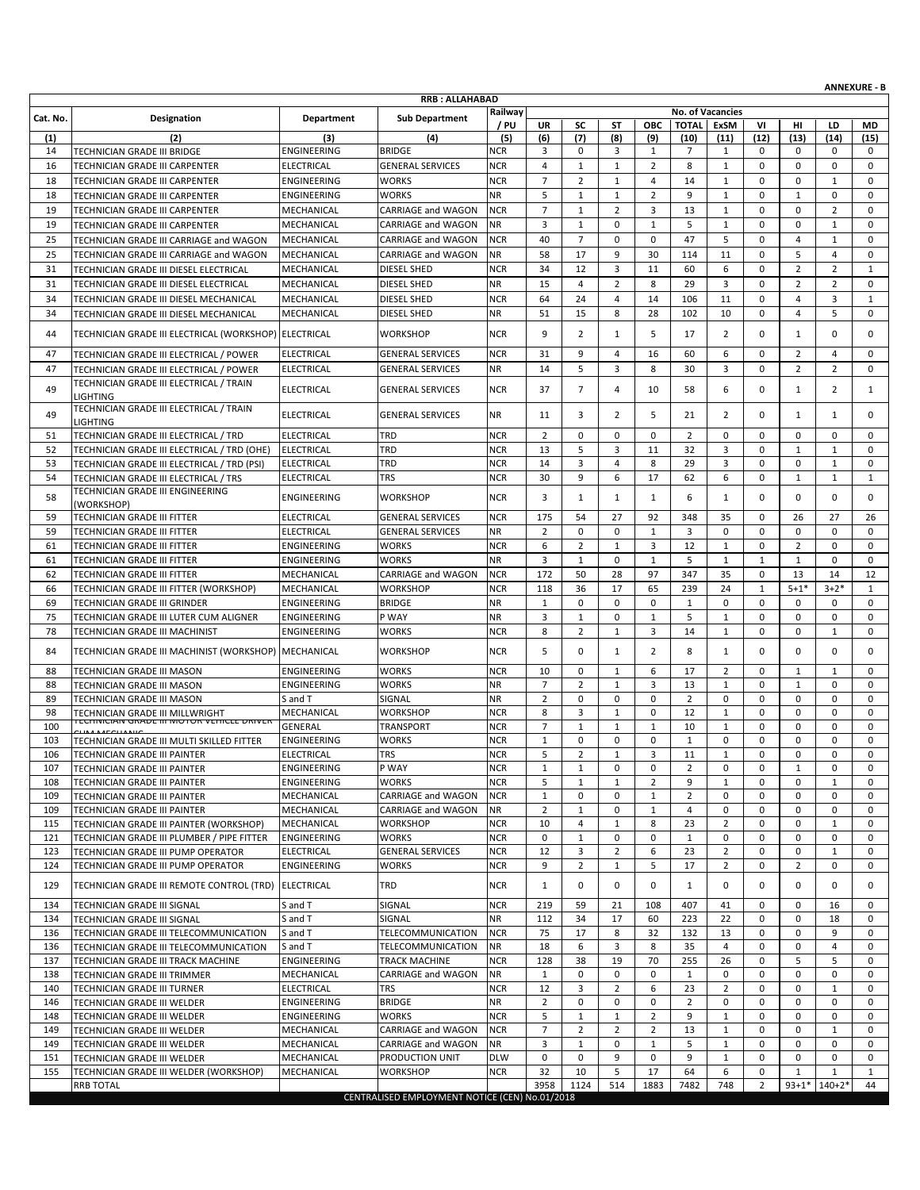**ANNEXURE - B**

| Cat. No. | Designation | Department | Sub Department | Railway / PU | No. of Vacancies | | | | | | | | | |
|---|---|---|---|---|---|---|---|---|---|---|---|---|---|---|
| | | | | | UR | SC | ST | OBC | TOTAL | ExSM | VI | HI | LD | MD |
| (1) | (2) | (3) | (4) | (5) | (6) | (7) | (8) | (9) | (10) | (11) | (12) | (13) | (14) | (15) |
| | **RRB : ALLAHABAD** | | | | | | | | | | | | | |
| 14 | TECHNICIAN GRADE III BRIDGE | ENGINEERING | BRIDGE | NCR | 3 | 0 | 3 | 1 | 7 | 1 | 0 | 0 | 0 | 0 |
| 16 | TECHNICIAN GRADE III CARPENTER | ELECTRICAL | GENERAL SERVICES | NCR | 4 | 1 | 1 | 2 | 8 | 1 | 0 | 0 | 0 | 0 |
| 18 | TECHNICIAN GRADE III CARPENTER | ENGINEERING | WORKS | NCR | 7 | 2 | 1 | 4 | 14 | 1 | 0 | 0 | 1 | 0 |
| 18 | TECHNICIAN GRADE III CARPENTER | ENGINEERING | WORKS | NR | 5 | 1 | 1 | 2 | 9 | 1 | 0 | 1 | 0 | 0 |
| 19 | TECHNICIAN GRADE III CARPENTER | MECHANICAL | CARRIAGE and WAGON | NCR | 7 | 1 | 2 | 3 | 13 | 1 | 0 | 0 | 2 | 0 |
| 19 | TECHNICIAN GRADE III CARPENTER | MECHANICAL | CARRIAGE and WAGON | NR | 3 | 1 | 0 | 1 | 5 | 1 | 0 | 0 | 1 | 0 |
| 25 | TECHNICIAN GRADE III CARRIAGE and WAGON | MECHANICAL | CARRIAGE and WAGON | NCR | 40 | 7 | 0 | 0 | 47 | 5 | 0 | 4 | 1 | 0 |
| 25 | TECHNICIAN GRADE III CARRIAGE and WAGON | MECHANICAL | CARRIAGE and WAGON | NR | 58 | 17 | 9 | 30 | 114 | 11 | 0 | 5 | 4 | 0 |
| 31 | TECHNICIAN GRADE III DIESEL ELECTRICAL | MECHANICAL | DIESEL SHED | NCR | 34 | 12 | 3 | 11 | 60 | 6 | 0 | 2 | 2 | 1 |
| 31 | TECHNICIAN GRADE III DIESEL ELECTRICAL | MECHANICAL | DIESEL SHED | NR | 15 | 4 | 2 | 8 | 29 | 3 | 0 | 2 | 2 | 0 |
| 34 | TECHNICIAN GRADE III DIESEL MECHANICAL | MECHANICAL | DIESEL SHED | NCR | 64 | 24 | 4 | 14 | 106 | 11 | 0 | 4 | 3 | 1 |
| 34 | TECHNICIAN GRADE III DIESEL MECHANICAL | MECHANICAL | DIESEL SHED | NR | 51 | 15 | 8 | 28 | 102 | 10 | 0 | 4 | 5 | 0 |
| 44 | TECHNICIAN GRADE III ELECTRICAL (WORKSHOP) | ELECTRICAL | WORKSHOP | NCR | 9 | 2 | 1 | 5 | 17 | 2 | 0 | 1 | 0 | 0 |
| 47 | TECHNICIAN GRADE III ELECTRICAL / POWER | ELECTRICAL | GENERAL SERVICES | NCR | 31 | 9 | 4 | 16 | 60 | 6 | 0 | 2 | 4 | 0 |
| 47 | TECHNICIAN GRADE III ELECTRICAL / POWER | ELECTRICAL | GENERAL SERVICES | NR | 14 | 5 | 3 | 8 | 30 | 3 | 0 | 2 | 2 | 0 |
| 49 | TECHNICIAN GRADE III ELECTRICAL / TRAIN LIGHTING | ELECTRICAL | GENERAL SERVICES | NCR | 37 | 7 | 4 | 10 | 58 | 6 | 0 | 1 | 2 | 1 |
| 49 | TECHNICIAN GRADE III ELECTRICAL / TRAIN LIGHTING | ELECTRICAL | GENERAL SERVICES | NR | 11 | 3 | 2 | 5 | 21 | 2 | 0 | 1 | 1 | 0 |
| 51 | TECHNICIAN GRADE III ELECTRICAL / TRD | ELECTRICAL | TRD | NCR | 2 | 0 | 0 | 0 | 2 | 0 | 0 | 0 | 0 | 0 |
| 52 | TECHNICIAN GRADE III ELECTRICAL / TRD (OHE) | ELECTRICAL | TRD | NCR | 13 | 5 | 3 | 11 | 32 | 3 | 0 | 1 | 1 | 0 |
| 53 | TECHNICIAN GRADE III ELECTRICAL / TRD (PSI) | ELECTRICAL | TRD | NCR | 14 | 3 | 4 | 8 | 29 | 3 | 0 | 0 | 1 | 0 |
| 54 | TECHNICIAN GRADE III ELECTRICAL / TRS | ELECTRICAL | TRS | NCR | 30 | 9 | 6 | 17 | 62 | 6 | 0 | 1 | 1 | 1 |
| 58 | TECHNICIAN GRADE III ENGINEERING (WORKSHOP) | ENGINEERING | WORKSHOP | NCR | 3 | 1 | 1 | 1 | 6 | 1 | 0 | 0 | 0 | 0 |
| 59 | TECHNICIAN GRADE III FITTER | ELECTRICAL | GENERAL SERVICES | NCR | 175 | 54 | 27 | 92 | 348 | 35 | 0 | 26 | 27 | 26 |
| 59 | TECHNICIAN GRADE III FITTER | ELECTRICAL | GENERAL SERVICES | NR | 2 | 0 | 0 | 1 | 3 | 0 | 0 | 0 | 0 | 0 |
| 61 | TECHNICIAN GRADE III FITTER | ENGINEERING | WORKS | NCR | 6 | 2 | 1 | 3 | 12 | 1 | 0 | 2 | 0 | 0 |
| 61 | TECHNICIAN GRADE III FITTER | ENGINEERING | WORKS | NR | 3 | 1 | 0 | 1 | 5 | 1 | 1 | 1 | 0 | 0 |
| 62 | TECHNICIAN GRADE III FITTER | MECHANICAL | CARRIAGE and WAGON | NCR | 172 | 50 | 28 | 97 | 347 | 35 | 0 | 13 | 14 | 12 |
| 66 | TECHNICIAN GRADE III FITTER (WORKSHOP) | MECHANICAL | WORKSHOP | NCR | 118 | 36 | 17 | 65 | 239 | 24 | 1 | 5+1* | 3+2* | 1 |
| 69 | TECHNICIAN GRADE III GRINDER | ENGINEERING | BRIDGE | NR | 1 | 0 | 0 | 0 | 1 | 0 | 0 | 0 | 0 | 0 |
| 75 | TECHNICIAN GRADE III LUTER CUM ALIGNER | ENGINEERING | P WAY | NR | 3 | 1 | 0 | 1 | 5 | 1 | 0 | 0 | 0 | 0 |
| 78 | TECHNICIAN GRADE III MACHINIST | ENGINEERING | WORKS | NCR | 8 | 2 | 1 | 3 | 14 | 1 | 0 | 0 | 1 | 0 |
| 84 | TECHNICIAN GRADE III MACHINIST (WORKSHOP) | MECHANICAL | WORKSHOP | NCR | 5 | 0 | 1 | 2 | 8 | 1 | 0 | 0 | 0 | 0 |
| 88 | TECHNICIAN GRADE III MASON | ENGINEERING | WORKS | NCR | 10 | 0 | 1 | 6 | 17 | 2 | 0 | 1 | 1 | 0 |
| 88 | TECHNICIAN GRADE III MASON | ENGINEERING | WORKS | NR | 7 | 2 | 1 | 3 | 13 | 1 | 0 | 1 | 0 | 0 |
| 89 | TECHNICIAN GRADE III MASON | S and T | SIGNAL | NR | 2 | 0 | 0 | 0 | 2 | 0 | 0 | 0 | 0 | 0 |
| 98 | TECHNICIAN GRADE III MILLWRIGHT | MECHANICAL | WORKSHOP | NCR | 8 | 3 | 1 | 0 | 12 | 1 | 0 | 0 | 0 | 0 |
| 100 | TECHNICIAN GRADE III MOTOR VEHICLE DRIVER CUM MECHANIC | GENERAL | TRANSPORT | NCR | 7 | 1 | 1 | 1 | 10 | 1 | 0 | 0 | 0 | 0 |
| 103 | TECHNICIAN GRADE III MULTI SKILLED FITTER | ENGINEERING | WORKS | NCR | 1 | 0 | 0 | 0 | 1 | 0 | 0 | 0 | 0 | 0 |
| 106 | TECHNICIAN GRADE III PAINTER | ELECTRICAL | TRS | NCR | 5 | 2 | 1 | 3 | 11 | 1 | 0 | 0 | 0 | 0 |
| 107 | TECHNICIAN GRADE III PAINTER | ENGINEERING | P WAY | NCR | 1 | 1 | 0 | 0 | 2 | 0 | 0 | 1 | 0 | 0 |
| 108 | TECHNICIAN GRADE III PAINTER | ENGINEERING | WORKS | NCR | 5 | 1 | 1 | 2 | 9 | 1 | 0 | 0 | 1 | 0 |
| 109 | TECHNICIAN GRADE III PAINTER | MECHANICAL | CARRIAGE and WAGON | NCR | 1 | 0 | 0 | 1 | 2 | 0 | 0 | 0 | 0 | 0 |
| 109 | TECHNICIAN GRADE III PAINTER | MECHANICAL | CARRIAGE and WAGON | NR | 2 | 1 | 0 | 1 | 4 | 0 | 0 | 0 | 0 | 0 |
| 115 | TECHNICIAN GRADE III PAINTER (WORKSHOP) | MECHANICAL | WORKSHOP | NCR | 10 | 4 | 1 | 8 | 23 | 2 | 0 | 0 | 1 | 0 |
| 121 | TECHNICIAN GRADE III PLUMBER / PIPE FITTER | ENGINEERING | WORKS | NCR | 0 | 1 | 0 | 0 | 1 | 0 | 0 | 0 | 0 | 0 |
| 123 | TECHNICIAN GRADE III PUMP OPERATOR | ELECTRICAL | GENERAL SERVICES | NCR | 12 | 3 | 2 | 6 | 23 | 2 | 0 | 0 | 1 | 0 |
| 124 | TECHNICIAN GRADE III PUMP OPERATOR | ENGINEERING | WORKS | NCR | 9 | 2 | 1 | 5 | 17 | 2 | 0 | 2 | 0 | 0 |
| 129 | TECHNICIAN GRADE III REMOTE CONTROL (TRD) | ELECTRICAL | TRD | NCR | 1 | 0 | 0 | 0 | 1 | 0 | 0 | 0 | 0 | 0 |
| 134 | TECHNICIAN GRADE III SIGNAL | S and T | SIGNAL | NCR | 219 | 59 | 21 | 108 | 407 | 41 | 0 | 0 | 16 | 0 |
| 134 | TECHNICIAN GRADE III SIGNAL | S and T | SIGNAL | NR | 112 | 34 | 17 | 60 | 223 | 22 | 0 | 0 | 18 | 0 |
| 136 | TECHNICIAN GRADE III TELECOMMUNICATION | S and T | TELECOMMUNICATION | NCR | 75 | 17 | 8 | 32 | 132 | 13 | 0 | 0 | 9 | 0 |
| 136 | TECHNICIAN GRADE III TELECOMMUNICATION | S and T | TELECOMMUNICATION | NR | 18 | 6 | 3 | 8 | 35 | 4 | 0 | 0 | 4 | 0 |
| 137 | TECHNICIAN GRADE III TRACK MACHINE | ENGINEERING | TRACK MACHINE | NCR | 128 | 38 | 19 | 70 | 255 | 26 | 0 | 5 | 5 | 0 |
| 138 | TECHNICIAN GRADE III TRIMMER | MECHANICAL | CARRIAGE and WAGON | NR | 1 | 0 | 0 | 0 | 1 | 0 | 0 | 0 | 0 | 0 |
| 140 | TECHNICIAN GRADE III TURNER | ELECTRICAL | TRS | NCR | 12 | 3 | 2 | 6 | 23 | 2 | 0 | 0 | 1 | 0 |
| 146 | TECHNICIAN GRADE III WELDER | ENGINEERING | BRIDGE | NR | 2 | 0 | 0 | 0 | 2 | 0 | 0 | 0 | 0 | 0 |
| 148 | TECHNICIAN GRADE III WELDER | ENGINEERING | WORKS | NCR | 5 | 1 | 1 | 2 | 9 | 1 | 0 | 0 | 0 | 0 |
| 149 | TECHNICIAN GRADE III WELDER | MECHANICAL | CARRIAGE and WAGON | NCR | 7 | 2 | 2 | 2 | 13 | 1 | 0 | 0 | 1 | 0 |
| 149 | TECHNICIAN GRADE III WELDER | MECHANICAL | CARRIAGE and WAGON | NR | 3 | 1 | 0 | 1 | 5 | 1 | 0 | 0 | 0 | 0 |
| 151 | TECHNICIAN GRADE III WELDER | MECHANICAL | PRODUCTION UNIT | DLW | 0 | 0 | 9 | 0 | 9 | 1 | 0 | 0 | 0 | 0 |
| 155 | TECHNICIAN GRADE III WELDER (WORKSHOP) | MECHANICAL | WORKSHOP | NCR | 32 | 10 | 5 | 17 | 64 | 6 | 0 | 1 | 1 | 1 |
| | RRB TOTAL | | | | 3958 | 1124 | 514 | 1883 | 7482 | 748 | 2 | 93+1* | 140+2* | 44 |

CENTRALISED EMPLOYMENT NOTICE (CEN) No.01/2018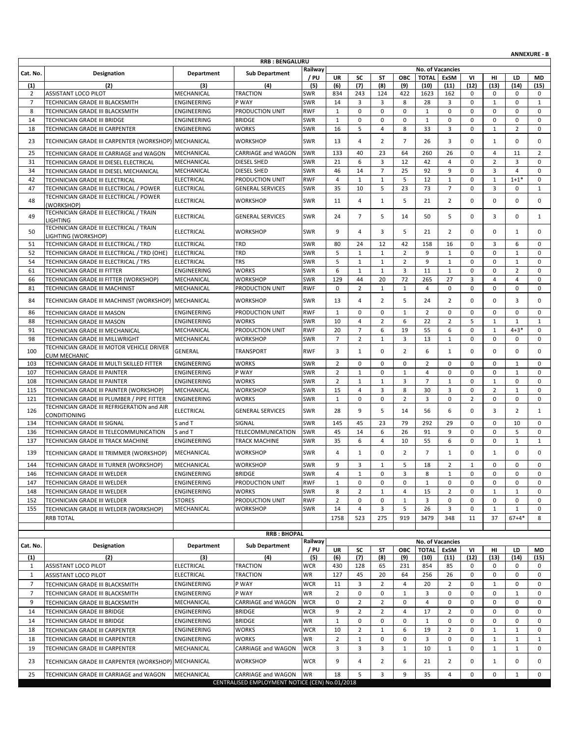**ANNEXURE - B**

**RRB : BENGALURU**

| Cat. No. | Designation | Department | Sub Department | Railway / PU | No. of Vacancies | | | | | | | | | |
|---|---|---|---|---|---|---|---|---|---|---|---|---|---|---|
| | | | | | UR | SC | ST | OBC | TOTAL | ExSM | VI | HI | LD | MD |
| (1) | (2) | (3) | (4) | (5) | (6) | (7) | (8) | (9) | (10) | (11) | (12) | (13) | (14) | (15) |
| 2 | ASSISTANT LOCO PILOT | MECHANICAL | TRACTION | SWR | 834 | 243 | 124 | 422 | 1623 | 162 | 0 | 0 | 0 | 0 |
| 7 | TECHNICIAN GRADE III BLACKSMITH | ENGINEERING | P WAY | SWR | 14 | 3 | 3 | 8 | 28 | 3 | 0 | 1 | 0 | 1 |
| 8 | TECHNICIAN GRADE III BLACKSMITH | ENGINEERING | PRODUCTION UNIT | RWF | 1 | 0 | 0 | 0 | 1 | 0 | 0 | 0 | 0 | 0 |
| 14 | TECHNICIAN GRADE III BRIDGE | ENGINEERING | BRIDGE | SWR | 1 | 0 | 0 | 0 | 1 | 0 | 0 | 0 | 0 | 0 |
| 18 | TECHNICIAN GRADE III CARPENTER | ENGINEERING | WORKS | SWR | 16 | 5 | 4 | 8 | 33 | 3 | 0 | 1 | 2 | 0 |
| 23 | TECHNICIAN GRADE III CARPENTER (WORKSHOP) | MECHANICAL | WORKSHOP | SWR | 13 | 4 | 2 | 7 | 26 | 3 | 0 | 1 | 0 | 0 |
| 25 | TECHNICIAN GRADE III CARRIAGE and WAGON | MECHANICAL | CARRIAGE and WAGON | SWR | 133 | 40 | 23 | 64 | 260 | 26 | 0 | 4 | 11 | 2 |
| 31 | TECHNICIAN GRADE III DIESEL ELECTRICAL | MECHANICAL | DIESEL SHED | SWR | 21 | 6 | 3 | 12 | 42 | 4 | 0 | 2 | 3 | 0 |
| 34 | TECHNICIAN GRADE III DIESEL MECHANICAL | MECHANICAL | DIESEL SHED | SWR | 46 | 14 | 7 | 25 | 92 | 9 | 0 | 3 | 4 | 0 |
| 42 | TECHNICIAN GRADE III ELECTRICAL | ELECTRICAL | PRODUCTION UNIT | RWF | 4 | 1 | 1 | 5 | 12 | 1 | 0 | 1 | 1+1* | 0 |
| 47 | TECHNICIAN GRADE III ELECTRICAL / POWER | ELECTRICAL | GENERAL SERVICES | SWR | 35 | 10 | 5 | 23 | 73 | 7 | 0 | 3 | 0 | 1 |
| 48 | TECHNICIAN GRADE III ELECTRICAL / POWER (WORKSHOP) | ELECTRICAL | WORKSHOP | SWR | 11 | 4 | 1 | 5 | 21 | 2 | 0 | 0 | 0 | 0 |
| 49 | TECHNICIAN GRADE III ELECTRICAL / TRAIN LIGHTING | ELECTRICAL | GENERAL SERVICES | SWR | 24 | 7 | 5 | 14 | 50 | 5 | 0 | 3 | 0 | 1 |
| 50 | TECHNICIAN GRADE III ELECTRICAL / TRAIN LIGHTING (WORKSHOP) | ELECTRICAL | WORKSHOP | SWR | 9 | 4 | 3 | 5 | 21 | 2 | 0 | 0 | 1 | 0 |
| 51 | TECHNICIAN GRADE III ELECTRICAL / TRD | ELECTRICAL | TRD | SWR | 80 | 24 | 12 | 42 | 158 | 16 | 0 | 3 | 6 | 0 |
| 52 | TECHNICIAN GRADE III ELECTRICAL / TRD (OHE) | ELECTRICAL | TRD | SWR | 5 | 1 | 1 | 2 | 9 | 1 | 0 | 0 | 1 | 0 |
| 54 | TECHNICIAN GRADE III ELECTRICAL / TRS | ELECTRICAL | TRS | SWR | 5 | 1 | 1 | 2 | 9 | 1 | 0 | 0 | 1 | 0 |
| 61 | TECHNICIAN GRADE III FITTER | ENGINEERING | WORKS | SWR | 6 | 1 | 1 | 3 | 11 | 1 | 0 | 0 | 2 | 0 |
| 66 | TECHNICIAN GRADE III FITTER (WORKSHOP) | MECHANICAL | WORKSHOP | SWR | 129 | 44 | 20 | 72 | 265 | 27 | 3 | 4 | 4 | 0 |
| 81 | TECHNICIAN GRADE III MACHINIST | MECHANICAL | PRODUCTION UNIT | RWF | 0 | 2 | 1 | 1 | 4 | 0 | 0 | 0 | 0 | 0 |
| 84 | TECHNICIAN GRADE III MACHINIST (WORKSHOP) | MECHANICAL | WORKSHOP | SWR | 13 | 4 | 2 | 5 | 24 | 2 | 0 | 0 | 3 | 0 |
| 86 | TECHNICIAN GRADE III MASON | ENGINEERING | PRODUCTION UNIT | RWF | 1 | 0 | 0 | 1 | 2 | 0 | 0 | 0 | 0 | 0 |
| 88 | TECHNICIAN GRADE III MASON | ENGINEERING | WORKS | SWR | 10 | 4 | 2 | 6 | 22 | 2 | 5 | 1 | 1 | 1 |
| 91 | TECHNICIAN GRADE III MECHANICAL | MECHANICAL | PRODUCTION UNIT | RWF | 20 | 7 | 6 | 19 | 55 | 6 | 0 | 1 | 4+3* | 0 |
| 98 | TECHNICIAN GRADE III MILLWRIGHT | MECHANICAL | WORKSHOP | SWR | 7 | 2 | 1 | 3 | 13 | 1 | 0 | 0 | 0 | 0 |
| 100 | TECHNICIAN GRADE III MOTOR VEHICLE DRIVER CUM MECHANIC | GENERAL | TRANSPORT | RWF | 3 | 1 | 0 | 2 | 6 | 1 | 0 | 0 | 0 | 0 |
| 103 | TECHNICIAN GRADE III MULTI SKILLED FITTER | ENGINEERING | WORKS | SWR | 2 | 0 | 0 | 0 | 2 | 0 | 0 | 0 | 1 | 0 |
| 107 | TECHNICIAN GRADE III PAINTER | ENGINEERING | P WAY | SWR | 2 | 1 | 0 | 1 | 4 | 0 | 0 | 0 | 1 | 0 |
| 108 | TECHNICIAN GRADE III PAINTER | ENGINEERING | WORKS | SWR | 2 | 1 | 1 | 3 | 7 | 1 | 0 | 1 | 0 | 0 |
| 115 | TECHNICIAN GRADE III PAINTER (WORKSHOP) | MECHANICAL | WORKSHOP | SWR | 15 | 4 | 3 | 8 | 30 | 3 | 0 | 2 | 1 | 0 |
| 121 | TECHNICIAN GRADE III PLUMBER / PIPE FITTER | ENGINEERING | WORKS | SWR | 1 | 0 | 0 | 2 | 3 | 0 | 2 | 0 | 0 | 0 |
| 126 | TECHNICIAN GRADE III REFRIGERATION and AIR CONDITIONING | ELECTRICAL | GENERAL SERVICES | SWR | 28 | 9 | 5 | 14 | 56 | 6 | 0 | 3 | 2 | 1 |
| 134 | TECHNICIAN GRADE III SIGNAL | S and T | SIGNAL | SWR | 145 | 45 | 23 | 79 | 292 | 29 | 0 | 0 | 10 | 0 |
| 136 | TECHNICIAN GRADE III TELECOMMUNICATION | S and T | TELECOMMUNICATION | SWR | 45 | 14 | 6 | 26 | 91 | 9 | 0 | 0 | 5 | 0 |
| 137 | TECHNICIAN GRADE III TRACK MACHINE | ENGINEERING | TRACK MACHINE | SWR | 35 | 6 | 4 | 10 | 55 | 6 | 0 | 0 | 1 | 1 |
| 139 | TECHNICIAN GRADE III TRIMMER (WORKSHOP) | MECHANICAL | WORKSHOP | SWR | 4 | 1 | 0 | 2 | 7 | 1 | 0 | 1 | 0 | 0 |
| 144 | TECHNICIAN GRADE III TURNER (WORKSHOP) | MECHANICAL | WORKSHOP | SWR | 9 | 3 | 1 | 5 | 18 | 2 | 1 | 0 | 0 | 0 |
| 146 | TECHNICIAN GRADE III WELDER | ENGINEERING | BRIDGE | SWR | 4 | 1 | 0 | 3 | 8 | 1 | 0 | 0 | 0 | 0 |
| 147 | TECHNICIAN GRADE III WELDER | ENGINEERING | PRODUCTION UNIT | RWF | 1 | 0 | 0 | 0 | 1 | 0 | 0 | 0 | 0 | 0 |
| 148 | TECHNICIAN GRADE III WELDER | ENGINEERING | WORKS | SWR | 8 | 2 | 1 | 4 | 15 | 2 | 0 | 1 | 1 | 0 |
| 152 | TECHNICIAN GRADE III WELDER | STORES | PRODUCTION UNIT | RWF | 2 | 0 | 0 | 1 | 3 | 0 | 0 | 0 | 0 | 0 |
| 155 | TECHNICIAN GRADE III WELDER (WORKSHOP) | MECHANICAL | WORKSHOP | SWR | 14 | 4 | 3 | 5 | 26 | 3 | 0 | 1 | 1 | 0 |
| | RRB TOTAL | | | | 1758 | 523 | 275 | 919 | 3479 | 348 | 11 | 37 | 67+4* | 8 |

**RRB : BHOPAL**

| Cat. No. | Designation | Department | Sub Department | Railway / PU | No. of Vacancies | | | | | | | | | |
|---|---|---|---|---|---|---|---|---|---|---|---|---|---|---|
| | | | | | UR | SC | ST | OBC | TOTAL | ExSM | VI | HI | LD | MD |
| (1) | (2) | (3) | (4) | (5) | (6) | (7) | (8) | (9) | (10) | (11) | (12) | (13) | (14) | (15) |
| 1 | ASSISTANT LOCO PILOT | ELECTRICAL | TRACTION | WCR | 430 | 128 | 65 | 231 | 854 | 85 | 0 | 0 | 0 | 0 |
| 1 | ASSISTANT LOCO PILOT | ELECTRICAL | TRACTION | WR | 127 | 45 | 20 | 64 | 256 | 26 | 0 | 0 | 0 | 0 |
| 7 | TECHNICIAN GRADE III BLACKSMITH | ENGINEERING | P WAY | WCR | 11 | 3 | 2 | 4 | 20 | 2 | 0 | 1 | 0 | 0 |
| 7 | TECHNICIAN GRADE III BLACKSMITH | ENGINEERING | P WAY | WR | 2 | 0 | 0 | 1 | 3 | 0 | 0 | 0 | 1 | 0 |
| 9 | TECHNICIAN GRADE III BLACKSMITH | MECHANICAL | CARRIAGE and WAGON | WCR | 0 | 2 | 2 | 0 | 4 | 0 | 0 | 0 | 0 | 0 |
| 14 | TECHNICIAN GRADE III BRIDGE | ENGINEERING | BRIDGE | WCR | 9 | 2 | 2 | 4 | 17 | 2 | 0 | 0 | 0 | 0 |
| 14 | TECHNICIAN GRADE III BRIDGE | ENGINEERING | BRIDGE | WR | 1 | 0 | 0 | 0 | 1 | 0 | 0 | 0 | 0 | 0 |
| 18 | TECHNICIAN GRADE III CARPENTER | ENGINEERING | WORKS | WCR | 10 | 2 | 1 | 6 | 19 | 2 | 0 | 1 | 1 | 0 |
| 18 | TECHNICIAN GRADE III CARPENTER | ENGINEERING | WORKS | WR | 2 | 1 | 0 | 0 | 3 | 0 | 0 | 1 | 1 | 1 |
| 19 | TECHNICIAN GRADE III CARPENTER | MECHANICAL | CARRIAGE and WAGON | WCR | 3 | 3 | 3 | 1 | 10 | 1 | 0 | 1 | 1 | 0 |
| 23 | TECHNICIAN GRADE III CARPENTER (WORKSHOP) | MECHANICAL | WORKSHOP | WCR | 9 | 4 | 2 | 6 | 21 | 2 | 0 | 1 | 0 | 0 |
| 25 | TECHNICIAN GRADE III CARRIAGE and WAGON | MECHANICAL | CARRIAGE and WAGON | WR | 18 | 5 | 3 | 9 | 35 | 4 | 0 | 0 | 1 | 0 |

CENTRALISED EMPLOYMENT NOTICE (CEN) No.01/2018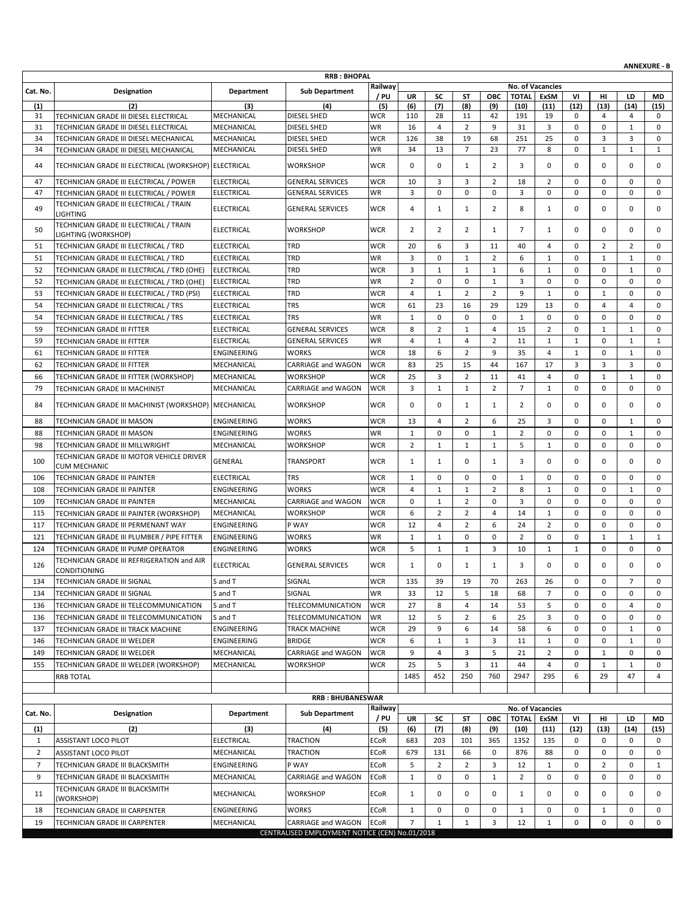**ANNEXURE - B**

**RRB : BHOPAL**

| Cat. No. | Designation | Department | Sub Department | Railway / PU | No. of Vacancies | | | | | | | | | |
|---|---|---|---|---|---|---|---|---|---|---|---|---|---|---|
| | | | | | UR | SC | ST | OBC | TOTAL | ExSM | VI | HI | LD | MD |
| (1) | (2) | (3) | (4) | (5) | (6) | (7) | (8) | (9) | (10) | (11) | (12) | (13) | (14) | (15) |
| 31 | TECHNICIAN GRADE III DIESEL ELECTRICAL | MECHANICAL | DIESEL SHED | WCR | 110 | 28 | 11 | 42 | 191 | 19 | 0 | 4 | 4 | 0 |
| 31 | TECHNICIAN GRADE III DIESEL ELECTRICAL | MECHANICAL | DIESEL SHED | WR | 16 | 4 | 2 | 9 | 31 | 3 | 0 | 0 | 1 | 0 |
| 34 | TECHNICIAN GRADE III DIESEL MECHANICAL | MECHANICAL | DIESEL SHED | WCR | 126 | 38 | 19 | 68 | 251 | 25 | 0 | 3 | 3 | 0 |
| 34 | TECHNICIAN GRADE III DIESEL MECHANICAL | MECHANICAL | DIESEL SHED | WR | 34 | 13 | 7 | 23 | 77 | 8 | 0 | 1 | 1 | 1 |
| 44 | TECHNICIAN GRADE III ELECTRICAL (WORKSHOP) | ELECTRICAL | WORKSHOP | WCR | 0 | 0 | 1 | 2 | 3 | 0 | 0 | 0 | 0 | 0 |
| 47 | TECHNICIAN GRADE III ELECTRICAL / POWER | ELECTRICAL | GENERAL SERVICES | WCR | 10 | 3 | 3 | 2 | 18 | 2 | 0 | 0 | 0 | 0 |
| 47 | TECHNICIAN GRADE III ELECTRICAL / POWER | ELECTRICAL | GENERAL SERVICES | WR | 3 | 0 | 0 | 0 | 3 | 0 | 0 | 0 | 0 | 0 |
| 49 | TECHNICIAN GRADE III ELECTRICAL / TRAIN LIGHTING | ELECTRICAL | GENERAL SERVICES | WCR | 4 | 1 | 1 | 2 | 8 | 1 | 0 | 0 | 0 | 0 |
| 50 | TECHNICIAN GRADE III ELECTRICAL / TRAIN LIGHTING (WORKSHOP) | ELECTRICAL | WORKSHOP | WCR | 2 | 2 | 2 | 1 | 7 | 1 | 0 | 0 | 0 | 0 |
| 51 | TECHNICIAN GRADE III ELECTRICAL / TRD | ELECTRICAL | TRD | WCR | 20 | 6 | 3 | 11 | 40 | 4 | 0 | 2 | 2 | 0 |
| 51 | TECHNICIAN GRADE III ELECTRICAL / TRD | ELECTRICAL | TRD | WR | 3 | 0 | 1 | 2 | 6 | 1 | 0 | 1 | 1 | 0 |
| 52 | TECHNICIAN GRADE III ELECTRICAL / TRD (OHE) | ELECTRICAL | TRD | WCR | 3 | 1 | 1 | 1 | 6 | 1 | 0 | 0 | 1 | 0 |
| 52 | TECHNICIAN GRADE III ELECTRICAL / TRD (OHE) | ELECTRICAL | TRD | WR | 2 | 0 | 0 | 1 | 3 | 0 | 0 | 0 | 0 | 0 |
| 53 | TECHNICIAN GRADE III ELECTRICAL / TRD (PSI) | ELECTRICAL | TRD | WCR | 4 | 1 | 2 | 2 | 9 | 1 | 0 | 1 | 0 | 0 |
| 54 | TECHNICIAN GRADE III ELECTRICAL / TRS | ELECTRICAL | TRS | WCR | 61 | 23 | 16 | 29 | 129 | 13 | 0 | 4 | 4 | 0 |
| 54 | TECHNICIAN GRADE III ELECTRICAL / TRS | ELECTRICAL | TRS | WR | 1 | 0 | 0 | 0 | 1 | 0 | 0 | 0 | 0 | 0 |
| 59 | TECHNICIAN GRADE III FITTER | ELECTRICAL | GENERAL SERVICES | WCR | 8 | 2 | 1 | 4 | 15 | 2 | 0 | 1 | 1 | 0 |
| 59 | TECHNICIAN GRADE III FITTER | ELECTRICAL | GENERAL SERVICES | WR | 4 | 1 | 4 | 2 | 11 | 1 | 1 | 0 | 1 | 1 |
| 61 | TECHNICIAN GRADE III FITTER | ENGINEERING | WORKS | WCR | 18 | 6 | 2 | 9 | 35 | 4 | 1 | 0 | 1 | 0 |
| 62 | TECHNICIAN GRADE III FITTER | MECHANICAL | CARRIAGE and WAGON | WCR | 83 | 25 | 15 | 44 | 167 | 17 | 3 | 3 | 3 | 0 |
| 66 | TECHNICIAN GRADE III FITTER (WORKSHOP) | MECHANICAL | WORKSHOP | WCR | 25 | 3 | 2 | 11 | 41 | 4 | 0 | 1 | 1 | 0 |
| 79 | TECHNICIAN GRADE III MACHINIST | MECHANICAL | CARRIAGE and WAGON | WCR | 3 | 1 | 1 | 2 | 7 | 1 | 0 | 0 | 0 | 0 |
| 84 | TECHNICIAN GRADE III MACHINIST (WORKSHOP) | MECHANICAL | WORKSHOP | WCR | 0 | 0 | 1 | 1 | 2 | 0 | 0 | 0 | 0 | 0 |
| 88 | TECHNICIAN GRADE III MASON | ENGINEERING | WORKS | WCR | 13 | 4 | 2 | 6 | 25 | 3 | 0 | 0 | 1 | 0 |
| 88 | TECHNICIAN GRADE III MASON | ENGINEERING | WORKS | WR | 1 | 0 | 0 | 1 | 2 | 0 | 0 | 0 | 1 | 0 |
| 98 | TECHNICIAN GRADE III MILLWRIGHT | MECHANICAL | WORKSHOP | WCR | 2 | 1 | 1 | 1 | 5 | 1 | 0 | 0 | 0 | 0 |
| 100 | TECHNICIAN GRADE III MOTOR VEHICLE DRIVER CUM MECHANIC | GENERAL | TRANSPORT | WCR | 1 | 1 | 0 | 1 | 3 | 0 | 0 | 0 | 0 | 0 |
| 106 | TECHNICIAN GRADE III PAINTER | ELECTRICAL | TRS | WCR | 1 | 0 | 0 | 0 | 1 | 0 | 0 | 0 | 0 | 0 |
| 108 | TECHNICIAN GRADE III PAINTER | ENGINEERING | WORKS | WCR | 4 | 1 | 1 | 2 | 8 | 1 | 0 | 0 | 1 | 0 |
| 109 | TECHNICIAN GRADE III PAINTER | MECHANICAL | CARRIAGE and WAGON | WCR | 0 | 1 | 2 | 0 | 3 | 0 | 0 | 0 | 0 | 0 |
| 115 | TECHNICIAN GRADE III PAINTER (WORKSHOP) | MECHANICAL | WORKSHOP | WCR | 6 | 2 | 2 | 4 | 14 | 1 | 0 | 0 | 0 | 0 |
| 117 | TECHNICIAN GRADE III PERMENANT WAY | ENGINEERING | P WAY | WCR | 12 | 4 | 2 | 6 | 24 | 2 | 0 | 0 | 0 | 0 |
| 121 | TECHNICIAN GRADE III PLUMBER / PIPE FITTER | ENGINEERING | WORKS | WR | 1 | 1 | 0 | 0 | 2 | 0 | 0 | 1 | 1 | 1 |
| 124 | TECHNICIAN GRADE III PUMP OPERATOR | ENGINEERING | WORKS | WCR | 5 | 1 | 1 | 3 | 10 | 1 | 1 | 0 | 0 | 0 |
| 126 | TECHNICIAN GRADE III REFRIGERATION and AIR CONDITIONING | ELECTRICAL | GENERAL SERVICES | WCR | 1 | 0 | 1 | 1 | 3 | 0 | 0 | 0 | 0 | 0 |
| 134 | TECHNICIAN GRADE III SIGNAL | S and T | SIGNAL | WCR | 135 | 39 | 19 | 70 | 263 | 26 | 0 | 0 | 7 | 0 |
| 134 | TECHNICIAN GRADE III SIGNAL | S and T | SIGNAL | WR | 33 | 12 | 5 | 18 | 68 | 7 | 0 | 0 | 0 | 0 |
| 136 | TECHNICIAN GRADE III TELECOMMUNICATION | S and T | TELECOMMUNICATION | WCR | 27 | 8 | 4 | 14 | 53 | 5 | 0 | 0 | 4 | 0 |
| 136 | TECHNICIAN GRADE III TELECOMMUNICATION | S and T | TELECOMMUNICATION | WR | 12 | 5 | 2 | 6 | 25 | 3 | 0 | 0 | 0 | 0 |
| 137 | TECHNICIAN GRADE III TRACK MACHINE | ENGINEERING | TRACK MACHINE | WCR | 29 | 9 | 6 | 14 | 58 | 6 | 0 | 0 | 1 | 0 |
| 146 | TECHNICIAN GRADE III WELDER | ENGINEERING | BRIDGE | WCR | 6 | 1 | 1 | 3 | 11 | 1 | 0 | 0 | 1 | 0 |
| 149 | TECHNICIAN GRADE III WELDER | MECHANICAL | CARRIAGE and WAGON | WCR | 9 | 4 | 3 | 5 | 21 | 2 | 0 | 1 | 0 | 0 |
| 155 | TECHNICIAN GRADE III WELDER (WORKSHOP) | MECHANICAL | WORKSHOP | WCR | 25 | 5 | 3 | 11 | 44 | 4 | 0 | 1 | 1 | 0 |
| | RRB TOTAL | | | | 1485 | 452 | 250 | 760 | 2947 | 295 | 6 | 29 | 47 | 4 |

**RRB : BHUBANESWAR**

| Cat. No. | Designation | Department | Sub Department | Railway / PU | No. of Vacancies | | | | | | | | | |
|---|---|---|---|---|---|---|---|---|---|---|---|---|---|---|
| | | | | | UR | SC | ST | OBC | TOTAL | ExSM | VI | HI | LD | MD |
| (1) | (2) | (3) | (4) | (5) | (6) | (7) | (8) | (9) | (10) | (11) | (12) | (13) | (14) | (15) |
| 1 | ASSISTANT LOCO PILOT | ELECTRICAL | TRACTION | ECoR | 683 | 203 | 101 | 365 | 1352 | 135 | 0 | 0 | 0 | 0 |
| 2 | ASSISTANT LOCO PILOT | MECHANICAL | TRACTION | ECoR | 679 | 131 | 66 | 0 | 876 | 88 | 0 | 0 | 0 | 0 |
| 7 | TECHNICIAN GRADE III BLACKSMITH | ENGINEERING | P WAY | ECoR | 5 | 2 | 2 | 3 | 12 | 1 | 0 | 2 | 0 | 1 |
| 9 | TECHNICIAN GRADE III BLACKSMITH | MECHANICAL | CARRIAGE and WAGON | ECoR | 1 | 0 | 0 | 1 | 2 | 0 | 0 | 0 | 0 | 0 |
| 11 | TECHNICIAN GRADE III BLACKSMITH (WORKSHOP) | MECHANICAL | WORKSHOP | ECoR | 1 | 0 | 0 | 0 | 1 | 0 | 0 | 0 | 0 | 0 |
| 18 | TECHNICIAN GRADE III CARPENTER | ENGINEERING | WORKS | ECoR | 1 | 0 | 0 | 0 | 1 | 0 | 0 | 1 | 0 | 0 |
| 19 | TECHNICIAN GRADE III CARPENTER | MECHANICAL | CARRIAGE and WAGON | ECoR | 7 | 1 | 1 | 3 | 12 | 1 | 0 | 0 | 0 | 0 |

CENTRALISED EMPLOYMENT NOTICE (CEN) No.01/2018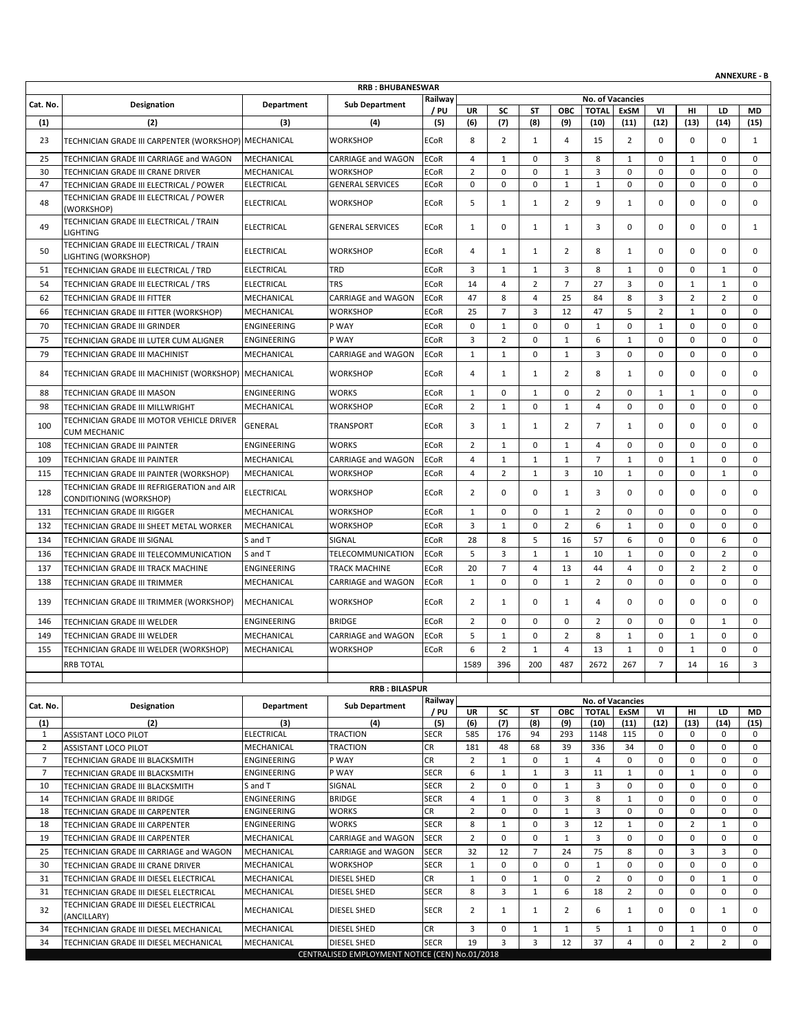**ANNEXURE - B**

**RRB : BHUBANESWAR**

| Cat. No. | Designation | Department | Sub Department | Railway / PU | No. of Vacancies | | | | | | | | | |
|---|---|---|---|---|---|---|---|---|---|---|---|---|---|---|
| | | | | | UR | SC | ST | OBC | TOTAL | ExSM | VI | HI | LD | MD |
| (1) | (2) | (3) | (4) | (5) | (6) | (7) | (8) | (9) | (10) | (11) | (12) | (13) | (14) | (15) |
| 23 | TECHNICIAN GRADE III CARPENTER (WORKSHOP) | MECHANICAL | WORKSHOP | ECoR | 8 | 2 | 1 | 4 | 15 | 2 | 0 | 0 | 0 | 1 |
| 25 | TECHNICIAN GRADE III CARRIAGE and WAGON | MECHANICAL | CARRIAGE and WAGON | ECoR | 4 | 1 | 0 | 3 | 8 | 1 | 0 | 1 | 0 | 0 |
| 30 | TECHNICIAN GRADE III CRANE DRIVER | MECHANICAL | WORKSHOP | ECoR | 2 | 0 | 0 | 1 | 3 | 0 | 0 | 0 | 0 | 0 |
| 47 | TECHNICIAN GRADE III ELECTRICAL / POWER | ELECTRICAL | GENERAL SERVICES | ECoR | 0 | 0 | 0 | 1 | 1 | 0 | 0 | 0 | 0 | 0 |
| 48 | TECHNICIAN GRADE III ELECTRICAL / POWER (WORKSHOP) | ELECTRICAL | WORKSHOP | ECoR | 5 | 1 | 1 | 2 | 9 | 1 | 0 | 0 | 0 | 0 |
| 49 | TECHNICIAN GRADE III ELECTRICAL / TRAIN LIGHTING | ELECTRICAL | GENERAL SERVICES | ECoR | 1 | 0 | 1 | 1 | 3 | 0 | 0 | 0 | 0 | 1 |
| 50 | TECHNICIAN GRADE III ELECTRICAL / TRAIN LIGHTING (WORKSHOP) | ELECTRICAL | WORKSHOP | ECoR | 4 | 1 | 1 | 2 | 8 | 1 | 0 | 0 | 0 | 0 |
| 51 | TECHNICIAN GRADE III ELECTRICAL / TRD | ELECTRICAL | TRD | ECoR | 3 | 1 | 1 | 3 | 8 | 1 | 0 | 0 | 1 | 0 |
| 54 | TECHNICIAN GRADE III ELECTRICAL / TRS | ELECTRICAL | TRS | ECoR | 14 | 4 | 2 | 7 | 27 | 3 | 0 | 1 | 1 | 0 |
| 62 | TECHNICIAN GRADE III FITTER | MECHANICAL | CARRIAGE and WAGON | ECoR | 47 | 8 | 4 | 25 | 84 | 8 | 3 | 2 | 2 | 0 |
| 66 | TECHNICIAN GRADE III FITTER (WORKSHOP) | MECHANICAL | WORKSHOP | ECoR | 25 | 7 | 3 | 12 | 47 | 5 | 2 | 1 | 0 | 0 |
| 70 | TECHNICIAN GRADE III GRINDER | ENGINEERING | P WAY | ECoR | 0 | 1 | 0 | 0 | 1 | 0 | 1 | 0 | 0 | 0 |
| 75 | TECHNICIAN GRADE III LUTER CUM ALIGNER | ENGINEERING | P WAY | ECoR | 3 | 2 | 0 | 1 | 6 | 1 | 0 | 0 | 0 | 0 |
| 79 | TECHNICIAN GRADE III MACHINIST | MECHANICAL | CARRIAGE and WAGON | ECoR | 1 | 1 | 0 | 1 | 3 | 0 | 0 | 0 | 0 | 0 |
| 84 | TECHNICIAN GRADE III MACHINIST (WORKSHOP) | MECHANICAL | WORKSHOP | ECoR | 4 | 1 | 1 | 2 | 8 | 1 | 0 | 0 | 0 | 0 |
| 88 | TECHNICIAN GRADE III MASON | ENGINEERING | WORKS | ECoR | 1 | 0 | 1 | 0 | 2 | 0 | 1 | 1 | 0 | 0 |
| 98 | TECHNICIAN GRADE III MILLWRIGHT | MECHANICAL | WORKSHOP | ECoR | 2 | 1 | 0 | 1 | 4 | 0 | 0 | 0 | 0 | 0 |
| 100 | TECHNICIAN GRADE III MOTOR VEHICLE DRIVER CUM MECHANIC | GENERAL | TRANSPORT | ECoR | 3 | 1 | 1 | 2 | 7 | 1 | 0 | 0 | 0 | 0 |
| 108 | TECHNICIAN GRADE III PAINTER | ENGINEERING | WORKS | ECoR | 2 | 1 | 0 | 1 | 4 | 0 | 0 | 0 | 0 | 0 |
| 109 | TECHNICIAN GRADE III PAINTER | MECHANICAL | CARRIAGE and WAGON | ECoR | 4 | 1 | 1 | 1 | 7 | 1 | 0 | 1 | 0 | 0 |
| 115 | TECHNICIAN GRADE III PAINTER (WORKSHOP) | MECHANICAL | WORKSHOP | ECoR | 4 | 2 | 1 | 3 | 10 | 1 | 0 | 0 | 1 | 0 |
| 128 | TECHNICIAN GRADE III REFRIGERATION and AIR CONDITIONING (WORKSHOP) | ELECTRICAL | WORKSHOP | ECoR | 2 | 0 | 0 | 1 | 3 | 0 | 0 | 0 | 0 | 0 |
| 131 | TECHNICIAN GRADE III RIGGER | MECHANICAL | WORKSHOP | ECoR | 1 | 0 | 0 | 1 | 2 | 0 | 0 | 0 | 0 | 0 |
| 132 | TECHNICIAN GRADE III SHEET METAL WORKER | MECHANICAL | WORKSHOP | ECoR | 3 | 1 | 0 | 2 | 6 | 1 | 0 | 0 | 0 | 0 |
| 134 | TECHNICIAN GRADE III SIGNAL | S and T | SIGNAL | ECoR | 28 | 8 | 5 | 16 | 57 | 6 | 0 | 0 | 6 | 0 |
| 136 | TECHNICIAN GRADE III TELECOMMUNICATION | S and T | TELECOMMUNICATION | ECoR | 5 | 3 | 1 | 1 | 10 | 1 | 0 | 0 | 2 | 0 |
| 137 | TECHNICIAN GRADE III TRACK MACHINE | ENGINEERING | TRACK MACHINE | ECoR | 20 | 7 | 4 | 13 | 44 | 4 | 0 | 2 | 2 | 0 |
| 138 | TECHNICIAN GRADE III TRIMMER | MECHANICAL | CARRIAGE and WAGON | ECoR | 1 | 0 | 0 | 1 | 2 | 0 | 0 | 0 | 0 | 0 |
| 139 | TECHNICIAN GRADE III TRIMMER (WORKSHOP) | MECHANICAL | WORKSHOP | ECoR | 2 | 1 | 0 | 1 | 4 | 0 | 0 | 0 | 0 | 0 |
| 146 | TECHNICIAN GRADE III WELDER | ENGINEERING | BRIDGE | ECoR | 2 | 0 | 0 | 0 | 2 | 0 | 0 | 0 | 1 | 0 |
| 149 | TECHNICIAN GRADE III WELDER | MECHANICAL | CARRIAGE and WAGON | ECoR | 5 | 1 | 0 | 2 | 8 | 1 | 0 | 1 | 0 | 0 |
| 155 | TECHNICIAN GRADE III WELDER (WORKSHOP) | MECHANICAL | WORKSHOP | ECoR | 6 | 2 | 1 | 4 | 13 | 1 | 0 | 1 | 0 | 0 |
| | RRB TOTAL | | | | 1589 | 396 | 200 | 487 | 2672 | 267 | 7 | 14 | 16 | 3 |

**RRB : BILASPUR**

| Cat. No. | Designation | Department | Sub Department | Railway / PU | No. of Vacancies | | | | | | | | | |
|---|---|---|---|---|---|---|---|---|---|---|---|---|---|---|
| | | | | | UR | SC | ST | OBC | TOTAL | ExSM | VI | HI | LD | MD |
| (1) | (2) | (3) | (4) | (5) | (6) | (7) | (8) | (9) | (10) | (11) | (12) | (13) | (14) | (15) |
| 1 | ASSISTANT LOCO PILOT | ELECTRICAL | TRACTION | SECR | 585 | 176 | 94 | 293 | 1148 | 115 | 0 | 0 | 0 | 0 |
| 2 | ASSISTANT LOCO PILOT | MECHANICAL | TRACTION | CR | 181 | 48 | 68 | 39 | 336 | 34 | 0 | 0 | 0 | 0 |
| 7 | TECHNICIAN GRADE III BLACKSMITH | ENGINEERING | P WAY | CR | 2 | 1 | 0 | 1 | 4 | 0 | 0 | 0 | 0 | 0 |
| 7 | TECHNICIAN GRADE III BLACKSMITH | ENGINEERING | P WAY | SECR | 6 | 1 | 1 | 3 | 11 | 1 | 0 | 1 | 0 | 0 |
| 10 | TECHNICIAN GRADE III BLACKSMITH | S and T | SIGNAL | SECR | 2 | 0 | 0 | 1 | 3 | 0 | 0 | 0 | 0 | 0 |
| 14 | TECHNICIAN GRADE III BRIDGE | ENGINEERING | BRIDGE | SECR | 4 | 1 | 0 | 3 | 8 | 1 | 0 | 0 | 0 | 0 |
| 18 | TECHNICIAN GRADE III CARPENTER | ENGINEERING | WORKS | CR | 2 | 0 | 0 | 1 | 3 | 0 | 0 | 0 | 0 | 0 |
| 18 | TECHNICIAN GRADE III CARPENTER | ENGINEERING | WORKS | SECR | 8 | 1 | 0 | 3 | 12 | 1 | 0 | 2 | 1 | 0 |
| 19 | TECHNICIAN GRADE III CARPENTER | MECHANICAL | CARRIAGE and WAGON | SECR | 2 | 0 | 0 | 1 | 3 | 0 | 0 | 0 | 0 | 0 |
| 25 | TECHNICIAN GRADE III CARRIAGE and WAGON | MECHANICAL | CARRIAGE and WAGON | SECR | 32 | 12 | 7 | 24 | 75 | 8 | 0 | 3 | 3 | 0 |
| 30 | TECHNICIAN GRADE III CRANE DRIVER | MECHANICAL | WORKSHOP | SECR | 1 | 0 | 0 | 0 | 1 | 0 | 0 | 0 | 0 | 0 |
| 31 | TECHNICIAN GRADE III DIESEL ELECTRICAL | MECHANICAL | DIESEL SHED | CR | 1 | 0 | 1 | 0 | 2 | 0 | 0 | 0 | 1 | 0 |
| 31 | TECHNICIAN GRADE III DIESEL ELECTRICAL | MECHANICAL | DIESEL SHED | SECR | 8 | 3 | 1 | 6 | 18 | 2 | 0 | 0 | 0 | 0 |
| 32 | TECHNICIAN GRADE III DIESEL ELECTRICAL (ANCILLARY) | MECHANICAL | DIESEL SHED | SECR | 2 | 1 | 1 | 2 | 6 | 1 | 0 | 0 | 1 | 0 |
| 34 | TECHNICIAN GRADE III DIESEL MECHANICAL | MECHANICAL | DIESEL SHED | CR | 3 | 0 | 1 | 1 | 5 | 1 | 0 | 1 | 0 | 0 |
| 34 | TECHNICIAN GRADE III DIESEL MECHANICAL | MECHANICAL | DIESEL SHED | SECR | 19 | 3 | 3 | 12 | 37 | 4 | 0 | 2 | 2 | 0 |

CENTRALISED EMPLOYMENT NOTICE (CEN) No.01/2018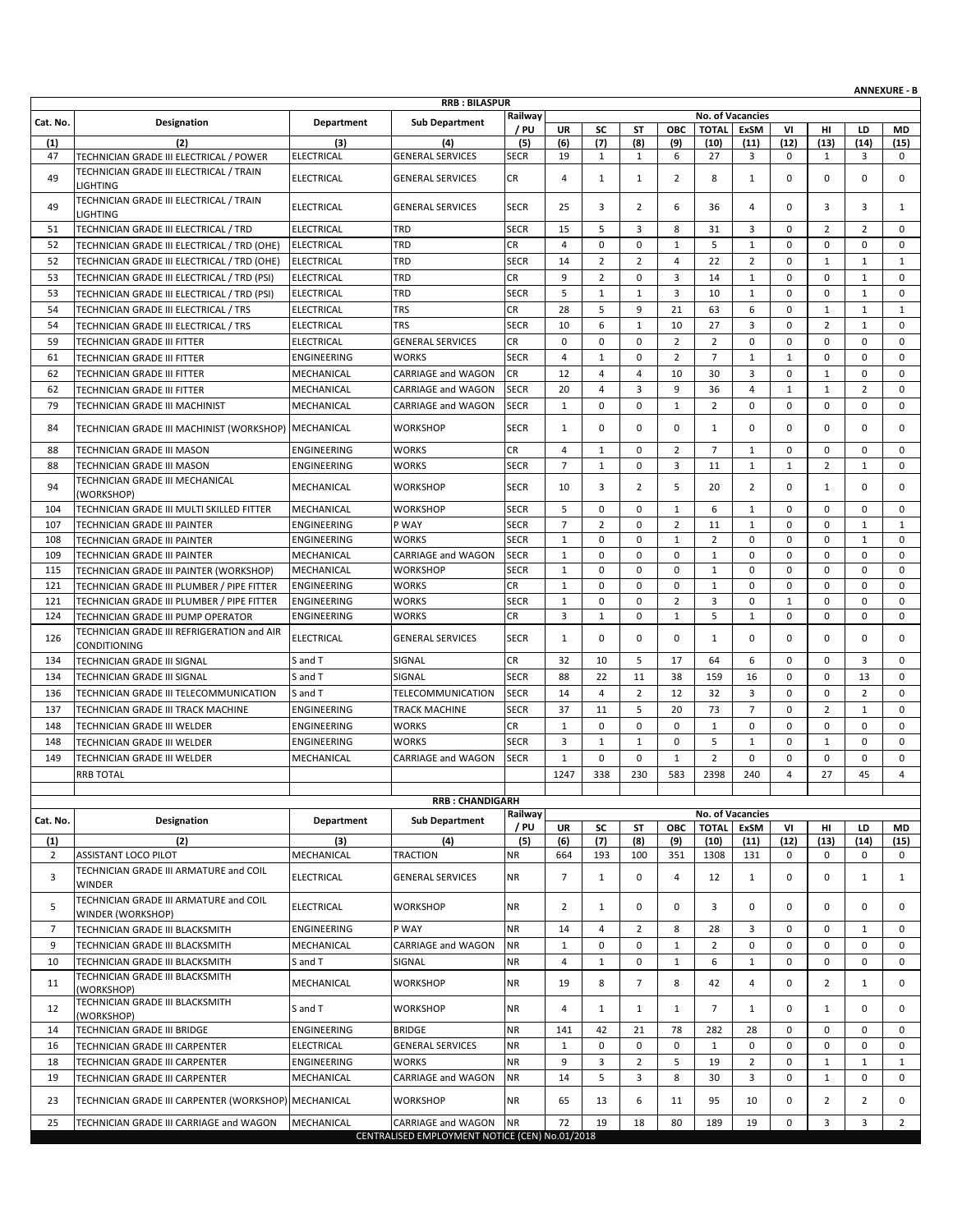**ANNEXURE - B**

## RRB : BILASPUR

| Cat. No. | Designation | Department | Sub Department | Railway / PU | No. of Vacancies | | | | | | | | | |
|---|---|---|---|---|---|---|---|---|---|---|---|---|---|---|
| | | | | | UR | SC | ST | OBC | TOTAL | ExSM | VI | HI | LD | MD |
| (1) | (2) | (3) | (4) | (5) | (6) | (7) | (8) | (9) | (10) | (11) | (12) | (13) | (14) | (15) |
| 47 | TECHNICIAN GRADE III ELECTRICAL / POWER | ELECTRICAL | GENERAL SERVICES | SECR | 19 | 1 | 1 | 6 | 27 | 3 | 0 | 1 | 3 | 0 |
| 49 | TECHNICIAN GRADE III ELECTRICAL / TRAIN LIGHTING | ELECTRICAL | GENERAL SERVICES | CR | 4 | 1 | 1 | 2 | 8 | 1 | 0 | 0 | 0 | 0 |
| 49 | TECHNICIAN GRADE III ELECTRICAL / TRAIN LIGHTING | ELECTRICAL | GENERAL SERVICES | SECR | 25 | 3 | 2 | 6 | 36 | 4 | 0 | 3 | 3 | 1 |
| 51 | TECHNICIAN GRADE III ELECTRICAL / TRD | ELECTRICAL | TRD | SECR | 15 | 5 | 3 | 8 | 31 | 3 | 0 | 2 | 2 | 0 |
| 52 | TECHNICIAN GRADE III ELECTRICAL / TRD (OHE) | ELECTRICAL | TRD | CR | 4 | 0 | 0 | 1 | 5 | 1 | 0 | 0 | 0 | 0 |
| 52 | TECHNICIAN GRADE III ELECTRICAL / TRD (OHE) | ELECTRICAL | TRD | SECR | 14 | 2 | 2 | 4 | 22 | 2 | 0 | 1 | 1 | 1 |
| 53 | TECHNICIAN GRADE III ELECTRICAL / TRD (PSI) | ELECTRICAL | TRD | CR | 9 | 2 | 0 | 3 | 14 | 1 | 0 | 0 | 1 | 0 |
| 53 | TECHNICIAN GRADE III ELECTRICAL / TRD (PSI) | ELECTRICAL | TRD | SECR | 5 | 1 | 1 | 3 | 10 | 1 | 0 | 0 | 1 | 0 |
| 54 | TECHNICIAN GRADE III ELECTRICAL / TRS | ELECTRICAL | TRS | CR | 28 | 5 | 9 | 21 | 63 | 6 | 0 | 1 | 1 | 1 |
| 54 | TECHNICIAN GRADE III ELECTRICAL / TRS | ELECTRICAL | TRS | SECR | 10 | 6 | 1 | 10 | 27 | 3 | 0 | 2 | 1 | 0 |
| 59 | TECHNICIAN GRADE III FITTER | ELECTRICAL | GENERAL SERVICES | CR | 0 | 0 | 0 | 2 | 2 | 0 | 0 | 0 | 0 | 0 |
| 61 | TECHNICIAN GRADE III FITTER | ENGINEERING | WORKS | SECR | 4 | 1 | 0 | 2 | 7 | 1 | 1 | 0 | 0 | 0 |
| 62 | TECHNICIAN GRADE III FITTER | MECHANICAL | CARRIAGE and WAGON | CR | 12 | 4 | 4 | 10 | 30 | 3 | 0 | 1 | 0 | 0 |
| 62 | TECHNICIAN GRADE III FITTER | MECHANICAL | CARRIAGE and WAGON | SECR | 20 | 4 | 3 | 9 | 36 | 4 | 1 | 1 | 2 | 0 |
| 79 | TECHNICIAN GRADE III MACHINIST | MECHANICAL | CARRIAGE and WAGON | SECR | 1 | 0 | 0 | 1 | 2 | 0 | 0 | 0 | 0 | 0 |
| 84 | TECHNICIAN GRADE III MACHINIST (WORKSHOP) | MECHANICAL | WORKSHOP | SECR | 1 | 0 | 0 | 0 | 1 | 0 | 0 | 0 | 0 | 0 |
| 88 | TECHNICIAN GRADE III MASON | ENGINEERING | WORKS | CR | 4 | 1 | 0 | 2 | 7 | 1 | 0 | 0 | 0 | 0 |
| 88 | TECHNICIAN GRADE III MASON | ENGINEERING | WORKS | SECR | 7 | 1 | 0 | 3 | 11 | 1 | 1 | 2 | 1 | 0 |
| 94 | TECHNICIAN GRADE III MECHANICAL (WORKSHOP) | MECHANICAL | WORKSHOP | SECR | 10 | 3 | 2 | 5 | 20 | 2 | 0 | 1 | 0 | 0 |
| 104 | TECHNICIAN GRADE III MULTI SKILLED FITTER | MECHANICAL | WORKSHOP | SECR | 5 | 0 | 0 | 1 | 6 | 1 | 0 | 0 | 0 | 0 |
| 107 | TECHNICIAN GRADE III PAINTER | ENGINEERING | P WAY | SECR | 7 | 2 | 0 | 2 | 11 | 1 | 0 | 0 | 1 | 1 |
| 108 | TECHNICIAN GRADE III PAINTER | ENGINEERING | WORKS | SECR | 1 | 0 | 0 | 1 | 2 | 0 | 0 | 0 | 1 | 0 |
| 109 | TECHNICIAN GRADE III PAINTER | MECHANICAL | CARRIAGE and WAGON | SECR | 1 | 0 | 0 | 0 | 1 | 0 | 0 | 0 | 0 | 0 |
| 115 | TECHNICIAN GRADE III PAINTER (WORKSHOP) | MECHANICAL | WORKSHOP | SECR | 1 | 0 | 0 | 0 | 1 | 0 | 0 | 0 | 0 | 0 |
| 121 | TECHNICIAN GRADE III PLUMBER / PIPE FITTER | ENGINEERING | WORKS | CR | 1 | 0 | 0 | 0 | 1 | 0 | 0 | 0 | 0 | 0 |
| 121 | TECHNICIAN GRADE III PLUMBER / PIPE FITTER | ENGINEERING | WORKS | SECR | 1 | 0 | 0 | 2 | 3 | 0 | 1 | 0 | 0 | 0 |
| 124 | TECHNICIAN GRADE III PUMP OPERATOR | ENGINEERING | WORKS | CR | 3 | 1 | 0 | 1 | 5 | 1 | 0 | 0 | 0 | 0 |
| 126 | TECHNICIAN GRADE III REFRIGERATION and AIR CONDITIONING | ELECTRICAL | GENERAL SERVICES | SECR | 1 | 0 | 0 | 0 | 1 | 0 | 0 | 0 | 0 | 0 |
| 134 | TECHNICIAN GRADE III SIGNAL | S and T | SIGNAL | CR | 32 | 10 | 5 | 17 | 64 | 6 | 0 | 0 | 3 | 0 |
| 134 | TECHNICIAN GRADE III SIGNAL | S and T | SIGNAL | SECR | 88 | 22 | 11 | 38 | 159 | 16 | 0 | 0 | 13 | 0 |
| 136 | TECHNICIAN GRADE III TELECOMMUNICATION | S and T | TELECOMMUNICATION | SECR | 14 | 4 | 2 | 12 | 32 | 3 | 0 | 0 | 2 | 0 |
| 137 | TECHNICIAN GRADE III TRACK MACHINE | ENGINEERING | TRACK MACHINE | SECR | 37 | 11 | 5 | 20 | 73 | 7 | 0 | 2 | 1 | 0 |
| 148 | TECHNICIAN GRADE III WELDER | ENGINEERING | WORKS | CR | 1 | 0 | 0 | 0 | 1 | 0 | 0 | 0 | 0 | 0 |
| 148 | TECHNICIAN GRADE III WELDER | ENGINEERING | WORKS | SECR | 3 | 1 | 1 | 0 | 5 | 1 | 0 | 1 | 0 | 0 |
| 149 | TECHNICIAN GRADE III WELDER | MECHANICAL | CARRIAGE and WAGON | SECR | 1 | 0 | 0 | 1 | 2 | 0 | 0 | 0 | 0 | 0 |
| | RRB TOTAL | | | | 1247 | 338 | 230 | 583 | 2398 | 240 | 4 | 27 | 45 | 4 |

## RRB : CHANDIGARH

| Cat. No. | Designation | Department | Sub Department | Railway / PU | No. of Vacancies | | | | | | | | | |
|---|---|---|---|---|---|---|---|---|---|---|---|---|---|---|
| | | | | | UR | SC | ST | OBC | TOTAL | ExSM | VI | HI | LD | MD |
| (1) | (2) | (3) | (4) | (5) | (6) | (7) | (8) | (9) | (10) | (11) | (12) | (13) | (14) | (15) |
| 2 | ASSISTANT LOCO PILOT | MECHANICAL | TRACTION | NR | 664 | 193 | 100 | 351 | 1308 | 131 | 0 | 0 | 0 | 0 |
| 3 | TECHNICIAN GRADE III ARMATURE and COIL WINDER | ELECTRICAL | GENERAL SERVICES | NR | 7 | 1 | 0 | 4 | 12 | 1 | 0 | 0 | 1 | 1 |
| 5 | TECHNICIAN GRADE III ARMATURE and COIL WINDER (WORKSHOP) | ELECTRICAL | WORKSHOP | NR | 2 | 1 | 0 | 0 | 3 | 0 | 0 | 0 | 0 | 0 |
| 7 | TECHNICIAN GRADE III BLACKSMITH | ENGINEERING | P WAY | NR | 14 | 4 | 2 | 8 | 28 | 3 | 0 | 0 | 1 | 0 |
| 9 | TECHNICIAN GRADE III BLACKSMITH | MECHANICAL | CARRIAGE and WAGON | NR | 1 | 0 | 0 | 1 | 2 | 0 | 0 | 0 | 0 | 0 |
| 10 | TECHNICIAN GRADE III BLACKSMITH | S and T | SIGNAL | NR | 4 | 1 | 0 | 1 | 6 | 1 | 0 | 0 | 0 | 0 |
| 11 | TECHNICIAN GRADE III BLACKSMITH (WORKSHOP) | MECHANICAL | WORKSHOP | NR | 19 | 8 | 7 | 8 | 42 | 4 | 0 | 2 | 1 | 0 |
| 12 | TECHNICIAN GRADE III BLACKSMITH (WORKSHOP) | S and T | WORKSHOP | NR | 4 | 1 | 1 | 1 | 7 | 1 | 0 | 1 | 0 | 0 |
| 14 | TECHNICIAN GRADE III BRIDGE | ENGINEERING | BRIDGE | NR | 141 | 42 | 21 | 78 | 282 | 28 | 0 | 0 | 0 | 0 |
| 16 | TECHNICIAN GRADE III CARPENTER | ELECTRICAL | GENERAL SERVICES | NR | 1 | 0 | 0 | 0 | 1 | 0 | 0 | 0 | 0 | 0 |
| 18 | TECHNICIAN GRADE III CARPENTER | ENGINEERING | WORKS | NR | 9 | 3 | 2 | 5 | 19 | 2 | 0 | 1 | 1 | 1 |
| 19 | TECHNICIAN GRADE III CARPENTER | MECHANICAL | CARRIAGE and WAGON | NR | 14 | 5 | 3 | 8 | 30 | 3 | 0 | 1 | 0 | 0 |
| 23 | TECHNICIAN GRADE III CARPENTER (WORKSHOP) | MECHANICAL | WORKSHOP | NR | 65 | 13 | 6 | 11 | 95 | 10 | 0 | 2 | 2 | 0 |
| 25 | TECHNICIAN GRADE III CARRIAGE and WAGON | MECHANICAL | CARRIAGE and WAGON | NR | 72 | 19 | 18 | 80 | 189 | 19 | 0 | 3 | 3 | 2 |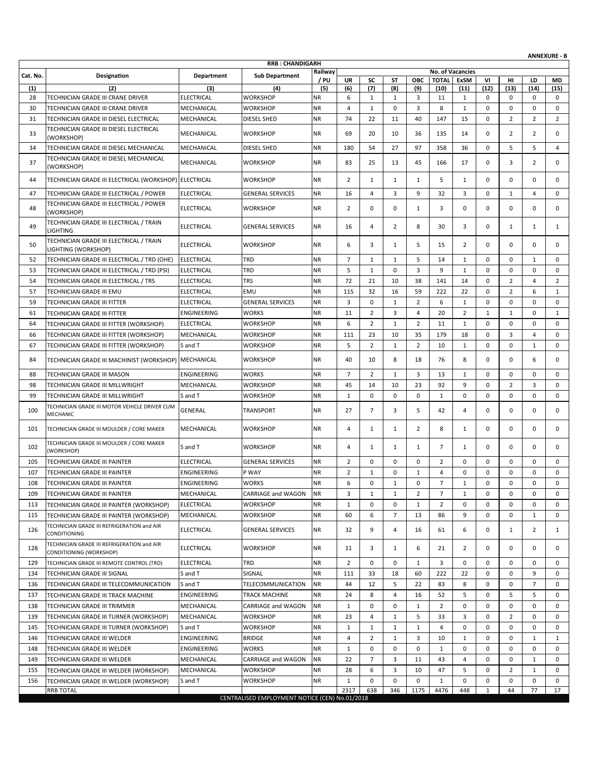**ANNEXURE - B**

| Cat. No. | Designation | Department | Sub Department | Railway / PU | No. of Vacancies | | | | | | | | | |
|---|---|---|---|---|---|---|---|---|---|---|---|---|---|---|
| | | | | | UR | SC | ST | OBC | TOTAL | ExSM | VI | HI | LD | MD |
| (1) | (2) | (3) | (4) | (5) | (6) | (7) | (8) | (9) | (10) | (11) | (12) | (13) | (14) | (15) |
| **RRB : CHANDIGARH** | | | | | | | | | | | | | | |
| 28 | TECHNICIAN GRADE III CRANE DRIVER | ELECTRICAL | WORKSHOP | NR | 6 | 1 | 1 | 3 | 11 | 1 | 0 | 0 | 0 | 0 |
| 30 | TECHNICIAN GRADE III CRANE DRIVER | MECHANICAL | WORKSHOP | NR | 4 | 1 | 0 | 3 | 8 | 1 | 0 | 0 | 0 | 0 |
| 31 | TECHNICIAN GRADE III DIESEL ELECTRICAL | MECHANICAL | DIESEL SHED | NR | 74 | 22 | 11 | 40 | 147 | 15 | 0 | 2 | 2 | 2 |
| 33 | TECHNICIAN GRADE III DIESEL ELECTRICAL (WORKSHOP) | MECHANICAL | WORKSHOP | NR | 69 | 20 | 10 | 36 | 135 | 14 | 0 | 2 | 2 | 0 |
| 34 | TECHNICIAN GRADE III DIESEL MECHANICAL | MECHANICAL | DIESEL SHED | NR | 180 | 54 | 27 | 97 | 358 | 36 | 0 | 5 | 5 | 4 |
| 37 | TECHNICIAN GRADE III DIESEL MECHANICAL (WORKSHOP) | MECHANICAL | WORKSHOP | NR | 83 | 25 | 13 | 45 | 166 | 17 | 0 | 3 | 2 | 0 |
| 44 | TECHNICIAN GRADE III ELECTRICAL (WORKSHOP) | ELECTRICAL | WORKSHOP | NR | 2 | 1 | 1 | 1 | 5 | 1 | 0 | 0 | 0 | 0 |
| 47 | TECHNICIAN GRADE III ELECTRICAL / POWER | ELECTRICAL | GENERAL SERVICES | NR | 16 | 4 | 3 | 9 | 32 | 3 | 0 | 1 | 4 | 0 |
| 48 | TECHNICIAN GRADE III ELECTRICAL / POWER (WORKSHOP) | ELECTRICAL | WORKSHOP | NR | 2 | 0 | 0 | 1 | 3 | 0 | 0 | 0 | 0 | 0 |
| 49 | TECHNICIAN GRADE III ELECTRICAL / TRAIN LIGHTING | ELECTRICAL | GENERAL SERVICES | NR | 16 | 4 | 2 | 8 | 30 | 3 | 0 | 1 | 1 | 1 |
| 50 | TECHNICIAN GRADE III ELECTRICAL / TRAIN LIGHTING (WORKSHOP) | ELECTRICAL | WORKSHOP | NR | 6 | 3 | 1 | 5 | 15 | 2 | 0 | 0 | 0 | 0 |
| 52 | TECHNICIAN GRADE III ELECTRICAL / TRD (OHE) | ELECTRICAL | TRD | NR | 7 | 1 | 1 | 5 | 14 | 1 | 0 | 0 | 1 | 0 |
| 53 | TECHNICIAN GRADE III ELECTRICAL / TRD (PSI) | ELECTRICAL | TRD | NR | 5 | 1 | 0 | 3 | 9 | 1 | 0 | 0 | 0 | 0 |
| 54 | TECHNICIAN GRADE III ELECTRICAL / TRS | ELECTRICAL | TRS | NR | 72 | 21 | 10 | 38 | 141 | 14 | 0 | 2 | 4 | 2 |
| 57 | TECHNICIAN GRADE III EMU | ELECTRICAL | EMU | NR | 115 | 32 | 16 | 59 | 222 | 22 | 0 | 2 | 6 | 1 |
| 59 | TECHNICIAN GRADE III FITTER | ELECTRICAL | GENERAL SERVICES | NR | 3 | 0 | 1 | 2 | 6 | 1 | 0 | 0 | 0 | 0 |
| 61 | TECHNICIAN GRADE III FITTER | ENGINEERING | WORKS | NR | 11 | 2 | 3 | 4 | 20 | 2 | 1 | 1 | 0 | 1 |
| 64 | TECHNICIAN GRADE III FITTER (WORKSHOP) | ELECTRICAL | WORKSHOP | NR | 6 | 2 | 1 | 2 | 11 | 1 | 0 | 0 | 0 | 0 |
| 66 | TECHNICIAN GRADE III FITTER (WORKSHOP) | MECHANICAL | WORKSHOP | NR | 111 | 23 | 10 | 35 | 179 | 18 | 0 | 3 | 4 | 0 |
| 67 | TECHNICIAN GRADE III FITTER (WORKSHOP) | S and T | WORKSHOP | NR | 5 | 2 | 1 | 2 | 10 | 1 | 0 | 0 | 1 | 0 |
| 84 | TECHNICIAN GRADE III MACHINIST (WORKSHOP) | MECHANICAL | WORKSHOP | NR | 40 | 10 | 8 | 18 | 76 | 8 | 0 | 0 | 6 | 0 |
| 88 | TECHNICIAN GRADE III MASON | ENGINEERING | WORKS | NR | 7 | 2 | 1 | 3 | 13 | 1 | 0 | 0 | 0 | 0 |
| 98 | TECHNICIAN GRADE III MILLWRIGHT | MECHANICAL | WORKSHOP | NR | 45 | 14 | 10 | 23 | 92 | 9 | 0 | 2 | 3 | 0 |
| 99 | TECHNICIAN GRADE III MILLWRIGHT | S and T | WORKSHOP | NR | 1 | 0 | 0 | 0 | 1 | 0 | 0 | 0 | 0 | 0 |
| 100 | TECHNICIAN GRADE III MOTOR VEHICLE DRIVER CUM MECHANIC | GENERAL | TRANSPORT | NR | 27 | 7 | 3 | 5 | 42 | 4 | 0 | 0 | 0 | 0 |
| 101 | TECHNICIAN GRADE III MOULDER / CORE MAKER | MECHANICAL | WORKSHOP | NR | 4 | 1 | 1 | 2 | 8 | 1 | 0 | 0 | 0 | 0 |
| 102 | TECHNICIAN GRADE III MOULDER / CORE MAKER (WORKSHOP) | S and T | WORKSHOP | NR | 4 | 1 | 1 | 1 | 7 | 1 | 0 | 0 | 0 | 0 |
| 105 | TECHNICIAN GRADE III PAINTER | ELECTRICAL | GENERAL SERVICES | NR | 2 | 0 | 0 | 0 | 2 | 0 | 0 | 0 | 0 | 0 |
| 107 | TECHNICIAN GRADE III PAINTER | ENGINEERING | P WAY | NR | 2 | 1 | 0 | 1 | 4 | 0 | 0 | 0 | 0 | 0 |
| 108 | TECHNICIAN GRADE III PAINTER | ENGINEERING | WORKS | NR | 6 | 0 | 1 | 0 | 7 | 1 | 0 | 0 | 0 | 0 |
| 109 | TECHNICIAN GRADE III PAINTER | MECHANICAL | CARRIAGE and WAGON | NR | 3 | 1 | 1 | 2 | 7 | 1 | 0 | 0 | 0 | 0 |
| 113 | TECHNICIAN GRADE III PAINTER (WORKSHOP) | ELECTRICAL | WORKSHOP | NR | 1 | 0 | 0 | 1 | 2 | 0 | 0 | 0 | 0 | 0 |
| 115 | TECHNICIAN GRADE III PAINTER (WORKSHOP) | MECHANICAL | WORKSHOP | NR | 60 | 6 | 7 | 13 | 86 | 9 | 0 | 0 | 1 | 0 |
| 126 | TECHNICIAN GRADE III REFRIGERATION and AIR CONDITIONING | ELECTRICAL | GENERAL SERVICES | NR | 32 | 9 | 4 | 16 | 61 | 6 | 0 | 1 | 2 | 1 |
| 128 | TECHNICIAN GRADE III REFRIGERATION and AIR CONDITIONING (WORKSHOP) | ELECTRICAL | WORKSHOP | NR | 11 | 3 | 1 | 6 | 21 | 2 | 0 | 0 | 0 | 0 |
| 129 | TECHNICIAN GRADE III REMOTE CONTROL (TRD) | ELECTRICAL | TRD | NR | 2 | 0 | 0 | 1 | 3 | 0 | 0 | 0 | 0 | 0 |
| 134 | TECHNICIAN GRADE III SIGNAL | S and T | SIGNAL | NR | 111 | 33 | 18 | 60 | 222 | 22 | 0 | 0 | 9 | 0 |
| 136 | TECHNICIAN GRADE III TELECOMMUNICATION | S and T | TELECOMMUNICATION | NR | 44 | 12 | 5 | 22 | 83 | 8 | 0 | 0 | 7 | 0 |
| 137 | TECHNICIAN GRADE III TRACK MACHINE | ENGINEERING | TRACK MACHINE | NR | 24 | 8 | 4 | 16 | 52 | 5 | 0 | 5 | 5 | 0 |
| 138 | TECHNICIAN GRADE III TRIMMER | MECHANICAL | CARRIAGE and WAGON | NR | 1 | 0 | 0 | 1 | 2 | 0 | 0 | 0 | 0 | 0 |
| 139 | TECHNICIAN GRADE III TURNER (WORKSHOP) | MECHANICAL | WORKSHOP | NR | 23 | 4 | 1 | 5 | 33 | 3 | 0 | 2 | 0 | 0 |
| 145 | TECHNICIAN GRADE III TURNER (WORKSHOP) | S and T | WORKSHOP | NR | 1 | 1 | 1 | 1 | 4 | 0 | 0 | 0 | 0 | 0 |
| 146 | TECHNICIAN GRADE III WELDER | ENGINEERING | BRIDGE | NR | 4 | 2 | 1 | 3 | 10 | 1 | 0 | 0 | 1 | 1 |
| 148 | TECHNICIAN GRADE III WELDER | ENGINEERING | WORKS | NR | 1 | 0 | 0 | 0 | 1 | 0 | 0 | 0 | 0 | 0 |
| 149 | TECHNICIAN GRADE III WELDER | MECHANICAL | CARRIAGE and WAGON | NR | 22 | 7 | 3 | 11 | 43 | 4 | 0 | 0 | 1 | 0 |
| 155 | TECHNICIAN GRADE III WELDER (WORKSHOP) | MECHANICAL | WORKSHOP | NR | 28 | 6 | 3 | 10 | 47 | 5 | 0 | 2 | 1 | 0 |
| 156 | TECHNICIAN GRADE III WELDER (WORKSHOP) | S and T | WORKSHOP | NR | 1 | 0 | 0 | 0 | 1 | 0 | 0 | 0 | 0 | 0 |
| | RRB TOTAL | | | | 2317 | 638 | 346 | 1175 | 4476 | 448 | 1 | 44 | 77 | 17 |

CENTRALISED EMPLOYMENT NOTICE (CEN) No.01/2018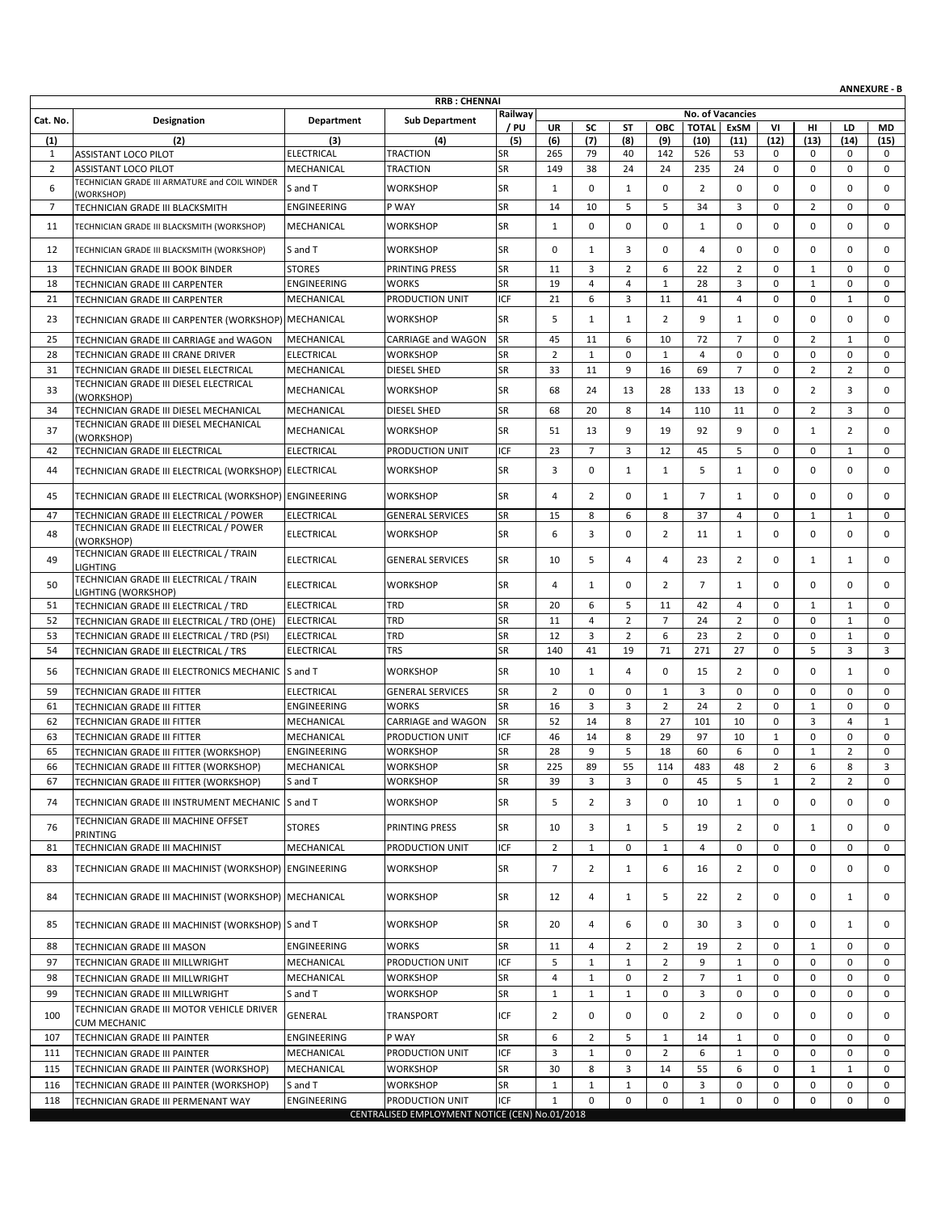**ANNEXURE - B**

| Cat. No. | Designation | Department | Sub Department | Railway / PU | No. of Vacancies | | | | | | | | | |
|---|---|---|---|---|---|---|---|---|---|---|---|---|---|---|
| | | | | | UR | SC | ST | OBC | TOTAL | ExSM | VI | HI | LD | MD |
| (1) | (2) | (3) | (4) | (5) | (6) | (7) | (8) | (9) | (10) | (11) | (12) | (13) | (14) | (15) |
| | **RRB : CHENNAI** | | | | | | | | | | | | | |
| 1 | ASSISTANT LOCO PILOT | ELECTRICAL | TRACTION | SR | 265 | 79 | 40 | 142 | 526 | 53 | 0 | 0 | 0 | 0 |
| 2 | ASSISTANT LOCO PILOT | MECHANICAL | TRACTION | SR | 149 | 38 | 24 | 24 | 235 | 24 | 0 | 0 | 0 | 0 |
| 6 | TECHNICIAN GRADE III ARMATURE and COIL WINDER (WORKSHOP) | S and T | WORKSHOP | SR | 1 | 0 | 1 | 0 | 2 | 0 | 0 | 0 | 0 | 0 |
| 7 | TECHNICIAN GRADE III BLACKSMITH | ENGINEERING | P WAY | SR | 14 | 10 | 5 | 5 | 34 | 3 | 0 | 2 | 0 | 0 |
| 11 | TECHNICIAN GRADE III BLACKSMITH (WORKSHOP) | MECHANICAL | WORKSHOP | SR | 1 | 0 | 0 | 0 | 1 | 0 | 0 | 0 | 0 | 0 |
| 12 | TECHNICIAN GRADE III BLACKSMITH (WORKSHOP) | S and T | WORKSHOP | SR | 0 | 1 | 3 | 0 | 4 | 0 | 0 | 0 | 0 | 0 |
| 13 | TECHNICIAN GRADE III BOOK BINDER | STORES | PRINTING PRESS | SR | 11 | 3 | 2 | 6 | 22 | 2 | 0 | 1 | 0 | 0 |
| 18 | TECHNICIAN GRADE III CARPENTER | ENGINEERING | WORKS | SR | 19 | 4 | 4 | 1 | 28 | 3 | 0 | 1 | 0 | 0 |
| 21 | TECHNICIAN GRADE III CARPENTER | MECHANICAL | PRODUCTION UNIT | ICF | 21 | 6 | 3 | 11 | 41 | 4 | 0 | 0 | 1 | 0 |
| 23 | TECHNICIAN GRADE III CARPENTER (WORKSHOP) | MECHANICAL | WORKSHOP | SR | 5 | 1 | 1 | 2 | 9 | 1 | 0 | 0 | 0 | 0 |
| 25 | TECHNICIAN GRADE III CARRIAGE and WAGON | MECHANICAL | CARRIAGE and WAGON | SR | 45 | 11 | 6 | 10 | 72 | 7 | 0 | 2 | 1 | 0 |
| 28 | TECHNICIAN GRADE III CRANE DRIVER | ELECTRICAL | WORKSHOP | SR | 2 | 1 | 0 | 1 | 4 | 0 | 0 | 0 | 0 | 0 |
| 31 | TECHNICIAN GRADE III DIESEL ELECTRICAL | MECHANICAL | DIESEL SHED | SR | 33 | 11 | 9 | 16 | 69 | 7 | 0 | 2 | 2 | 0 |
| 33 | TECHNICIAN GRADE III DIESEL ELECTRICAL (WORKSHOP) | MECHANICAL | WORKSHOP | SR | 68 | 24 | 13 | 28 | 133 | 13 | 0 | 2 | 3 | 0 |
| 34 | TECHNICIAN GRADE III DIESEL MECHANICAL | MECHANICAL | DIESEL SHED | SR | 68 | 20 | 8 | 14 | 110 | 11 | 0 | 2 | 3 | 0 |
| 37 | TECHNICIAN GRADE III DIESEL MECHANICAL (WORKSHOP) | MECHANICAL | WORKSHOP | SR | 51 | 13 | 9 | 19 | 92 | 9 | 0 | 1 | 2 | 0 |
| 42 | TECHNICIAN GRADE III ELECTRICAL | ELECTRICAL | PRODUCTION UNIT | ICF | 23 | 7 | 3 | 12 | 45 | 5 | 0 | 0 | 1 | 0 |
| 44 | TECHNICIAN GRADE III ELECTRICAL (WORKSHOP) | ELECTRICAL | WORKSHOP | SR | 3 | 0 | 1 | 1 | 5 | 1 | 0 | 0 | 0 | 0 |
| 45 | TECHNICIAN GRADE III ELECTRICAL (WORKSHOP) | ENGINEERING | WORKSHOP | SR | 4 | 2 | 0 | 1 | 7 | 1 | 0 | 0 | 0 | 0 |
| 47 | TECHNICIAN GRADE III ELECTRICAL / POWER | ELECTRICAL | GENERAL SERVICES | SR | 15 | 8 | 6 | 8 | 37 | 4 | 0 | 1 | 1 | 0 |
| 48 | TECHNICIAN GRADE III ELECTRICAL / POWER (WORKSHOP) | ELECTRICAL | WORKSHOP | SR | 6 | 3 | 0 | 2 | 11 | 1 | 0 | 0 | 0 | 0 |
| 49 | TECHNICIAN GRADE III ELECTRICAL / TRAIN LIGHTING | ELECTRICAL | GENERAL SERVICES | SR | 10 | 5 | 4 | 4 | 23 | 2 | 0 | 1 | 1 | 0 |
| 50 | TECHNICIAN GRADE III ELECTRICAL / TRAIN LIGHTING (WORKSHOP) | ELECTRICAL | WORKSHOP | SR | 4 | 1 | 0 | 2 | 7 | 1 | 0 | 0 | 0 | 0 |
| 51 | TECHNICIAN GRADE III ELECTRICAL / TRD | ELECTRICAL | TRD | SR | 20 | 6 | 5 | 11 | 42 | 4 | 0 | 1 | 1 | 0 |
| 52 | TECHNICIAN GRADE III ELECTRICAL / TRD (OHE) | ELECTRICAL | TRD | SR | 11 | 4 | 2 | 7 | 24 | 2 | 0 | 0 | 1 | 0 |
| 53 | TECHNICIAN GRADE III ELECTRICAL / TRD (PSI) | ELECTRICAL | TRD | SR | 12 | 3 | 2 | 6 | 23 | 2 | 0 | 0 | 1 | 0 |
| 54 | TECHNICIAN GRADE III ELECTRICAL / TRS | ELECTRICAL | TRS | SR | 140 | 41 | 19 | 71 | 271 | 27 | 0 | 5 | 3 | 3 |
| 56 | TECHNICIAN GRADE III ELECTRONICS MECHANIC | S and T | WORKSHOP | SR | 10 | 1 | 4 | 0 | 15 | 2 | 0 | 0 | 1 | 0 |
| 59 | TECHNICIAN GRADE III FITTER | ELECTRICAL | GENERAL SERVICES | SR | 2 | 0 | 0 | 1 | 3 | 0 | 0 | 0 | 0 | 0 |
| 61 | TECHNICIAN GRADE III FITTER | ENGINEERING | WORKS | SR | 16 | 3 | 3 | 2 | 24 | 2 | 0 | 1 | 0 | 0 |
| 62 | TECHNICIAN GRADE III FITTER | MECHANICAL | CARRIAGE and WAGON | SR | 52 | 14 | 8 | 27 | 101 | 10 | 0 | 3 | 4 | 1 |
| 63 | TECHNICIAN GRADE III FITTER | MECHANICAL | PRODUCTION UNIT | ICF | 46 | 14 | 8 | 29 | 97 | 10 | 1 | 0 | 0 | 0 |
| 65 | TECHNICIAN GRADE III FITTER (WORKSHOP) | ENGINEERING | WORKSHOP | SR | 28 | 9 | 5 | 18 | 60 | 6 | 0 | 1 | 2 | 0 |
| 66 | TECHNICIAN GRADE III FITTER (WORKSHOP) | MECHANICAL | WORKSHOP | SR | 225 | 89 | 55 | 114 | 483 | 48 | 2 | 6 | 8 | 3 |
| 67 | TECHNICIAN GRADE III FITTER (WORKSHOP) | S and T | WORKSHOP | SR | 39 | 3 | 3 | 0 | 45 | 5 | 1 | 2 | 2 | 0 |
| 74 | TECHNICIAN GRADE III INSTRUMENT MECHANIC | S and T | WORKSHOP | SR | 5 | 2 | 3 | 0 | 10 | 1 | 0 | 0 | 0 | 0 |
| 76 | TECHNICIAN GRADE III MACHINE OFFSET PRINTING | STORES | PRINTING PRESS | SR | 10 | 3 | 1 | 5 | 19 | 2 | 0 | 1 | 0 | 0 |
| 81 | TECHNICIAN GRADE III MACHINIST | MECHANICAL | PRODUCTION UNIT | ICF | 2 | 1 | 0 | 1 | 4 | 0 | 0 | 0 | 0 | 0 |
| 83 | TECHNICIAN GRADE III MACHINIST (WORKSHOP) | ENGINEERING | WORKSHOP | SR | 7 | 2 | 1 | 6 | 16 | 2 | 0 | 0 | 0 | 0 |
| 84 | TECHNICIAN GRADE III MACHINIST (WORKSHOP) | MECHANICAL | WORKSHOP | SR | 12 | 4 | 1 | 5 | 22 | 2 | 0 | 0 | 1 | 0 |
| 85 | TECHNICIAN GRADE III MACHINIST (WORKSHOP) | S and T | WORKSHOP | SR | 20 | 4 | 6 | 0 | 30 | 3 | 0 | 0 | 1 | 0 |
| 88 | TECHNICIAN GRADE III MASON | ENGINEERING | WORKS | SR | 11 | 4 | 2 | 2 | 19 | 2 | 0 | 1 | 0 | 0 |
| 97 | TECHNICIAN GRADE III MILLWRIGHT | MECHANICAL | PRODUCTION UNIT | ICF | 5 | 1 | 1 | 2 | 9 | 1 | 0 | 0 | 0 | 0 |
| 98 | TECHNICIAN GRADE III MILLWRIGHT | MECHANICAL | WORKSHOP | SR | 4 | 1 | 0 | 2 | 7 | 1 | 0 | 0 | 0 | 0 |
| 99 | TECHNICIAN GRADE III MILLWRIGHT | S and T | WORKSHOP | SR | 1 | 1 | 1 | 0 | 3 | 0 | 0 | 0 | 0 | 0 |
| 100 | TECHNICIAN GRADE III MOTOR VEHICLE DRIVER CUM MECHANIC | GENERAL | TRANSPORT | ICF | 2 | 0 | 0 | 0 | 2 | 0 | 0 | 0 | 0 | 0 |
| 107 | TECHNICIAN GRADE III PAINTER | ENGINEERING | P WAY | SR | 6 | 2 | 5 | 1 | 14 | 1 | 0 | 0 | 0 | 0 |
| 111 | TECHNICIAN GRADE III PAINTER | MECHANICAL | PRODUCTION UNIT | ICF | 3 | 1 | 0 | 2 | 6 | 1 | 0 | 0 | 0 | 0 |
| 115 | TECHNICIAN GRADE III PAINTER (WORKSHOP) | MECHANICAL | WORKSHOP | SR | 30 | 8 | 3 | 14 | 55 | 6 | 0 | 1 | 1 | 0 |
| 116 | TECHNICIAN GRADE III PAINTER (WORKSHOP) | S and T | WORKSHOP | SR | 1 | 1 | 1 | 0 | 3 | 0 | 0 | 0 | 0 | 0 |
| 118 | TECHNICIAN GRADE III PERMENANT WAY | ENGINEERING | PRODUCTION UNIT | ICF | 1 | 0 | 0 | 0 | 1 | 0 | 0 | 0 | 0 | 0 |

CENTRALISED EMPLOYMENT NOTICE (CEN) No.01/2018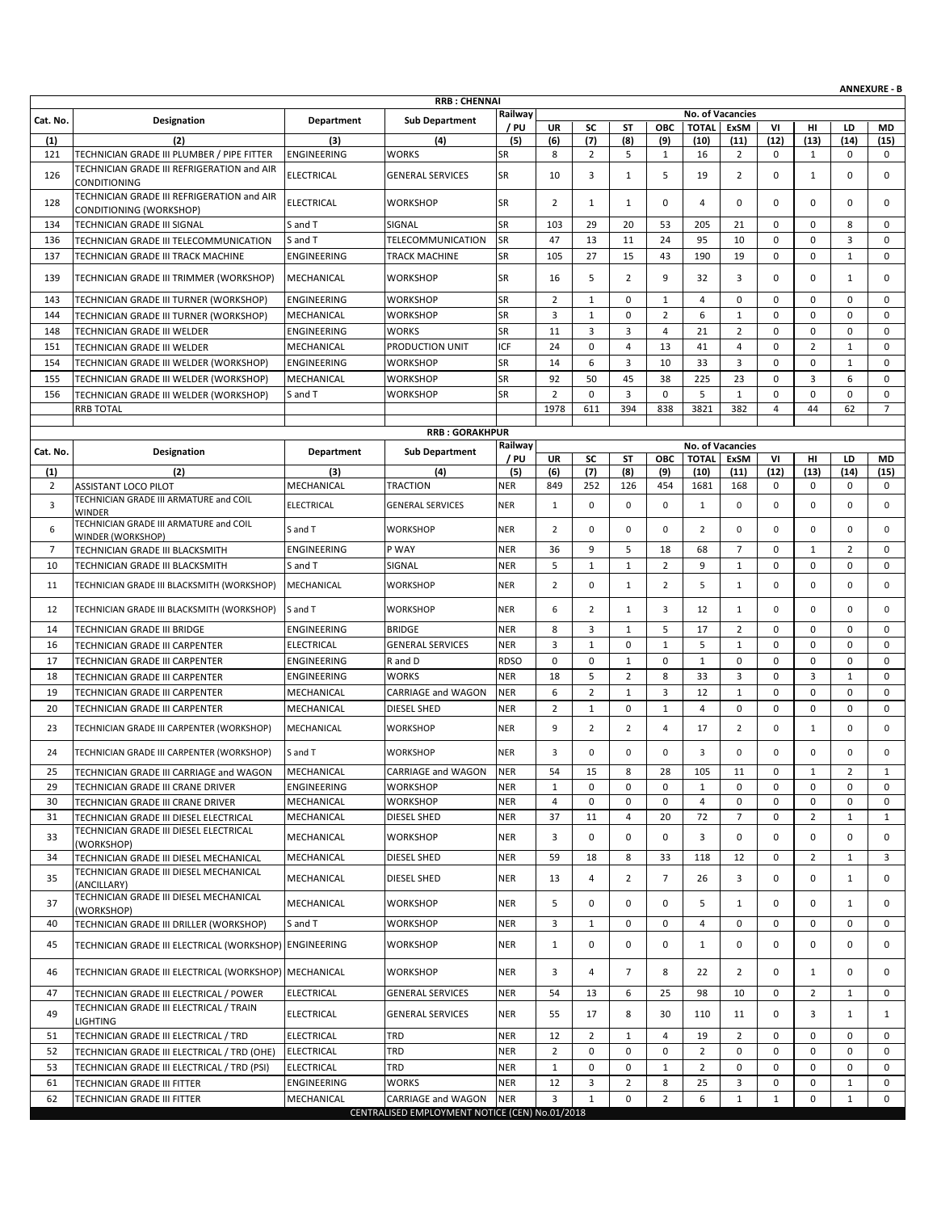**ANNEXURE - B**

## RRB : CHENNAI

| Cat. No. | Designation | Department | Sub Department | Railway / PU | No. of Vacancies | | | | | | | | | |
|---|---|---|---|---|---|---|---|---|---|---|---|---|---|---|
| | | | | | UR | SC | ST | OBC | TOTAL | ExSM | VI | HI | LD | MD |
| (1) | (2) | (3) | (4) | (5) | (6) | (7) | (8) | (9) | (10) | (11) | (12) | (13) | (14) | (15) |
| 121 | TECHNICIAN GRADE III PLUMBER / PIPE FITTER | ENGINEERING | WORKS | SR | 8 | 2 | 5 | 1 | 16 | 2 | 0 | 1 | 0 | 0 |
| 126 | TECHNICIAN GRADE III REFRIGERATION and AIR CONDITIONING | ELECTRICAL | GENERAL SERVICES | SR | 10 | 3 | 1 | 5 | 19 | 2 | 0 | 1 | 0 | 0 |
| 128 | TECHNICIAN GRADE III REFRIGERATION and AIR CONDITIONING (WORKSHOP) | ELECTRICAL | WORKSHOP | SR | 2 | 1 | 1 | 0 | 4 | 0 | 0 | 0 | 0 | 0 |
| 134 | TECHNICIAN GRADE III SIGNAL | S and T | SIGNAL | SR | 103 | 29 | 20 | 53 | 205 | 21 | 0 | 0 | 8 | 0 |
| 136 | TECHNICIAN GRADE III TELECOMMUNICATION | S and T | TELECOMMUNICATION | SR | 47 | 13 | 11 | 24 | 95 | 10 | 0 | 0 | 3 | 0 |
| 137 | TECHNICIAN GRADE III TRACK MACHINE | ENGINEERING | TRACK MACHINE | SR | 105 | 27 | 15 | 43 | 190 | 19 | 0 | 0 | 1 | 0 |
| 139 | TECHNICIAN GRADE III TRIMMER (WORKSHOP) | MECHANICAL | WORKSHOP | SR | 16 | 5 | 2 | 9 | 32 | 3 | 0 | 0 | 1 | 0 |
| 143 | TECHNICIAN GRADE III TURNER (WORKSHOP) | ENGINEERING | WORKSHOP | SR | 2 | 1 | 0 | 1 | 4 | 0 | 0 | 0 | 0 | 0 |
| 144 | TECHNICIAN GRADE III TURNER (WORKSHOP) | MECHANICAL | WORKSHOP | SR | 3 | 1 | 0 | 2 | 6 | 1 | 0 | 0 | 0 | 0 |
| 148 | TECHNICIAN GRADE III WELDER | ENGINEERING | WORKS | SR | 11 | 3 | 3 | 4 | 21 | 2 | 0 | 0 | 0 | 0 |
| 151 | TECHNICIAN GRADE III WELDER | MECHANICAL | PRODUCTION UNIT | ICF | 24 | 0 | 4 | 13 | 41 | 4 | 0 | 2 | 1 | 0 |
| 154 | TECHNICIAN GRADE III WELDER (WORKSHOP) | ENGINEERING | WORKSHOP | SR | 14 | 6 | 3 | 10 | 33 | 3 | 0 | 0 | 1 | 0 |
| 155 | TECHNICIAN GRADE III WELDER (WORKSHOP) | MECHANICAL | WORKSHOP | SR | 92 | 50 | 45 | 38 | 225 | 23 | 0 | 3 | 6 | 0 |
| 156 | TECHNICIAN GRADE III WELDER (WORKSHOP) | S and T | WORKSHOP | SR | 2 | 0 | 3 | 0 | 5 | 1 | 0 | 0 | 0 | 0 |
| | RRB TOTAL | | | | 1978 | 611 | 394 | 838 | 3821 | 382 | 4 | 44 | 62 | 7 |

## RRB : GORAKHPUR

| Cat. No. | Designation | Department | Sub Department | Railway / PU | No. of Vacancies | | | | | | | | | |
|---|---|---|---|---|---|---|---|---|---|---|---|---|---|---|
| | | | | | UR | SC | ST | OBC | TOTAL | ExSM | VI | HI | LD | MD |
| (1) | (2) | (3) | (4) | (5) | (6) | (7) | (8) | (9) | (10) | (11) | (12) | (13) | (14) | (15) |
| 2 | ASSISTANT LOCO PILOT | MECHANICAL | TRACTION | NER | 849 | 252 | 126 | 454 | 1681 | 168 | 0 | 0 | 0 | 0 |
| 3 | TECHNICIAN GRADE III ARMATURE and COIL WINDER | ELECTRICAL | GENERAL SERVICES | NER | 1 | 0 | 0 | 0 | 1 | 0 | 0 | 0 | 0 | 0 |
| 6 | TECHNICIAN GRADE III ARMATURE and COIL WINDER (WORKSHOP) | S and T | WORKSHOP | NER | 2 | 0 | 0 | 0 | 2 | 0 | 0 | 0 | 0 | 0 |
| 7 | TECHNICIAN GRADE III BLACKSMITH | ENGINEERING | P WAY | NER | 36 | 9 | 5 | 18 | 68 | 7 | 0 | 1 | 2 | 0 |
| 10 | TECHNICIAN GRADE III BLACKSMITH | S and T | SIGNAL | NER | 5 | 1 | 1 | 2 | 9 | 1 | 0 | 0 | 0 | 0 |
| 11 | TECHNICIAN GRADE III BLACKSMITH (WORKSHOP) | MECHANICAL | WORKSHOP | NER | 2 | 0 | 1 | 2 | 5 | 1 | 0 | 0 | 0 | 0 |
| 12 | TECHNICIAN GRADE III BLACKSMITH (WORKSHOP) | S and T | WORKSHOP | NER | 6 | 2 | 1 | 3 | 12 | 1 | 0 | 0 | 0 | 0 |
| 14 | TECHNICIAN GRADE III BRIDGE | ENGINEERING | BRIDGE | NER | 8 | 3 | 1 | 5 | 17 | 2 | 0 | 0 | 0 | 0 |
| 16 | TECHNICIAN GRADE III CARPENTER | ELECTRICAL | GENERAL SERVICES | NER | 3 | 1 | 0 | 1 | 5 | 1 | 0 | 0 | 0 | 0 |
| 17 | TECHNICIAN GRADE III CARPENTER | ENGINEERING | R and D | RDSO | 0 | 0 | 1 | 0 | 1 | 0 | 0 | 0 | 0 | 0 |
| 18 | TECHNICIAN GRADE III CARPENTER | ENGINEERING | WORKS | NER | 18 | 5 | 2 | 8 | 33 | 3 | 0 | 3 | 1 | 0 |
| 19 | TECHNICIAN GRADE III CARPENTER | MECHANICAL | CARRIAGE and WAGON | NER | 6 | 2 | 1 | 3 | 12 | 1 | 0 | 0 | 0 | 0 |
| 20 | TECHNICIAN GRADE III CARPENTER | MECHANICAL | DIESEL SHED | NER | 2 | 1 | 0 | 1 | 4 | 0 | 0 | 0 | 0 | 0 |
| 23 | TECHNICIAN GRADE III CARPENTER (WORKSHOP) | MECHANICAL | WORKSHOP | NER | 9 | 2 | 2 | 4 | 17 | 2 | 0 | 1 | 0 | 0 |
| 24 | TECHNICIAN GRADE III CARPENTER (WORKSHOP) | S and T | WORKSHOP | NER | 3 | 0 | 0 | 0 | 3 | 0 | 0 | 0 | 0 | 0 |
| 25 | TECHNICIAN GRADE III CARRIAGE and WAGON | MECHANICAL | CARRIAGE and WAGON | NER | 54 | 15 | 8 | 28 | 105 | 11 | 0 | 1 | 2 | 1 |
| 29 | TECHNICIAN GRADE III CRANE DRIVER | ENGINEERING | WORKSHOP | NER | 1 | 0 | 0 | 0 | 1 | 0 | 0 | 0 | 0 | 0 |
| 30 | TECHNICIAN GRADE III CRANE DRIVER | MECHANICAL | WORKSHOP | NER | 4 | 0 | 0 | 0 | 4 | 0 | 0 | 0 | 0 | 0 |
| 31 | TECHNICIAN GRADE III DIESEL ELECTRICAL | MECHANICAL | DIESEL SHED | NER | 37 | 11 | 4 | 20 | 72 | 7 | 0 | 2 | 1 | 1 |
| 33 | TECHNICIAN GRADE III DIESEL ELECTRICAL (WORKSHOP) | MECHANICAL | WORKSHOP | NER | 3 | 0 | 0 | 0 | 3 | 0 | 0 | 0 | 0 | 0 |
| 34 | TECHNICIAN GRADE III DIESEL MECHANICAL | MECHANICAL | DIESEL SHED | NER | 59 | 18 | 8 | 33 | 118 | 12 | 0 | 2 | 1 | 3 |
| 35 | TECHNICIAN GRADE III DIESEL MECHANICAL (ANCILLARY) | MECHANICAL | DIESEL SHED | NER | 13 | 4 | 2 | 7 | 26 | 3 | 0 | 0 | 1 | 0 |
| 37 | TECHNICIAN GRADE III DIESEL MECHANICAL (WORKSHOP) | MECHANICAL | WORKSHOP | NER | 5 | 0 | 0 | 0 | 5 | 1 | 0 | 0 | 1 | 0 |
| 40 | TECHNICIAN GRADE III DRILLER (WORKSHOP) | S and T | WORKSHOP | NER | 3 | 1 | 0 | 0 | 4 | 0 | 0 | 0 | 0 | 0 |
| 45 | TECHNICIAN GRADE III ELECTRICAL (WORKSHOP) | ENGINEERING | WORKSHOP | NER | 1 | 0 | 0 | 0 | 1 | 0 | 0 | 0 | 0 | 0 |
| 46 | TECHNICIAN GRADE III ELECTRICAL (WORKSHOP) | MECHANICAL | WORKSHOP | NER | 3 | 4 | 7 | 8 | 22 | 2 | 0 | 1 | 0 | 0 |
| 47 | TECHNICIAN GRADE III ELECTRICAL / POWER | ELECTRICAL | GENERAL SERVICES | NER | 54 | 13 | 6 | 25 | 98 | 10 | 0 | 2 | 1 | 0 |
| 49 | TECHNICIAN GRADE III ELECTRICAL / TRAIN LIGHTING | ELECTRICAL | GENERAL SERVICES | NER | 55 | 17 | 8 | 30 | 110 | 11 | 0 | 3 | 1 | 1 |
| 51 | TECHNICIAN GRADE III ELECTRICAL / TRD | ELECTRICAL | TRD | NER | 12 | 2 | 1 | 4 | 19 | 2 | 0 | 0 | 0 | 0 |
| 52 | TECHNICIAN GRADE III ELECTRICAL / TRD (OHE) | ELECTRICAL | TRD | NER | 2 | 0 | 0 | 0 | 2 | 0 | 0 | 0 | 0 | 0 |
| 53 | TECHNICIAN GRADE III ELECTRICAL / TRD (PSI) | ELECTRICAL | TRD | NER | 1 | 0 | 0 | 1 | 2 | 0 | 0 | 0 | 0 | 0 |
| 61 | TECHNICIAN GRADE III FITTER | ENGINEERING | WORKS | NER | 12 | 3 | 2 | 8 | 25 | 3 | 0 | 0 | 1 | 0 |
| 62 | TECHNICIAN GRADE III FITTER | MECHANICAL | CARRIAGE and WAGON | NER | 3 | 1 | 0 | 2 | 6 | 1 | 1 | 0 | 1 | 0 |

CENTRALISED EMPLOYMENT NOTICE (CEN) No.01/2018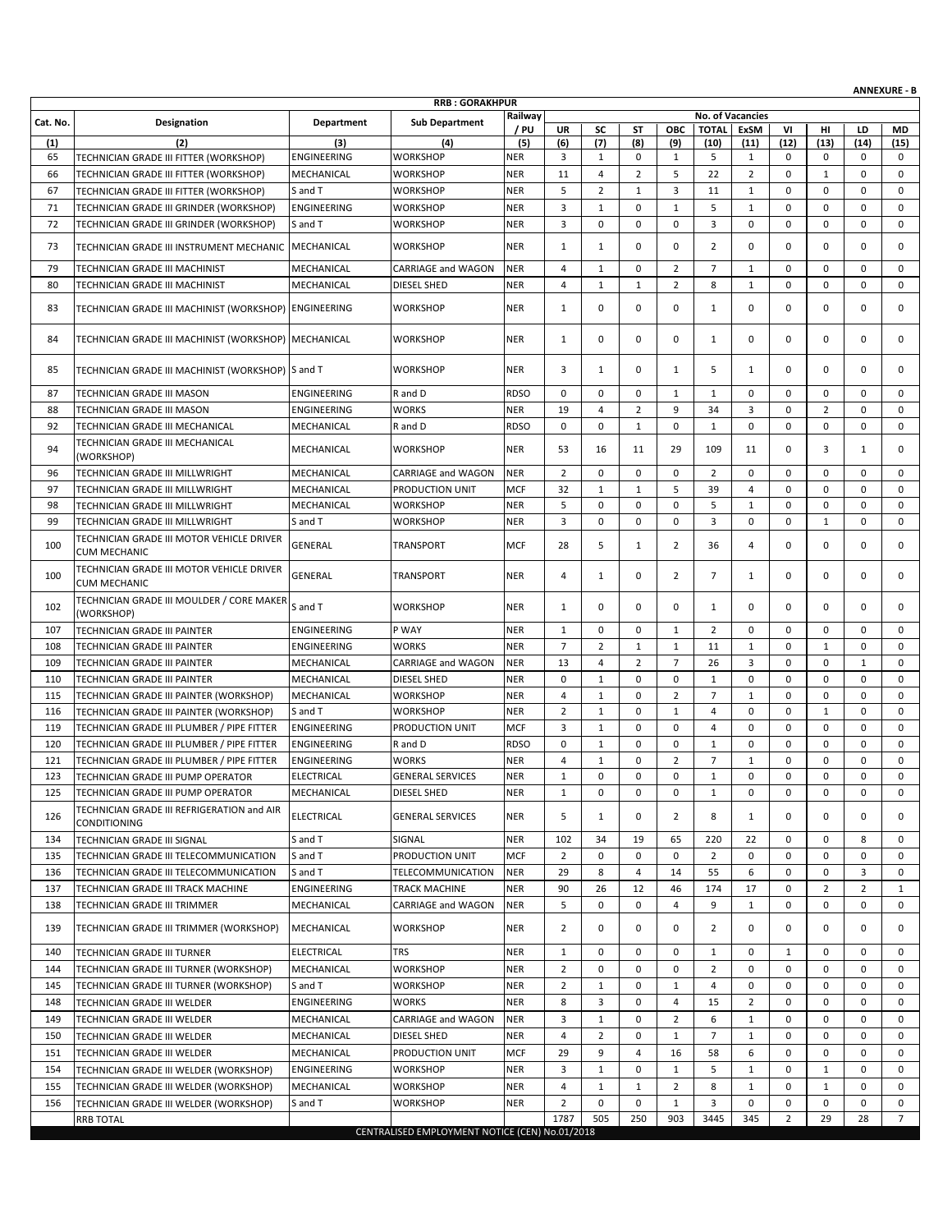**ANNEXURE - B**

| Cat. No. | Designation | Department | Sub Department | Railway / PU | No. of Vacancies | | | | | | | | | |
|---|---|---|---|---|---|---|---|---|---|---|---|---|---|---|
| | | | | | UR | SC | ST | OBC | TOTAL | ExSM | VI | HI | LD | MD |
| (1) | (2) | (3) | (4) | (5) | (6) | (7) | (8) | (9) | (10) | (11) | (12) | (13) | (14) | (15) |
| | | | **RRB : GORAKHPUR** | | | | | | | | | | | |
| 65 | TECHNICIAN GRADE III FITTER (WORKSHOP) | ENGINEERING | WORKSHOP | NER | 3 | 1 | 0 | 1 | 5 | 1 | 0 | 0 | 0 | 0 |
| 66 | TECHNICIAN GRADE III FITTER (WORKSHOP) | MECHANICAL | WORKSHOP | NER | 11 | 4 | 2 | 5 | 22 | 2 | 0 | 1 | 0 | 0 |
| 67 | TECHNICIAN GRADE III FITTER (WORKSHOP) | S and T | WORKSHOP | NER | 5 | 2 | 1 | 3 | 11 | 1 | 0 | 0 | 0 | 0 |
| 71 | TECHNICIAN GRADE III GRINDER (WORKSHOP) | ENGINEERING | WORKSHOP | NER | 3 | 1 | 0 | 1 | 5 | 1 | 0 | 0 | 0 | 0 |
| 72 | TECHNICIAN GRADE III GRINDER (WORKSHOP) | S and T | WORKSHOP | NER | 3 | 0 | 0 | 0 | 3 | 0 | 0 | 0 | 0 | 0 |
| 73 | TECHNICIAN GRADE III INSTRUMENT MECHANIC | MECHANICAL | WORKSHOP | NER | 1 | 1 | 0 | 0 | 2 | 0 | 0 | 0 | 0 | 0 |
| 79 | TECHNICIAN GRADE III MACHINIST | MECHANICAL | CARRIAGE and WAGON | NER | 4 | 1 | 0 | 2 | 7 | 1 | 0 | 0 | 0 | 0 |
| 80 | TECHNICIAN GRADE III MACHINIST | MECHANICAL | DIESEL SHED | NER | 4 | 1 | 1 | 2 | 8 | 1 | 0 | 0 | 0 | 0 |
| 83 | TECHNICIAN GRADE III MACHINIST (WORKSHOP) | ENGINEERING | WORKSHOP | NER | 1 | 0 | 0 | 0 | 1 | 0 | 0 | 0 | 0 | 0 |
| 84 | TECHNICIAN GRADE III MACHINIST (WORKSHOP) | MECHANICAL | WORKSHOP | NER | 1 | 0 | 0 | 0 | 1 | 0 | 0 | 0 | 0 | 0 |
| 85 | TECHNICIAN GRADE III MACHINIST (WORKSHOP) | S and T | WORKSHOP | NER | 3 | 1 | 0 | 1 | 5 | 1 | 0 | 0 | 0 | 0 |
| 87 | TECHNICIAN GRADE III MASON | ENGINEERING | R and D | RDSO | 0 | 0 | 0 | 1 | 1 | 0 | 0 | 0 | 0 | 0 |
| 88 | TECHNICIAN GRADE III MASON | ENGINEERING | WORKS | NER | 19 | 4 | 2 | 9 | 34 | 3 | 0 | 2 | 0 | 0 |
| 92 | TECHNICIAN GRADE III MECHANICAL | MECHANICAL | R and D | RDSO | 0 | 0 | 1 | 0 | 1 | 0 | 0 | 0 | 0 | 0 |
| 94 | TECHNICIAN GRADE III MECHANICAL (WORKSHOP) | MECHANICAL | WORKSHOP | NER | 53 | 16 | 11 | 29 | 109 | 11 | 0 | 3 | 1 | 0 |
| 96 | TECHNICIAN GRADE III MILLWRIGHT | MECHANICAL | CARRIAGE and WAGON | NER | 2 | 0 | 0 | 0 | 2 | 0 | 0 | 0 | 0 | 0 |
| 97 | TECHNICIAN GRADE III MILLWRIGHT | MECHANICAL | PRODUCTION UNIT | MCF | 32 | 1 | 1 | 5 | 39 | 4 | 0 | 0 | 0 | 0 |
| 98 | TECHNICIAN GRADE III MILLWRIGHT | MECHANICAL | WORKSHOP | NER | 5 | 0 | 0 | 0 | 5 | 1 | 0 | 0 | 0 | 0 |
| 99 | TECHNICIAN GRADE III MILLWRIGHT | S and T | WORKSHOP | NER | 3 | 0 | 0 | 0 | 3 | 0 | 0 | 1 | 0 | 0 |
| 100 | TECHNICIAN GRADE III MOTOR VEHICLE DRIVER CUM MECHANIC | GENERAL | TRANSPORT | MCF | 28 | 5 | 1 | 2 | 36 | 4 | 0 | 0 | 0 | 0 |
| 100 | TECHNICIAN GRADE III MOTOR VEHICLE DRIVER CUM MECHANIC | GENERAL | TRANSPORT | NER | 4 | 1 | 0 | 2 | 7 | 1 | 0 | 0 | 0 | 0 |
| 102 | TECHNICIAN GRADE III MOULDER / CORE MAKER (WORKSHOP) | S and T | WORKSHOP | NER | 1 | 0 | 0 | 0 | 1 | 0 | 0 | 0 | 0 | 0 |
| 107 | TECHNICIAN GRADE III PAINTER | ENGINEERING | P WAY | NER | 1 | 0 | 0 | 1 | 2 | 0 | 0 | 0 | 0 | 0 |
| 108 | TECHNICIAN GRADE III PAINTER | ENGINEERING | WORKS | NER | 7 | 2 | 1 | 1 | 11 | 1 | 0 | 1 | 0 | 0 |
| 109 | TECHNICIAN GRADE III PAINTER | MECHANICAL | CARRIAGE and WAGON | NER | 13 | 4 | 2 | 7 | 26 | 3 | 0 | 0 | 1 | 0 |
| 110 | TECHNICIAN GRADE III PAINTER | MECHANICAL | DIESEL SHED | NER | 0 | 1 | 0 | 0 | 1 | 0 | 0 | 0 | 0 | 0 |
| 115 | TECHNICIAN GRADE III PAINTER (WORKSHOP) | MECHANICAL | WORKSHOP | NER | 4 | 1 | 0 | 2 | 7 | 1 | 0 | 0 | 0 | 0 |
| 116 | TECHNICIAN GRADE III PAINTER (WORKSHOP) | S and T | WORKSHOP | NER | 2 | 1 | 0 | 1 | 4 | 0 | 0 | 1 | 0 | 0 |
| 119 | TECHNICIAN GRADE III PLUMBER / PIPE FITTER | ENGINEERING | PRODUCTION UNIT | MCF | 3 | 1 | 0 | 0 | 4 | 0 | 0 | 0 | 0 | 0 |
| 120 | TECHNICIAN GRADE III PLUMBER / PIPE FITTER | ENGINEERING | R and D | RDSO | 0 | 1 | 0 | 0 | 1 | 0 | 0 | 0 | 0 | 0 |
| 121 | TECHNICIAN GRADE III PLUMBER / PIPE FITTER | ENGINEERING | WORKS | NER | 4 | 1 | 0 | 2 | 7 | 1 | 0 | 0 | 0 | 0 |
| 123 | TECHNICIAN GRADE III PUMP OPERATOR | ELECTRICAL | GENERAL SERVICES | NER | 1 | 0 | 0 | 0 | 1 | 0 | 0 | 0 | 0 | 0 |
| 125 | TECHNICIAN GRADE III PUMP OPERATOR | MECHANICAL | DIESEL SHED | NER | 1 | 0 | 0 | 0 | 1 | 0 | 0 | 0 | 0 | 0 |
| 126 | TECHNICIAN GRADE III REFRIGERATION and AIR CONDITIONING | ELECTRICAL | GENERAL SERVICES | NER | 5 | 1 | 0 | 2 | 8 | 1 | 0 | 0 | 0 | 0 |
| 134 | TECHNICIAN GRADE III SIGNAL | S and T | SIGNAL | NER | 102 | 34 | 19 | 65 | 220 | 22 | 0 | 0 | 8 | 0 |
| 135 | TECHNICIAN GRADE III TELECOMMUNICATION | S and T | PRODUCTION UNIT | MCF | 2 | 0 | 0 | 0 | 2 | 0 | 0 | 0 | 0 | 0 |
| 136 | TECHNICIAN GRADE III TELECOMMUNICATION | S and T | TELECOMMUNICATION | NER | 29 | 8 | 4 | 14 | 55 | 6 | 0 | 0 | 3 | 0 |
| 137 | TECHNICIAN GRADE III TRACK MACHINE | ENGINEERING | TRACK MACHINE | NER | 90 | 26 | 12 | 46 | 174 | 17 | 0 | 2 | 2 | 1 |
| 138 | TECHNICIAN GRADE III TRIMMER | MECHANICAL | CARRIAGE and WAGON | NER | 5 | 0 | 0 | 4 | 9 | 1 | 0 | 0 | 0 | 0 |
| 139 | TECHNICIAN GRADE III TRIMMER (WORKSHOP) | MECHANICAL | WORKSHOP | NER | 2 | 0 | 0 | 0 | 2 | 0 | 0 | 0 | 0 | 0 |
| 140 | TECHNICIAN GRADE III TURNER | ELECTRICAL | TRS | NER | 1 | 0 | 0 | 0 | 1 | 0 | 1 | 0 | 0 | 0 |
| 144 | TECHNICIAN GRADE III TURNER (WORKSHOP) | MECHANICAL | WORKSHOP | NER | 2 | 0 | 0 | 0 | 2 | 0 | 0 | 0 | 0 | 0 |
| 145 | TECHNICIAN GRADE III TURNER (WORKSHOP) | S and T | WORKSHOP | NER | 2 | 1 | 0 | 1 | 4 | 0 | 0 | 0 | 0 | 0 |
| 148 | TECHNICIAN GRADE III WELDER | ENGINEERING | WORKS | NER | 8 | 3 | 0 | 4 | 15 | 2 | 0 | 0 | 0 | 0 |
| 149 | TECHNICIAN GRADE III WELDER | MECHANICAL | CARRIAGE and WAGON | NER | 3 | 1 | 0 | 2 | 6 | 1 | 0 | 0 | 0 | 0 |
| 150 | TECHNICIAN GRADE III WELDER | MECHANICAL | DIESEL SHED | NER | 4 | 2 | 0 | 1 | 7 | 1 | 0 | 0 | 0 | 0 |
| 151 | TECHNICIAN GRADE III WELDER | MECHANICAL | PRODUCTION UNIT | MCF | 29 | 9 | 4 | 16 | 58 | 6 | 0 | 0 | 0 | 0 |
| 154 | TECHNICIAN GRADE III WELDER (WORKSHOP) | ENGINEERING | WORKSHOP | NER | 3 | 1 | 0 | 1 | 5 | 1 | 0 | 1 | 0 | 0 |
| 155 | TECHNICIAN GRADE III WELDER (WORKSHOP) | MECHANICAL | WORKSHOP | NER | 4 | 1 | 1 | 2 | 8 | 1 | 0 | 1 | 0 | 0 |
| 156 | TECHNICIAN GRADE III WELDER (WORKSHOP) | S and T | WORKSHOP | NER | 2 | 0 | 0 | 1 | 3 | 0 | 0 | 0 | 0 | 0 |
| | RRB TOTAL | | | | 1787 | 505 | 250 | 903 | 3445 | 345 | 2 | 29 | 28 | 7 |

CENTRALISED EMPLOYMENT NOTICE (CEN) No.01/2018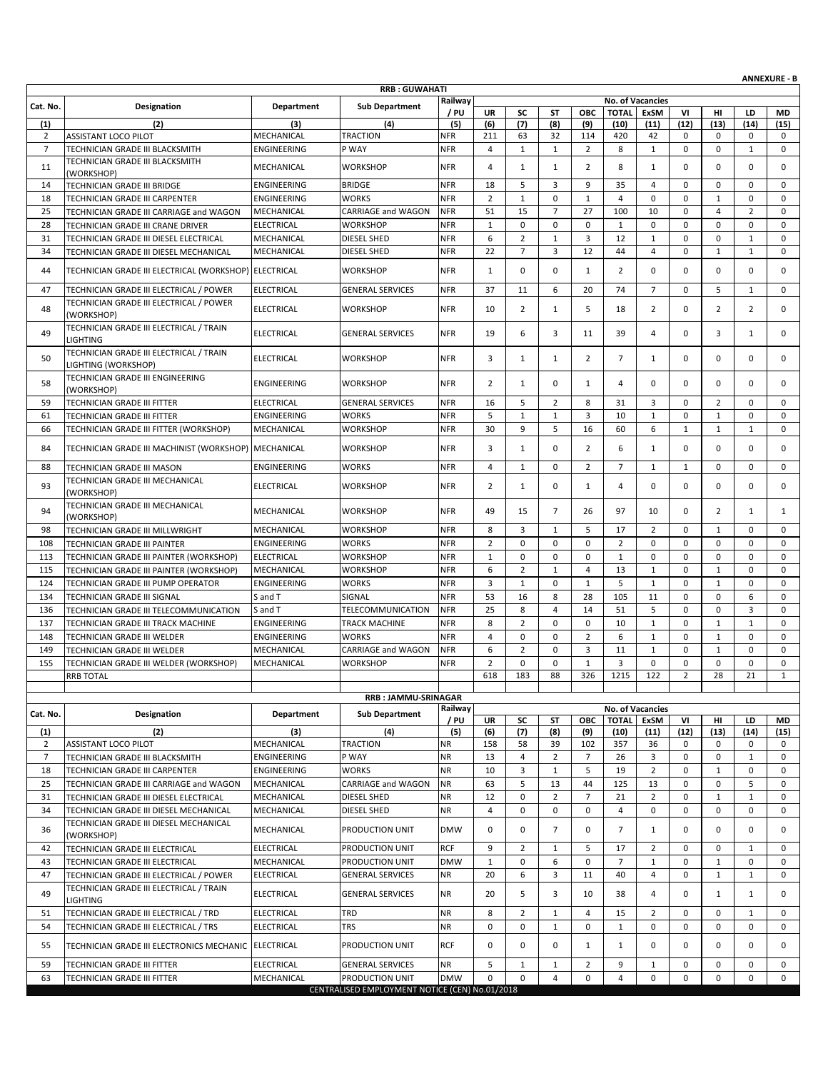**ANNEXURE - B**

## RRB : GUWAHATI

| Cat. No. | Designation | Department | Sub Department | Railway / PU | No. of Vacancies | | | | | | | | | |
|---|---|---|---|---|---|---|---|---|---|---|---|---|---|---|
| | | | | | UR | SC | ST | OBC | TOTAL | ExSM | VI | HI | LD | MD |
| (1) | (2) | (3) | (4) | (5) | (6) | (7) | (8) | (9) | (10) | (11) | (12) | (13) | (14) | (15) |
| 2 | ASSISTANT LOCO PILOT | MECHANICAL | TRACTION | NFR | 211 | 63 | 32 | 114 | 420 | 42 | 0 | 0 | 0 | 0 |
| 7 | TECHNICIAN GRADE III BLACKSMITH | ENGINEERING | P WAY | NFR | 4 | 1 | 1 | 2 | 8 | 1 | 0 | 0 | 1 | 0 |
| 11 | TECHNICIAN GRADE III BLACKSMITH (WORKSHOP) | MECHANICAL | WORKSHOP | NFR | 4 | 1 | 1 | 2 | 8 | 1 | 0 | 0 | 0 | 0 |
| 14 | TECHNICIAN GRADE III BRIDGE | ENGINEERING | BRIDGE | NFR | 18 | 5 | 3 | 9 | 35 | 4 | 0 | 0 | 0 | 0 |
| 18 | TECHNICIAN GRADE III CARPENTER | ENGINEERING | WORKS | NFR | 2 | 1 | 0 | 1 | 4 | 0 | 0 | 1 | 0 | 0 |
| 25 | TECHNICIAN GRADE III CARRIAGE and WAGON | MECHANICAL | CARRIAGE and WAGON | NFR | 51 | 15 | 7 | 27 | 100 | 10 | 0 | 4 | 2 | 0 |
| 28 | TECHNICIAN GRADE III CRANE DRIVER | ELECTRICAL | WORKSHOP | NFR | 1 | 0 | 0 | 0 | 1 | 0 | 0 | 0 | 0 | 0 |
| 31 | TECHNICIAN GRADE III DIESEL ELECTRICAL | MECHANICAL | DIESEL SHED | NFR | 6 | 2 | 1 | 3 | 12 | 1 | 0 | 0 | 1 | 0 |
| 34 | TECHNICIAN GRADE III DIESEL MECHANICAL | MECHANICAL | DIESEL SHED | NFR | 22 | 7 | 3 | 12 | 44 | 4 | 0 | 1 | 1 | 0 |
| 44 | TECHNICIAN GRADE III ELECTRICAL (WORKSHOP) | ELECTRICAL | WORKSHOP | NFR | 1 | 0 | 0 | 1 | 2 | 0 | 0 | 0 | 0 | 0 |
| 47 | TECHNICIAN GRADE III ELECTRICAL / POWER | ELECTRICAL | GENERAL SERVICES | NFR | 37 | 11 | 6 | 20 | 74 | 7 | 0 | 5 | 1 | 0 |
| 48 | TECHNICIAN GRADE III ELECTRICAL / POWER (WORKSHOP) | ELECTRICAL | WORKSHOP | NFR | 10 | 2 | 1 | 5 | 18 | 2 | 0 | 2 | 2 | 0 |
| 49 | TECHNICIAN GRADE III ELECTRICAL / TRAIN LIGHTING | ELECTRICAL | GENERAL SERVICES | NFR | 19 | 6 | 3 | 11 | 39 | 4 | 0 | 3 | 1 | 0 |
| 50 | TECHNICIAN GRADE III ELECTRICAL / TRAIN LIGHTING (WORKSHOP) | ELECTRICAL | WORKSHOP | NFR | 3 | 1 | 1 | 2 | 7 | 1 | 0 | 0 | 0 | 0 |
| 58 | TECHNICIAN GRADE III ENGINEERING (WORKSHOP) | ENGINEERING | WORKSHOP | NFR | 2 | 1 | 0 | 1 | 4 | 0 | 0 | 0 | 0 | 0 |
| 59 | TECHNICIAN GRADE III FITTER | ELECTRICAL | GENERAL SERVICES | NFR | 16 | 5 | 2 | 8 | 31 | 3 | 0 | 2 | 0 | 0 |
| 61 | TECHNICIAN GRADE III FITTER | ENGINEERING | WORKS | NFR | 5 | 1 | 1 | 3 | 10 | 1 | 0 | 1 | 0 | 0 |
| 66 | TECHNICIAN GRADE III FITTER (WORKSHOP) | MECHANICAL | WORKSHOP | NFR | 30 | 9 | 5 | 16 | 60 | 6 | 1 | 1 | 1 | 0 |
| 84 | TECHNICIAN GRADE III MACHINIST (WORKSHOP) | MECHANICAL | WORKSHOP | NFR | 3 | 1 | 0 | 2 | 6 | 1 | 0 | 0 | 0 | 0 |
| 88 | TECHNICIAN GRADE III MASON | ENGINEERING | WORKS | NFR | 4 | 1 | 0 | 2 | 7 | 1 | 1 | 0 | 0 | 0 |
| 93 | TECHNICIAN GRADE III MECHANICAL (WORKSHOP) | ELECTRICAL | WORKSHOP | NFR | 2 | 1 | 0 | 1 | 4 | 0 | 0 | 0 | 0 | 0 |
| 94 | TECHNICIAN GRADE III MECHANICAL (WORKSHOP) | MECHANICAL | WORKSHOP | NFR | 49 | 15 | 7 | 26 | 97 | 10 | 0 | 2 | 1 | 1 |
| 98 | TECHNICIAN GRADE III MILLWRIGHT | MECHANICAL | WORKSHOP | NFR | 8 | 3 | 1 | 5 | 17 | 2 | 0 | 1 | 0 | 0 |
| 108 | TECHNICIAN GRADE III PAINTER | ENGINEERING | WORKS | NFR | 2 | 0 | 0 | 0 | 2 | 0 | 0 | 0 | 0 | 0 |
| 113 | TECHNICIAN GRADE III PAINTER (WORKSHOP) | ELECTRICAL | WORKSHOP | NFR | 1 | 0 | 0 | 0 | 1 | 0 | 0 | 0 | 0 | 0 |
| 115 | TECHNICIAN GRADE III PAINTER (WORKSHOP) | MECHANICAL | WORKSHOP | NFR | 6 | 2 | 1 | 4 | 13 | 1 | 0 | 1 | 0 | 0 |
| 124 | TECHNICIAN GRADE III PUMP OPERATOR | ENGINEERING | WORKS | NFR | 3 | 1 | 0 | 1 | 5 | 1 | 0 | 1 | 0 | 0 |
| 134 | TECHNICIAN GRADE III SIGNAL | S and T | SIGNAL | NFR | 53 | 16 | 8 | 28 | 105 | 11 | 0 | 0 | 6 | 0 |
| 136 | TECHNICIAN GRADE III TELECOMMUNICATION | S and T | TELECOMMUNICATION | NFR | 25 | 8 | 4 | 14 | 51 | 5 | 0 | 0 | 3 | 0 |
| 137 | TECHNICIAN GRADE III TRACK MACHINE | ENGINEERING | TRACK MACHINE | NFR | 8 | 2 | 0 | 0 | 10 | 1 | 0 | 1 | 1 | 0 |
| 148 | TECHNICIAN GRADE III WELDER | ENGINEERING | WORKS | NFR | 4 | 0 | 0 | 2 | 6 | 1 | 0 | 1 | 0 | 0 |
| 149 | TECHNICIAN GRADE III WELDER | MECHANICAL | CARRIAGE and WAGON | NFR | 6 | 2 | 0 | 3 | 11 | 1 | 0 | 1 | 0 | 0 |
| 155 | TECHNICIAN GRADE III WELDER (WORKSHOP) | MECHANICAL | WORKSHOP | NFR | 2 | 0 | 0 | 1 | 3 | 0 | 0 | 0 | 0 | 0 |
| | RRB TOTAL | | | | 618 | 183 | 88 | 326 | 1215 | 122 | 2 | 28 | 21 | 1 |

## RRB : JAMMU-SRINAGAR

| Cat. No. | Designation | Department | Sub Department | Railway / PU | No. of Vacancies | | | | | | | | | |
|---|---|---|---|---|---|---|---|---|---|---|---|---|---|---|
| | | | | | UR | SC | ST | OBC | TOTAL | ExSM | VI | HI | LD | MD |
| (1) | (2) | (3) | (4) | (5) | (6) | (7) | (8) | (9) | (10) | (11) | (12) | (13) | (14) | (15) |
| 2 | ASSISTANT LOCO PILOT | MECHANICAL | TRACTION | NR | 158 | 58 | 39 | 102 | 357 | 36 | 0 | 0 | 0 | 0 |
| 7 | TECHNICIAN GRADE III BLACKSMITH | ENGINEERING | P WAY | NR | 13 | 4 | 2 | 7 | 26 | 3 | 0 | 0 | 1 | 0 |
| 18 | TECHNICIAN GRADE III CARPENTER | ENGINEERING | WORKS | NR | 10 | 3 | 1 | 5 | 19 | 2 | 0 | 1 | 0 | 0 |
| 25 | TECHNICIAN GRADE III CARRIAGE and WAGON | MECHANICAL | CARRIAGE and WAGON | NR | 63 | 5 | 13 | 44 | 125 | 13 | 0 | 0 | 5 | 0 |
| 31 | TECHNICIAN GRADE III DIESEL ELECTRICAL | MECHANICAL | DIESEL SHED | NR | 12 | 0 | 2 | 7 | 21 | 2 | 0 | 1 | 1 | 0 |
| 34 | TECHNICIAN GRADE III DIESEL MECHANICAL | MECHANICAL | DIESEL SHED | NR | 4 | 0 | 0 | 0 | 4 | 0 | 0 | 0 | 0 | 0 |
| 36 | TECHNICIAN GRADE III DIESEL MECHANICAL (WORKSHOP) | MECHANICAL | PRODUCTION UNIT | DMW | 0 | 0 | 7 | 0 | 7 | 1 | 0 | 0 | 0 | 0 |
| 42 | TECHNICIAN GRADE III ELECTRICAL | ELECTRICAL | PRODUCTION UNIT | RCF | 9 | 2 | 1 | 5 | 17 | 2 | 0 | 0 | 1 | 0 |
| 43 | TECHNICIAN GRADE III ELECTRICAL | MECHANICAL | PRODUCTION UNIT | DMW | 1 | 0 | 6 | 0 | 7 | 1 | 0 | 1 | 0 | 0 |
| 47 | TECHNICIAN GRADE III ELECTRICAL / POWER | ELECTRICAL | GENERAL SERVICES | NR | 20 | 6 | 3 | 11 | 40 | 4 | 0 | 1 | 1 | 0 |
| 49 | TECHNICIAN GRADE III ELECTRICAL / TRAIN LIGHTING | ELECTRICAL | GENERAL SERVICES | NR | 20 | 5 | 3 | 10 | 38 | 4 | 0 | 1 | 1 | 0 |
| 51 | TECHNICIAN GRADE III ELECTRICAL / TRD | ELECTRICAL | TRD | NR | 8 | 2 | 1 | 4 | 15 | 2 | 0 | 0 | 1 | 0 |
| 54 | TECHNICIAN GRADE III ELECTRICAL / TRS | ELECTRICAL | TRS | NR | 0 | 0 | 1 | 0 | 1 | 0 | 0 | 0 | 0 | 0 |
| 55 | TECHNICIAN GRADE III ELECTRONICS MECHANIC | ELECTRICAL | PRODUCTION UNIT | RCF | 0 | 0 | 0 | 1 | 1 | 0 | 0 | 0 | 0 | 0 |
| 59 | TECHNICIAN GRADE III FITTER | ELECTRICAL | GENERAL SERVICES | NR | 5 | 1 | 1 | 2 | 9 | 1 | 0 | 0 | 0 | 0 |
| 63 | TECHNICIAN GRADE III FITTER | MECHANICAL | PRODUCTION UNIT | DMW | 0 | 0 | 4 | 0 | 4 | 0 | 0 | 0 | 0 | 0 |

CENTRALISED EMPLOYMENT NOTICE (CEN) No.01/2018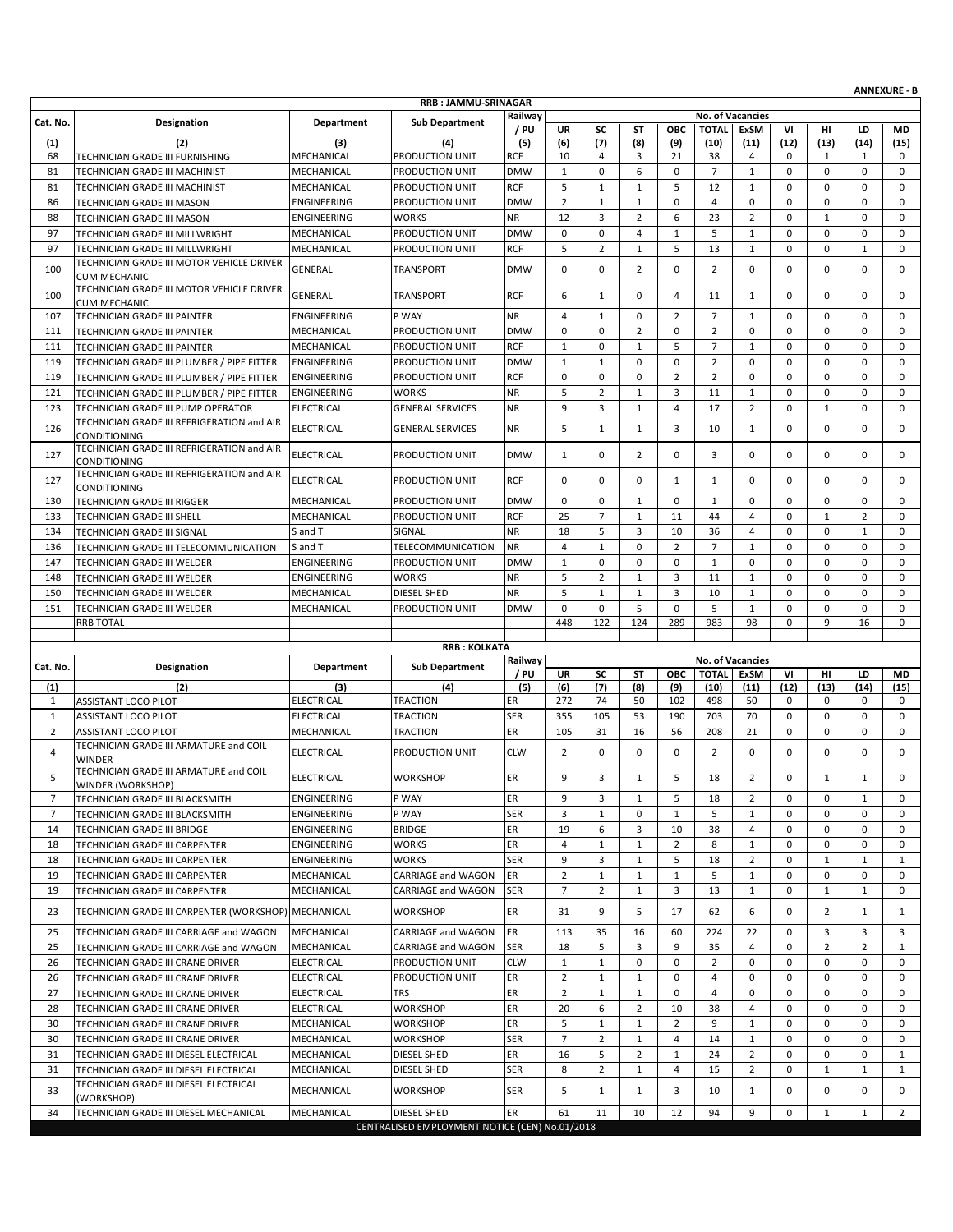**ANNEXURE - B**

**RRB : JAMMU-SRINAGAR**

| Cat. No. | Designation | Department | Sub Department | Railway / PU | No. of Vacancies | | | | | | | | | |
|---|---|---|---|---|---|---|---|---|---|---|---|---|---|---|
| | | | | | UR | SC | ST | OBC | TOTAL | ExSM | VI | HI | LD | MD |
| (1) | (2) | (3) | (4) | (5) | (6) | (7) | (8) | (9) | (10) | (11) | (12) | (13) | (14) | (15) |
| 68 | TECHNICIAN GRADE III FURNISHING | MECHANICAL | PRODUCTION UNIT | RCF | 10 | 4 | 3 | 21 | 38 | 4 | 0 | 1 | 1 | 0 |
| 81 | TECHNICIAN GRADE III MACHINIST | MECHANICAL | PRODUCTION UNIT | DMW | 1 | 0 | 6 | 0 | 7 | 1 | 0 | 0 | 0 | 0 |
| 81 | TECHNICIAN GRADE III MACHINIST | MECHANICAL | PRODUCTION UNIT | RCF | 5 | 1 | 1 | 5 | 12 | 1 | 0 | 0 | 0 | 0 |
| 86 | TECHNICIAN GRADE III MASON | ENGINEERING | PRODUCTION UNIT | DMW | 2 | 1 | 1 | 0 | 4 | 0 | 0 | 0 | 0 | 0 |
| 88 | TECHNICIAN GRADE III MASON | ENGINEERING | WORKS | NR | 12 | 3 | 2 | 6 | 23 | 2 | 0 | 1 | 0 | 0 |
| 97 | TECHNICIAN GRADE III MILLWRIGHT | MECHANICAL | PRODUCTION UNIT | DMW | 0 | 0 | 4 | 1 | 5 | 1 | 0 | 0 | 0 | 0 |
| 97 | TECHNICIAN GRADE III MILLWRIGHT | MECHANICAL | PRODUCTION UNIT | RCF | 5 | 2 | 1 | 5 | 13 | 1 | 0 | 0 | 1 | 0 |
| 100 | TECHNICIAN GRADE III MOTOR VEHICLE DRIVER CUM MECHANIC | GENERAL | TRANSPORT | DMW | 0 | 0 | 2 | 0 | 2 | 0 | 0 | 0 | 0 | 0 |
| 100 | TECHNICIAN GRADE III MOTOR VEHICLE DRIVER CUM MECHANIC | GENERAL | TRANSPORT | RCF | 6 | 1 | 0 | 4 | 11 | 1 | 0 | 0 | 0 | 0 |
| 107 | TECHNICIAN GRADE III PAINTER | ENGINEERING | P WAY | NR | 4 | 1 | 0 | 2 | 7 | 1 | 0 | 0 | 0 | 0 |
| 111 | TECHNICIAN GRADE III PAINTER | MECHANICAL | PRODUCTION UNIT | DMW | 0 | 0 | 2 | 0 | 2 | 0 | 0 | 0 | 0 | 0 |
| 111 | TECHNICIAN GRADE III PAINTER | MECHANICAL | PRODUCTION UNIT | RCF | 1 | 0 | 1 | 5 | 7 | 1 | 0 | 0 | 0 | 0 |
| 119 | TECHNICIAN GRADE III PLUMBER / PIPE FITTER | ENGINEERING | PRODUCTION UNIT | DMW | 1 | 1 | 0 | 0 | 2 | 0 | 0 | 0 | 0 | 0 |
| 119 | TECHNICIAN GRADE III PLUMBER / PIPE FITTER | ENGINEERING | PRODUCTION UNIT | RCF | 0 | 0 | 0 | 2 | 2 | 0 | 0 | 0 | 0 | 0 |
| 121 | TECHNICIAN GRADE III PLUMBER / PIPE FITTER | ENGINEERING | WORKS | NR | 5 | 2 | 1 | 3 | 11 | 1 | 0 | 0 | 0 | 0 |
| 123 | TECHNICIAN GRADE III PUMP OPERATOR | ELECTRICAL | GENERAL SERVICES | NR | 9 | 3 | 1 | 4 | 17 | 2 | 0 | 1 | 0 | 0 |
| 126 | TECHNICIAN GRADE III REFRIGERATION and AIR CONDITIONING | ELECTRICAL | GENERAL SERVICES | NR | 5 | 1 | 1 | 3 | 10 | 1 | 0 | 0 | 0 | 0 |
| 127 | TECHNICIAN GRADE III REFRIGERATION and AIR CONDITIONING | ELECTRICAL | PRODUCTION UNIT | DMW | 1 | 0 | 2 | 0 | 3 | 0 | 0 | 0 | 0 | 0 |
| 127 | TECHNICIAN GRADE III REFRIGERATION and AIR CONDITIONING | ELECTRICAL | PRODUCTION UNIT | RCF | 0 | 0 | 0 | 1 | 1 | 0 | 0 | 0 | 0 | 0 |
| 130 | TECHNICIAN GRADE III RIGGER | MECHANICAL | PRODUCTION UNIT | DMW | 0 | 0 | 1 | 0 | 1 | 0 | 0 | 0 | 0 | 0 |
| 133 | TECHNICIAN GRADE III SHELL | MECHANICAL | PRODUCTION UNIT | RCF | 25 | 7 | 1 | 11 | 44 | 4 | 0 | 1 | 2 | 0 |
| 134 | TECHNICIAN GRADE III SIGNAL | S and T | SIGNAL | NR | 18 | 5 | 3 | 10 | 36 | 4 | 0 | 0 | 1 | 0 |
| 136 | TECHNICIAN GRADE III TELECOMMUNICATION | S and T | TELECOMMUNICATION | NR | 4 | 1 | 0 | 2 | 7 | 1 | 0 | 0 | 0 | 0 |
| 147 | TECHNICIAN GRADE III WELDER | ENGINEERING | PRODUCTION UNIT | DMW | 1 | 0 | 0 | 0 | 1 | 0 | 0 | 0 | 0 | 0 |
| 148 | TECHNICIAN GRADE III WELDER | ENGINEERING | WORKS | NR | 5 | 2 | 1 | 3 | 11 | 1 | 0 | 0 | 0 | 0 |
| 150 | TECHNICIAN GRADE III WELDER | MECHANICAL | DIESEL SHED | NR | 5 | 1 | 1 | 3 | 10 | 1 | 0 | 0 | 0 | 0 |
| 151 | TECHNICIAN GRADE III WELDER | MECHANICAL | PRODUCTION UNIT | DMW | 0 | 0 | 5 | 0 | 5 | 1 | 0 | 0 | 0 | 0 |
| | RRB TOTAL | | | | 448 | 122 | 124 | 289 | 983 | 98 | 0 | 9 | 16 | 0 |

**RRB : KOLKATA**

| Cat. No. | Designation | Department | Sub Department | Railway / PU | No. of Vacancies | | | | | | | | | |
|---|---|---|---|---|---|---|---|---|---|---|---|---|---|---|
| | | | | | UR | SC | ST | OBC | TOTAL | ExSM | VI | HI | LD | MD |
| (1) | (2) | (3) | (4) | (5) | (6) | (7) | (8) | (9) | (10) | (11) | (12) | (13) | (14) | (15) |
| 1 | ASSISTANT LOCO PILOT | ELECTRICAL | TRACTION | ER | 272 | 74 | 50 | 102 | 498 | 50 | 0 | 0 | 0 | 0 |
| 1 | ASSISTANT LOCO PILOT | ELECTRICAL | TRACTION | SER | 355 | 105 | 53 | 190 | 703 | 70 | 0 | 0 | 0 | 0 |
| 2 | ASSISTANT LOCO PILOT | MECHANICAL | TRACTION | ER | 105 | 31 | 16 | 56 | 208 | 21 | 0 | 0 | 0 | 0 |
| 4 | TECHNICIAN GRADE III ARMATURE and COIL WINDER | ELECTRICAL | PRODUCTION UNIT | CLW | 2 | 0 | 0 | 0 | 2 | 0 | 0 | 0 | 0 | 0 |
| 5 | TECHNICIAN GRADE III ARMATURE and COIL WINDER (WORKSHOP) | ELECTRICAL | WORKSHOP | ER | 9 | 3 | 1 | 5 | 18 | 2 | 0 | 1 | 1 | 0 |
| 7 | TECHNICIAN GRADE III BLACKSMITH | ENGINEERING | P WAY | ER | 9 | 3 | 1 | 5 | 18 | 2 | 0 | 0 | 1 | 0 |
| 7 | TECHNICIAN GRADE III BLACKSMITH | ENGINEERING | P WAY | SER | 3 | 1 | 0 | 1 | 5 | 1 | 0 | 0 | 0 | 0 |
| 14 | TECHNICIAN GRADE III BRIDGE | ENGINEERING | BRIDGE | ER | 19 | 6 | 3 | 10 | 38 | 4 | 0 | 0 | 0 | 0 |
| 18 | TECHNICIAN GRADE III CARPENTER | ENGINEERING | WORKS | ER | 4 | 1 | 1 | 2 | 8 | 1 | 0 | 0 | 0 | 0 |
| 18 | TECHNICIAN GRADE III CARPENTER | ENGINEERING | WORKS | SER | 9 | 3 | 1 | 5 | 18 | 2 | 0 | 1 | 1 | 1 |
| 19 | TECHNICIAN GRADE III CARPENTER | MECHANICAL | CARRIAGE and WAGON | ER | 2 | 1 | 1 | 1 | 5 | 1 | 0 | 0 | 0 | 0 |
| 19 | TECHNICIAN GRADE III CARPENTER | MECHANICAL | CARRIAGE and WAGON | SER | 7 | 2 | 1 | 3 | 13 | 1 | 0 | 1 | 1 | 0 |
| 23 | TECHNICIAN GRADE III CARPENTER (WORKSHOP) | MECHANICAL | WORKSHOP | ER | 31 | 9 | 5 | 17 | 62 | 6 | 0 | 2 | 1 | 1 |
| 25 | TECHNICIAN GRADE III CARRIAGE and WAGON | MECHANICAL | CARRIAGE and WAGON | ER | 113 | 35 | 16 | 60 | 224 | 22 | 0 | 3 | 3 | 3 |
| 25 | TECHNICIAN GRADE III CARRIAGE and WAGON | MECHANICAL | CARRIAGE and WAGON | SER | 18 | 5 | 3 | 9 | 35 | 4 | 0 | 2 | 2 | 1 |
| 26 | TECHNICIAN GRADE III CRANE DRIVER | ELECTRICAL | PRODUCTION UNIT | CLW | 1 | 1 | 0 | 0 | 2 | 0 | 0 | 0 | 0 | 0 |
| 26 | TECHNICIAN GRADE III CRANE DRIVER | ELECTRICAL | PRODUCTION UNIT | ER | 2 | 1 | 1 | 0 | 4 | 0 | 0 | 0 | 0 | 0 |
| 27 | TECHNICIAN GRADE III CRANE DRIVER | ELECTRICAL | TRS | ER | 2 | 1 | 1 | 0 | 4 | 0 | 0 | 0 | 0 | 0 |
| 28 | TECHNICIAN GRADE III CRANE DRIVER | ELECTRICAL | WORKSHOP | ER | 20 | 6 | 2 | 10 | 38 | 4 | 0 | 0 | 0 | 0 |
| 30 | TECHNICIAN GRADE III CRANE DRIVER | MECHANICAL | WORKSHOP | ER | 5 | 1 | 1 | 2 | 9 | 1 | 0 | 0 | 0 | 0 |
| 30 | TECHNICIAN GRADE III CRANE DRIVER | MECHANICAL | WORKSHOP | SER | 7 | 2 | 1 | 4 | 14 | 1 | 0 | 0 | 0 | 0 |
| 31 | TECHNICIAN GRADE III DIESEL ELECTRICAL | MECHANICAL | DIESEL SHED | ER | 16 | 5 | 2 | 1 | 24 | 2 | 0 | 0 | 0 | 1 |
| 31 | TECHNICIAN GRADE III DIESEL ELECTRICAL | MECHANICAL | DIESEL SHED | SER | 8 | 2 | 1 | 4 | 15 | 2 | 0 | 1 | 1 | 1 |
| 33 | TECHNICIAN GRADE III DIESEL ELECTRICAL (WORKSHOP) | MECHANICAL | WORKSHOP | SER | 5 | 1 | 1 | 3 | 10 | 1 | 0 | 0 | 0 | 0 |
| 34 | TECHNICIAN GRADE III DIESEL MECHANICAL | MECHANICAL | DIESEL SHED | ER | 61 | 11 | 10 | 12 | 94 | 9 | 0 | 1 | 1 | 2 |

CENTRALISED EMPLOYMENT NOTICE (CEN) No.01/2018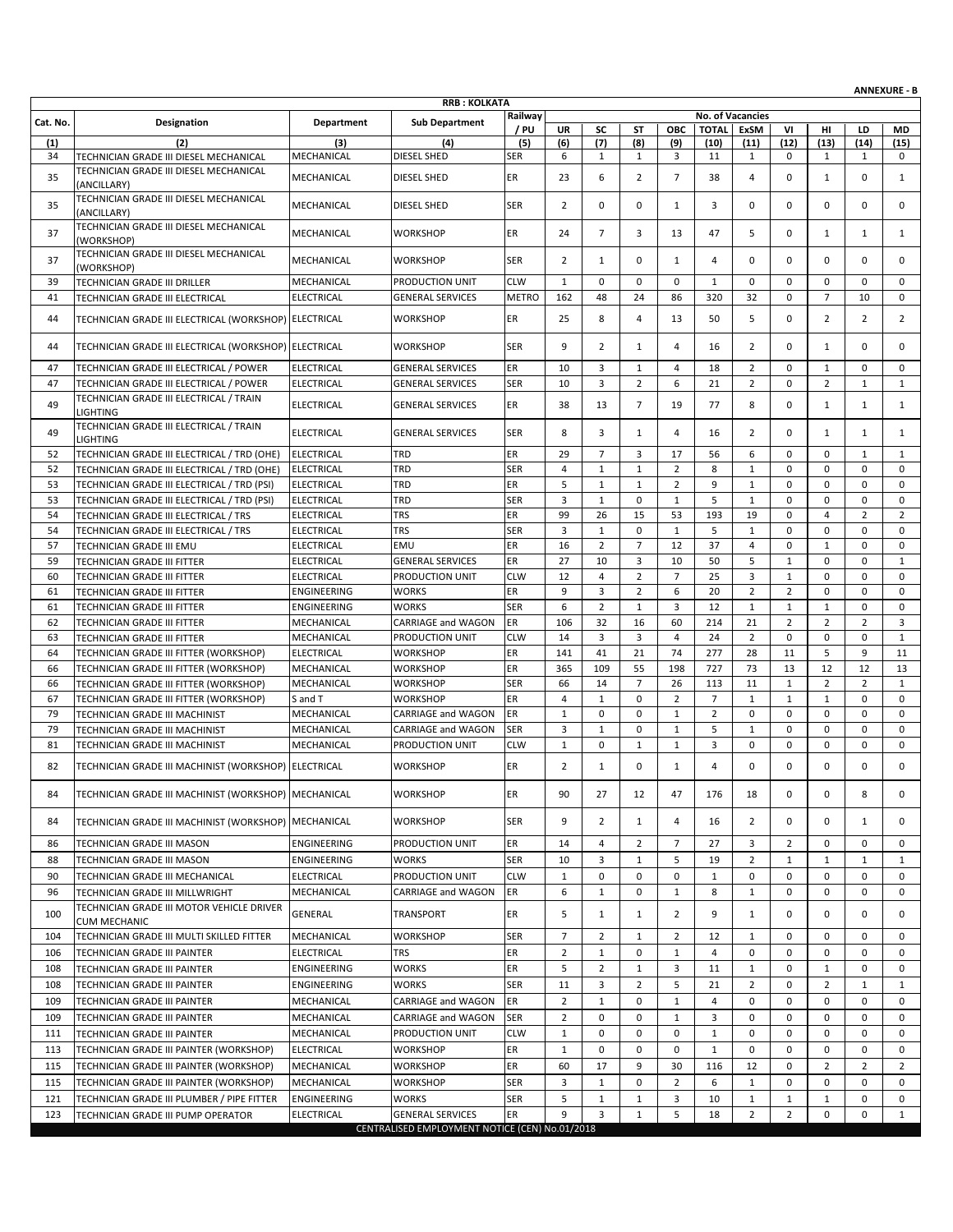**ANNEXURE - B**

**RRB : KOLKATA**

| Cat. No. | Designation | Department | Sub Department | Railway / PU | No. of Vacancies | | | | | | | | | |
|---|---|---|---|---|---|---|---|---|---|---|---|---|---|---|
| | | | | | UR | SC | ST | OBC | TOTAL | ExSM | VI | HI | LD | MD |
| (1) | (2) | (3) | (4) | (5) | (6) | (7) | (8) | (9) | (10) | (11) | (12) | (13) | (14) | (15) |
| 34 | TECHNICIAN GRADE III DIESEL MECHANICAL | MECHANICAL | DIESEL SHED | SER | 6 | 1 | 1 | 3 | 11 | 1 | 0 | 1 | 1 | 0 |
| 35 | TECHNICIAN GRADE III DIESEL MECHANICAL (ANCILLARY) | MECHANICAL | DIESEL SHED | ER | 23 | 6 | 2 | 7 | 38 | 4 | 0 | 1 | 0 | 1 |
| 35 | TECHNICIAN GRADE III DIESEL MECHANICAL (ANCILLARY) | MECHANICAL | DIESEL SHED | SER | 2 | 0 | 0 | 1 | 3 | 0 | 0 | 0 | 0 | 0 |
| 37 | TECHNICIAN GRADE III DIESEL MECHANICAL (WORKSHOP) | MECHANICAL | WORKSHOP | ER | 24 | 7 | 3 | 13 | 47 | 5 | 0 | 1 | 1 | 1 |
| 37 | TECHNICIAN GRADE III DIESEL MECHANICAL (WORKSHOP) | MECHANICAL | WORKSHOP | SER | 2 | 1 | 0 | 1 | 4 | 0 | 0 | 0 | 0 | 0 |
| 39 | TECHNICIAN GRADE III DRILLER | MECHANICAL | PRODUCTION UNIT | CLW | 1 | 0 | 0 | 0 | 1 | 0 | 0 | 0 | 0 | 0 |
| 41 | TECHNICIAN GRADE III ELECTRICAL | ELECTRICAL | GENERAL SERVICES | METRO | 162 | 48 | 24 | 86 | 320 | 32 | 0 | 7 | 10 | 0 |
| 44 | TECHNICIAN GRADE III ELECTRICAL (WORKSHOP) | ELECTRICAL | WORKSHOP | ER | 25 | 8 | 4 | 13 | 50 | 5 | 0 | 2 | 2 | 2 |
| 44 | TECHNICIAN GRADE III ELECTRICAL (WORKSHOP) | ELECTRICAL | WORKSHOP | SER | 9 | 2 | 1 | 4 | 16 | 2 | 0 | 1 | 0 | 0 |
| 47 | TECHNICIAN GRADE III ELECTRICAL / POWER | ELECTRICAL | GENERAL SERVICES | ER | 10 | 3 | 1 | 4 | 18 | 2 | 0 | 1 | 0 | 0 |
| 47 | TECHNICIAN GRADE III ELECTRICAL / POWER | ELECTRICAL | GENERAL SERVICES | SER | 10 | 3 | 2 | 6 | 21 | 2 | 0 | 2 | 1 | 1 |
| 49 | TECHNICIAN GRADE III ELECTRICAL / TRAIN LIGHTING | ELECTRICAL | GENERAL SERVICES | ER | 38 | 13 | 7 | 19 | 77 | 8 | 0 | 1 | 1 | 1 |
| 49 | TECHNICIAN GRADE III ELECTRICAL / TRAIN LIGHTING | ELECTRICAL | GENERAL SERVICES | SER | 8 | 3 | 1 | 4 | 16 | 2 | 0 | 1 | 1 | 1 |
| 52 | TECHNICIAN GRADE III ELECTRICAL / TRD (OHE) | ELECTRICAL | TRD | ER | 29 | 7 | 3 | 17 | 56 | 6 | 0 | 0 | 1 | 1 |
| 52 | TECHNICIAN GRADE III ELECTRICAL / TRD (OHE) | ELECTRICAL | TRD | SER | 4 | 1 | 1 | 2 | 8 | 1 | 0 | 0 | 0 | 0 |
| 53 | TECHNICIAN GRADE III ELECTRICAL / TRD (PSI) | ELECTRICAL | TRD | ER | 5 | 1 | 1 | 2 | 9 | 1 | 0 | 0 | 0 | 0 |
| 53 | TECHNICIAN GRADE III ELECTRICAL / TRD (PSI) | ELECTRICAL | TRD | SER | 3 | 1 | 0 | 1 | 5 | 1 | 0 | 0 | 0 | 0 |
| 54 | TECHNICIAN GRADE III ELECTRICAL / TRS | ELECTRICAL | TRS | ER | 99 | 26 | 15 | 53 | 193 | 19 | 0 | 4 | 2 | 2 |
| 54 | TECHNICIAN GRADE III ELECTRICAL / TRS | ELECTRICAL | TRS | SER | 3 | 1 | 0 | 1 | 5 | 1 | 0 | 0 | 0 | 0 |
| 57 | TECHNICIAN GRADE III EMU | ELECTRICAL | EMU | ER | 16 | 2 | 7 | 12 | 37 | 4 | 0 | 1 | 0 | 0 |
| 59 | TECHNICIAN GRADE III FITTER | ELECTRICAL | GENERAL SERVICES | ER | 27 | 10 | 3 | 10 | 50 | 5 | 1 | 0 | 0 | 1 |
| 60 | TECHNICIAN GRADE III FITTER | ELECTRICAL | PRODUCTION UNIT | CLW | 12 | 4 | 2 | 7 | 25 | 3 | 1 | 0 | 0 | 0 |
| 61 | TECHNICIAN GRADE III FITTER | ENGINEERING | WORKS | ER | 9 | 3 | 2 | 6 | 20 | 2 | 2 | 0 | 0 | 0 |
| 61 | TECHNICIAN GRADE III FITTER | ENGINEERING | WORKS | SER | 6 | 2 | 1 | 3 | 12 | 1 | 1 | 1 | 0 | 0 |
| 62 | TECHNICIAN GRADE III FITTER | MECHANICAL | CARRIAGE and WAGON | ER | 106 | 32 | 16 | 60 | 214 | 21 | 2 | 2 | 2 | 3 |
| 63 | TECHNICIAN GRADE III FITTER | MECHANICAL | PRODUCTION UNIT | CLW | 14 | 3 | 3 | 4 | 24 | 2 | 0 | 0 | 0 | 1 |
| 64 | TECHNICIAN GRADE III FITTER (WORKSHOP) | ELECTRICAL | WORKSHOP | ER | 141 | 41 | 21 | 74 | 277 | 28 | 11 | 5 | 9 | 11 |
| 66 | TECHNICIAN GRADE III FITTER (WORKSHOP) | MECHANICAL | WORKSHOP | ER | 365 | 109 | 55 | 198 | 727 | 73 | 13 | 12 | 12 | 13 |
| 66 | TECHNICIAN GRADE III FITTER (WORKSHOP) | MECHANICAL | WORKSHOP | SER | 66 | 14 | 7 | 26 | 113 | 11 | 1 | 2 | 2 | 1 |
| 67 | TECHNICIAN GRADE III FITTER (WORKSHOP) | S and T | WORKSHOP | ER | 4 | 1 | 0 | 2 | 7 | 1 | 1 | 1 | 0 | 0 |
| 79 | TECHNICIAN GRADE III MACHINIST | MECHANICAL | CARRIAGE and WAGON | ER | 1 | 0 | 0 | 1 | 2 | 0 | 0 | 0 | 0 | 0 |
| 79 | TECHNICIAN GRADE III MACHINIST | MECHANICAL | CARRIAGE and WAGON | SER | 3 | 1 | 0 | 1 | 5 | 1 | 0 | 0 | 0 | 0 |
| 81 | TECHNICIAN GRADE III MACHINIST | MECHANICAL | PRODUCTION UNIT | CLW | 1 | 0 | 1 | 1 | 3 | 0 | 0 | 0 | 0 | 0 |
| 82 | TECHNICIAN GRADE III MACHINIST (WORKSHOP) | ELECTRICAL | WORKSHOP | ER | 2 | 1 | 0 | 1 | 4 | 0 | 0 | 0 | 0 | 0 |
| 84 | TECHNICIAN GRADE III MACHINIST (WORKSHOP) | MECHANICAL | WORKSHOP | ER | 90 | 27 | 12 | 47 | 176 | 18 | 0 | 0 | 8 | 0 |
| 84 | TECHNICIAN GRADE III MACHINIST (WORKSHOP) | MECHANICAL | WORKSHOP | SER | 9 | 2 | 1 | 4 | 16 | 2 | 0 | 0 | 1 | 0 |
| 86 | TECHNICIAN GRADE III MASON | ENGINEERING | PRODUCTION UNIT | ER | 14 | 4 | 2 | 7 | 27 | 3 | 2 | 0 | 0 | 0 |
| 88 | TECHNICIAN GRADE III MASON | ENGINEERING | WORKS | SER | 10 | 3 | 1 | 5 | 19 | 2 | 1 | 1 | 1 | 1 |
| 90 | TECHNICIAN GRADE III MECHANICAL | ELECTRICAL | PRODUCTION UNIT | CLW | 1 | 0 | 0 | 0 | 1 | 0 | 0 | 0 | 0 | 0 |
| 96 | TECHNICIAN GRADE III MILLWRIGHT | MECHANICAL | CARRIAGE and WAGON | ER | 6 | 1 | 0 | 1 | 8 | 1 | 0 | 0 | 0 | 0 |
| 100 | TECHNICIAN GRADE III MOTOR VEHICLE DRIVER CUM MECHANIC | GENERAL | TRANSPORT | ER | 5 | 1 | 1 | 2 | 9 | 1 | 0 | 0 | 0 | 0 |
| 104 | TECHNICIAN GRADE III MULTI SKILLED FITTER | MECHANICAL | WORKSHOP | SER | 7 | 2 | 1 | 2 | 12 | 1 | 0 | 0 | 0 | 0 |
| 106 | TECHNICIAN GRADE III PAINTER | ELECTRICAL | TRS | ER | 2 | 1 | 0 | 1 | 4 | 0 | 0 | 0 | 0 | 0 |
| 108 | TECHNICIAN GRADE III PAINTER | ENGINEERING | WORKS | ER | 5 | 2 | 1 | 3 | 11 | 1 | 0 | 1 | 0 | 0 |
| 108 | TECHNICIAN GRADE III PAINTER | ENGINEERING | WORKS | SER | 11 | 3 | 2 | 5 | 21 | 2 | 0 | 2 | 1 | 1 |
| 109 | TECHNICIAN GRADE III PAINTER | MECHANICAL | CARRIAGE and WAGON | ER | 2 | 1 | 0 | 1 | 4 | 0 | 0 | 0 | 0 | 0 |
| 109 | TECHNICIAN GRADE III PAINTER | MECHANICAL | CARRIAGE and WAGON | SER | 2 | 0 | 0 | 1 | 3 | 0 | 0 | 0 | 0 | 0 |
| 111 | TECHNICIAN GRADE III PAINTER | MECHANICAL | PRODUCTION UNIT | CLW | 1 | 0 | 0 | 0 | 1 | 0 | 0 | 0 | 0 | 0 |
| 113 | TECHNICIAN GRADE III PAINTER (WORKSHOP) | ELECTRICAL | WORKSHOP | ER | 1 | 0 | 0 | 0 | 1 | 0 | 0 | 0 | 0 | 0 |
| 115 | TECHNICIAN GRADE III PAINTER (WORKSHOP) | MECHANICAL | WORKSHOP | ER | 60 | 17 | 9 | 30 | 116 | 12 | 0 | 2 | 2 | 2 |
| 115 | TECHNICIAN GRADE III PAINTER (WORKSHOP) | MECHANICAL | WORKSHOP | SER | 3 | 1 | 0 | 2 | 6 | 1 | 0 | 0 | 0 | 0 |
| 121 | TECHNICIAN GRADE III PLUMBER / PIPE FITTER | ENGINEERING | WORKS | SER | 5 | 1 | 1 | 3 | 10 | 1 | 1 | 1 | 0 | 0 |
| 123 | TECHNICIAN GRADE III PUMP OPERATOR | ELECTRICAL | GENERAL SERVICES | ER | 9 | 3 | 1 | 5 | 18 | 2 | 2 | 0 | 0 | 1 |

CENTRALISED EMPLOYMENT NOTICE (CEN) No.01/2018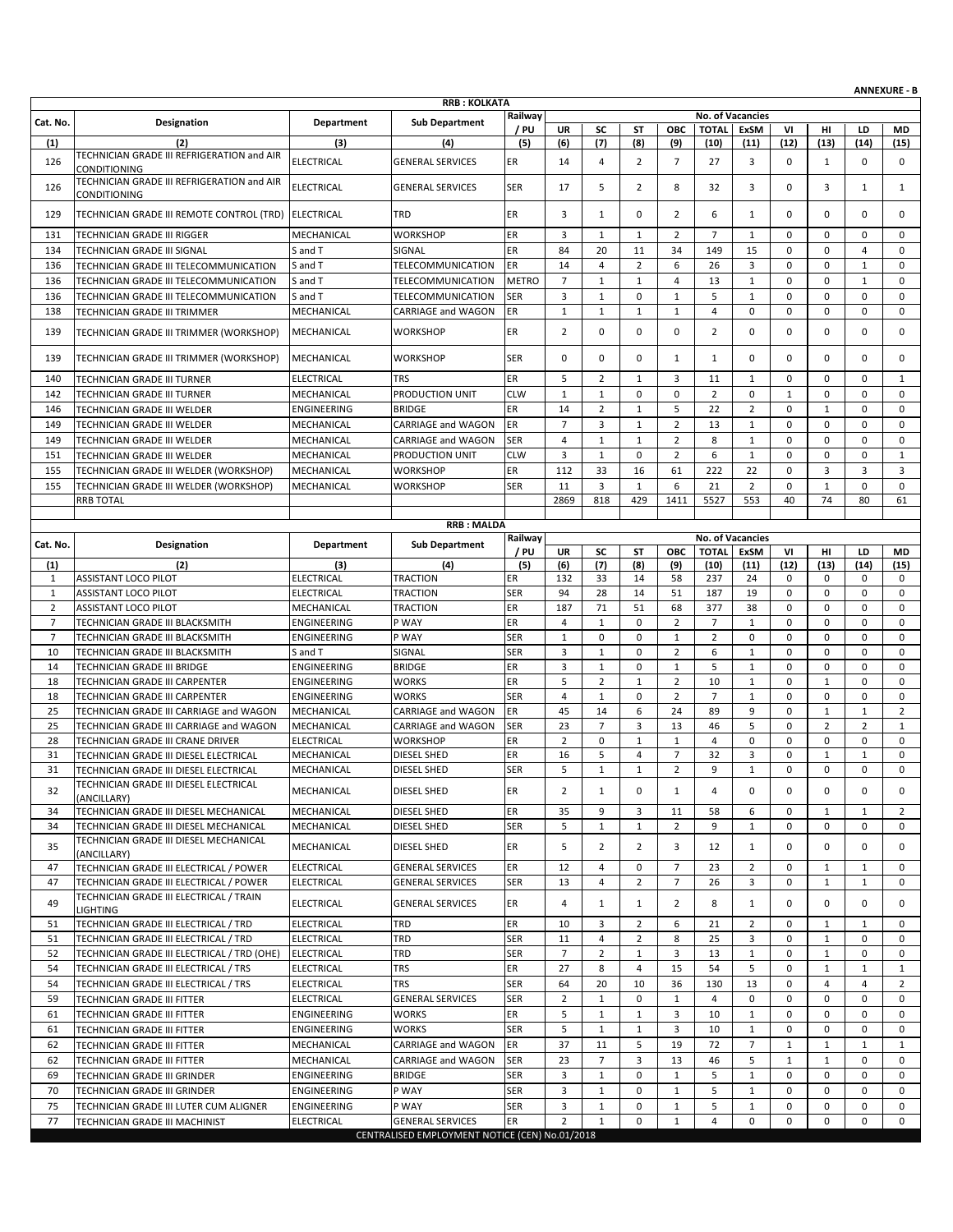**ANNEXURE - B**

| RRB : KOLKATA | | | | | | | | | | | | | | |
|---|---|---|---|---|---|---|---|---|---|---|---|---|---|---|
| Cat. No. | Designation | Department | Sub Department | Railway / PU | No. of Vacancies | | | | | | | | | |
| | | | | | UR | SC | ST | OBC | TOTAL | ExSM | VI | HI | LD | MD |
| (1) | (2) | (3) | (4) | (5) | (6) | (7) | (8) | (9) | (10) | (11) | (12) | (13) | (14) | (15) |
| 126 | TECHNICIAN GRADE III REFRIGERATION and AIR CONDITIONING | ELECTRICAL | GENERAL SERVICES | ER | 14 | 4 | 2 | 7 | 27 | 3 | 0 | 1 | 0 | 0 |
| 126 | TECHNICIAN GRADE III REFRIGERATION and AIR CONDITIONING | ELECTRICAL | GENERAL SERVICES | SER | 17 | 5 | 2 | 8 | 32 | 3 | 0 | 3 | 1 | 1 |
| 129 | TECHNICIAN GRADE III REMOTE CONTROL (TRD) | ELECTRICAL | TRD | ER | 3 | 1 | 0 | 2 | 6 | 1 | 0 | 0 | 0 | 0 |
| 131 | TECHNICIAN GRADE III RIGGER | MECHANICAL | WORKSHOP | ER | 3 | 1 | 1 | 2 | 7 | 1 | 0 | 0 | 0 | 0 |
| 134 | TECHNICIAN GRADE III SIGNAL | S and T | SIGNAL | ER | 84 | 20 | 11 | 34 | 149 | 15 | 0 | 0 | 4 | 0 |
| 136 | TECHNICIAN GRADE III TELECOMMUNICATION | S and T | TELECOMMUNICATION | ER | 14 | 4 | 2 | 6 | 26 | 3 | 0 | 0 | 1 | 0 |
| 136 | TECHNICIAN GRADE III TELECOMMUNICATION | S and T | TELECOMMUNICATION | METRO | 7 | 1 | 1 | 4 | 13 | 1 | 0 | 0 | 1 | 0 |
| 136 | TECHNICIAN GRADE III TELECOMMUNICATION | S and T | TELECOMMUNICATION | SER | 3 | 1 | 0 | 1 | 5 | 1 | 0 | 0 | 0 | 0 |
| 138 | TECHNICIAN GRADE III TRIMMER | MECHANICAL | CARRIAGE and WAGON | ER | 1 | 1 | 1 | 1 | 4 | 0 | 0 | 0 | 0 | 0 |
| 139 | TECHNICIAN GRADE III TRIMMER (WORKSHOP) | MECHANICAL | WORKSHOP | ER | 2 | 0 | 0 | 0 | 2 | 0 | 0 | 0 | 0 | 0 |
| 139 | TECHNICIAN GRADE III TRIMMER (WORKSHOP) | MECHANICAL | WORKSHOP | SER | 0 | 0 | 0 | 1 | 1 | 0 | 0 | 0 | 0 | 0 |
| 140 | TECHNICIAN GRADE III TURNER | ELECTRICAL | TRS | ER | 5 | 2 | 1 | 3 | 11 | 1 | 0 | 0 | 0 | 1 |
| 142 | TECHNICIAN GRADE III TURNER | MECHANICAL | PRODUCTION UNIT | CLW | 1 | 1 | 0 | 0 | 2 | 0 | 1 | 0 | 0 | 0 |
| 146 | TECHNICIAN GRADE III WELDER | ENGINEERING | BRIDGE | ER | 14 | 2 | 1 | 5 | 22 | 2 | 0 | 1 | 0 | 0 |
| 149 | TECHNICIAN GRADE III WELDER | MECHANICAL | CARRIAGE and WAGON | ER | 7 | 3 | 1 | 2 | 13 | 1 | 0 | 0 | 0 | 0 |
| 149 | TECHNICIAN GRADE III WELDER | MECHANICAL | CARRIAGE and WAGON | SER | 4 | 1 | 1 | 2 | 8 | 1 | 0 | 0 | 0 | 0 |
| 151 | TECHNICIAN GRADE III WELDER | MECHANICAL | PRODUCTION UNIT | CLW | 3 | 1 | 0 | 2 | 6 | 1 | 0 | 0 | 0 | 1 |
| 155 | TECHNICIAN GRADE III WELDER (WORKSHOP) | MECHANICAL | WORKSHOP | ER | 112 | 33 | 16 | 61 | 222 | 22 | 0 | 3 | 3 | 3 |
| 155 | TECHNICIAN GRADE III WELDER (WORKSHOP) | MECHANICAL | WORKSHOP | SER | 11 | 3 | 1 | 6 | 21 | 2 | 0 | 1 | 0 | 0 |
| | RRB TOTAL | | | | 2869 | 818 | 429 | 1411 | 5527 | 553 | 40 | 74 | 80 | 61 |

| RRB : MALDA | | | | | | | | | | | | | | |
|---|---|---|---|---|---|---|---|---|---|---|---|---|---|---|
| Cat. No. | Designation | Department | Sub Department | Railway / PU | No. of Vacancies | | | | | | | | | |
| | | | | | UR | SC | ST | OBC | TOTAL | ExSM | VI | HI | LD | MD |
| (1) | (2) | (3) | (4) | (5) | (6) | (7) | (8) | (9) | (10) | (11) | (12) | (13) | (14) | (15) |
| 1 | ASSISTANT LOCO PILOT | ELECTRICAL | TRACTION | ER | 132 | 33 | 14 | 58 | 237 | 24 | 0 | 0 | 0 | 0 |
| 1 | ASSISTANT LOCO PILOT | ELECTRICAL | TRACTION | SER | 94 | 28 | 14 | 51 | 187 | 19 | 0 | 0 | 0 | 0 |
| 2 | ASSISTANT LOCO PILOT | MECHANICAL | TRACTION | ER | 187 | 71 | 51 | 68 | 377 | 38 | 0 | 0 | 0 | 0 |
| 7 | TECHNICIAN GRADE III BLACKSMITH | ENGINEERING | P WAY | ER | 4 | 1 | 0 | 2 | 7 | 1 | 0 | 0 | 0 | 0 |
| 7 | TECHNICIAN GRADE III BLACKSMITH | ENGINEERING | P WAY | SER | 1 | 0 | 0 | 1 | 2 | 0 | 0 | 0 | 0 | 0 |
| 10 | TECHNICIAN GRADE III BLACKSMITH | S and T | SIGNAL | SER | 3 | 1 | 0 | 2 | 6 | 1 | 0 | 0 | 0 | 0 |
| 14 | TECHNICIAN GRADE III BRIDGE | ENGINEERING | BRIDGE | ER | 3 | 1 | 0 | 1 | 5 | 1 | 0 | 0 | 0 | 0 |
| 18 | TECHNICIAN GRADE III CARPENTER | ENGINEERING | WORKS | ER | 5 | 2 | 1 | 2 | 10 | 1 | 0 | 1 | 0 | 0 |
| 18 | TECHNICIAN GRADE III CARPENTER | ENGINEERING | WORKS | SER | 4 | 1 | 0 | 2 | 7 | 1 | 0 | 0 | 0 | 0 |
| 25 | TECHNICIAN GRADE III CARRIAGE and WAGON | MECHANICAL | CARRIAGE and WAGON | ER | 45 | 14 | 6 | 24 | 89 | 9 | 0 | 1 | 1 | 2 |
| 25 | TECHNICIAN GRADE III CARRIAGE and WAGON | MECHANICAL | CARRIAGE and WAGON | SER | 23 | 7 | 3 | 13 | 46 | 5 | 0 | 2 | 2 | 1 |
| 28 | TECHNICIAN GRADE III CRANE DRIVER | ELECTRICAL | WORKSHOP | ER | 2 | 0 | 1 | 1 | 4 | 0 | 0 | 0 | 0 | 0 |
| 31 | TECHNICIAN GRADE III DIESEL ELECTRICAL | MECHANICAL | DIESEL SHED | ER | 16 | 5 | 4 | 7 | 32 | 3 | 0 | 1 | 1 | 0 |
| 31 | TECHNICIAN GRADE III DIESEL ELECTRICAL | MECHANICAL | DIESEL SHED | SER | 5 | 1 | 1 | 2 | 9 | 1 | 0 | 0 | 0 | 0 |
| 32 | TECHNICIAN GRADE III DIESEL ELECTRICAL (ANCILLARY) | MECHANICAL | DIESEL SHED | ER | 2 | 1 | 0 | 1 | 4 | 0 | 0 | 0 | 0 | 0 |
| 34 | TECHNICIAN GRADE III DIESEL MECHANICAL | MECHANICAL | DIESEL SHED | ER | 35 | 9 | 3 | 11 | 58 | 6 | 0 | 1 | 1 | 2 |
| 34 | TECHNICIAN GRADE III DIESEL MECHANICAL | MECHANICAL | DIESEL SHED | SER | 5 | 1 | 1 | 2 | 9 | 1 | 0 | 0 | 0 | 0 |
| 35 | TECHNICIAN GRADE III DIESEL MECHANICAL (ANCILLARY) | MECHANICAL | DIESEL SHED | ER | 5 | 2 | 2 | 3 | 12 | 1 | 0 | 0 | 0 | 0 |
| 47 | TECHNICIAN GRADE III ELECTRICAL / POWER | ELECTRICAL | GENERAL SERVICES | ER | 12 | 4 | 0 | 7 | 23 | 2 | 0 | 1 | 1 | 0 |
| 47 | TECHNICIAN GRADE III ELECTRICAL / POWER | ELECTRICAL | GENERAL SERVICES | SER | 13 | 4 | 2 | 7 | 26 | 3 | 0 | 1 | 1 | 0 |
| 49 | TECHNICIAN GRADE III ELECTRICAL / TRAIN LIGHTING | ELECTRICAL | GENERAL SERVICES | ER | 4 | 1 | 1 | 2 | 8 | 1 | 0 | 0 | 0 | 0 |
| 51 | TECHNICIAN GRADE III ELECTRICAL / TRD | ELECTRICAL | TRD | ER | 10 | 3 | 2 | 6 | 21 | 2 | 0 | 1 | 1 | 0 |
| 51 | TECHNICIAN GRADE III ELECTRICAL / TRD | ELECTRICAL | TRD | SER | 11 | 4 | 2 | 8 | 25 | 3 | 0 | 1 | 0 | 0 |
| 52 | TECHNICIAN GRADE III ELECTRICAL / TRD (OHE) | ELECTRICAL | TRD | SER | 7 | 2 | 1 | 3 | 13 | 1 | 0 | 1 | 0 | 0 |
| 54 | TECHNICIAN GRADE III ELECTRICAL / TRS | ELECTRICAL | TRS | ER | 27 | 8 | 4 | 15 | 54 | 5 | 0 | 1 | 1 | 1 |
| 54 | TECHNICIAN GRADE III ELECTRICAL / TRS | ELECTRICAL | TRS | SER | 64 | 20 | 10 | 36 | 130 | 13 | 0 | 4 | 4 | 2 |
| 59 | TECHNICIAN GRADE III FITTER | ELECTRICAL | GENERAL SERVICES | SER | 2 | 1 | 0 | 1 | 4 | 0 | 0 | 0 | 0 | 0 |
| 61 | TECHNICIAN GRADE III FITTER | ENGINEERING | WORKS | ER | 5 | 1 | 1 | 3 | 10 | 1 | 0 | 0 | 0 | 0 |
| 61 | TECHNICIAN GRADE III FITTER | ENGINEERING | WORKS | SER | 5 | 1 | 1 | 3 | 10 | 1 | 0 | 0 | 0 | 0 |
| 62 | TECHNICIAN GRADE III FITTER | MECHANICAL | CARRIAGE and WAGON | ER | 37 | 11 | 5 | 19 | 72 | 7 | 1 | 1 | 1 | 1 |
| 62 | TECHNICIAN GRADE III FITTER | MECHANICAL | CARRIAGE and WAGON | SER | 23 | 7 | 3 | 13 | 46 | 5 | 1 | 1 | 0 | 0 |
| 69 | TECHNICIAN GRADE III GRINDER | ENGINEERING | BRIDGE | SER | 3 | 1 | 0 | 1 | 5 | 1 | 0 | 0 | 0 | 0 |
| 70 | TECHNICIAN GRADE III GRINDER | ENGINEERING | P WAY | SER | 3 | 1 | 0 | 1 | 5 | 1 | 0 | 0 | 0 | 0 |
| 75 | TECHNICIAN GRADE III LUTER CUM ALIGNER | ENGINEERING | P WAY | SER | 3 | 1 | 0 | 1 | 5 | 1 | 0 | 0 | 0 | 0 |
| 77 | TECHNICIAN GRADE III MACHINIST | ELECTRICAL | GENERAL SERVICES | ER | 2 | 1 | 0 | 1 | 4 | 0 | 0 | 0 | 0 | 0 |

CENTRALISED EMPLOYMENT NOTICE (CEN) No.01/2018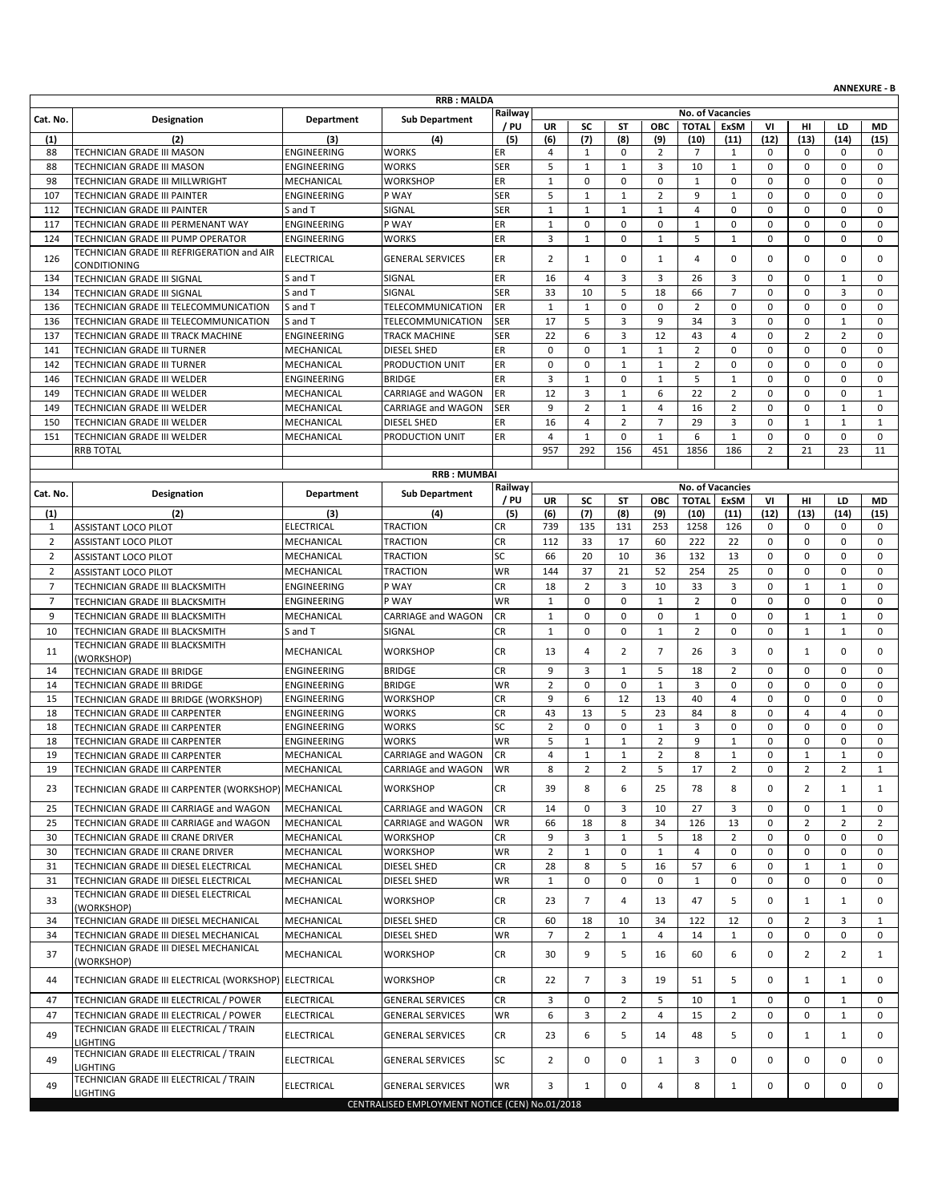**ANNEXURE - B**

## RRB : MALDA

| Cat. No. | Designation | Department | Sub Department | Railway / PU | No. of Vacancies | | | | | | | | | |
|---|---|---|---|---|---|---|---|---|---|---|---|---|---|---|
| | | | | | UR | SC | ST | OBC | TOTAL | ExSM | VI | HI | LD | MD |
| (1) | (2) | (3) | (4) | (5) | (6) | (7) | (8) | (9) | (10) | (11) | (12) | (13) | (14) | (15) |
| 88 | TECHNICIAN GRADE III MASON | ENGINEERING | WORKS | ER | 4 | 1 | 0 | 2 | 7 | 1 | 0 | 0 | 0 | 0 |
| 88 | TECHNICIAN GRADE III MASON | ENGINEERING | WORKS | SER | 5 | 1 | 1 | 3 | 10 | 1 | 0 | 0 | 0 | 0 |
| 98 | TECHNICIAN GRADE III MILLWRIGHT | MECHANICAL | WORKSHOP | ER | 1 | 0 | 0 | 0 | 1 | 0 | 0 | 0 | 0 | 0 |
| 107 | TECHNICIAN GRADE III PAINTER | ENGINEERING | P WAY | SER | 5 | 1 | 1 | 2 | 9 | 1 | 0 | 0 | 0 | 0 |
| 112 | TECHNICIAN GRADE III PAINTER | S and T | SIGNAL | SER | 1 | 1 | 1 | 1 | 4 | 0 | 0 | 0 | 0 | 0 |
| 117 | TECHNICIAN GRADE III PERMENANT WAY | ENGINEERING | P WAY | ER | 1 | 0 | 0 | 0 | 1 | 0 | 0 | 0 | 0 | 0 |
| 124 | TECHNICIAN GRADE III PUMP OPERATOR | ENGINEERING | WORKS | ER | 3 | 1 | 0 | 1 | 5 | 1 | 0 | 0 | 0 | 0 |
| 126 | TECHNICIAN GRADE III REFRIGERATION and AIR CONDITIONING | ELECTRICAL | GENERAL SERVICES | ER | 2 | 1 | 0 | 1 | 4 | 0 | 0 | 0 | 0 | 0 |
| 134 | TECHNICIAN GRADE III SIGNAL | S and T | SIGNAL | ER | 16 | 4 | 3 | 3 | 26 | 3 | 0 | 0 | 1 | 0 |
| 134 | TECHNICIAN GRADE III SIGNAL | S and T | SIGNAL | SER | 33 | 10 | 5 | 18 | 66 | 7 | 0 | 0 | 3 | 0 |
| 136 | TECHNICIAN GRADE III TELECOMMUNICATION | S and T | TELECOMMUNICATION | ER | 1 | 1 | 0 | 0 | 2 | 0 | 0 | 0 | 0 | 0 |
| 136 | TECHNICIAN GRADE III TELECOMMUNICATION | S and T | TELECOMMUNICATION | SER | 17 | 5 | 3 | 9 | 34 | 3 | 0 | 0 | 1 | 0 |
| 137 | TECHNICIAN GRADE III TRACK MACHINE | ENGINEERING | TRACK MACHINE | SER | 22 | 6 | 3 | 12 | 43 | 4 | 0 | 2 | 2 | 0 |
| 141 | TECHNICIAN GRADE III TURNER | MECHANICAL | DIESEL SHED | ER | 0 | 0 | 1 | 1 | 2 | 0 | 0 | 0 | 0 | 0 |
| 142 | TECHNICIAN GRADE III TURNER | MECHANICAL | PRODUCTION UNIT | ER | 0 | 0 | 1 | 1 | 2 | 0 | 0 | 0 | 0 | 0 |
| 146 | TECHNICIAN GRADE III WELDER | ENGINEERING | BRIDGE | ER | 3 | 1 | 0 | 1 | 5 | 1 | 0 | 0 | 0 | 0 |
| 149 | TECHNICIAN GRADE III WELDER | MECHANICAL | CARRIAGE and WAGON | ER | 12 | 3 | 1 | 6 | 22 | 2 | 0 | 0 | 0 | 1 |
| 149 | TECHNICIAN GRADE III WELDER | MECHANICAL | CARRIAGE and WAGON | SER | 9 | 2 | 1 | 4 | 16 | 2 | 0 | 0 | 1 | 0 |
| 150 | TECHNICIAN GRADE III WELDER | MECHANICAL | DIESEL SHED | ER | 16 | 4 | 2 | 7 | 29 | 3 | 0 | 1 | 1 | 1 |
| 151 | TECHNICIAN GRADE III WELDER | MECHANICAL | PRODUCTION UNIT | ER | 4 | 1 | 0 | 1 | 6 | 1 | 0 | 0 | 0 | 0 |
| | RRB TOTAL | | | | 957 | 292 | 156 | 451 | 1856 | 186 | 2 | 21 | 23 | 11 |

## RRB : MUMBAI

| Cat. No. | Designation | Department | Sub Department | Railway / PU | No. of Vacancies | | | | | | | | | |
|---|---|---|---|---|---|---|---|---|---|---|---|---|---|---|
| | | | | | UR | SC | ST | OBC | TOTAL | ExSM | VI | HI | LD | MD |
| (1) | (2) | (3) | (4) | (5) | (6) | (7) | (8) | (9) | (10) | (11) | (12) | (13) | (14) | (15) |
| 1 | ASSISTANT LOCO PILOT | ELECTRICAL | TRACTION | CR | 739 | 135 | 131 | 253 | 1258 | 126 | 0 | 0 | 0 | 0 |
| 2 | ASSISTANT LOCO PILOT | MECHANICAL | TRACTION | CR | 112 | 33 | 17 | 60 | 222 | 22 | 0 | 0 | 0 | 0 |
| 2 | ASSISTANT LOCO PILOT | MECHANICAL | TRACTION | SC | 66 | 20 | 10 | 36 | 132 | 13 | 0 | 0 | 0 | 0 |
| 2 | ASSISTANT LOCO PILOT | MECHANICAL | TRACTION | WR | 144 | 37 | 21 | 52 | 254 | 25 | 0 | 0 | 0 | 0 |
| 7 | TECHNICIAN GRADE III BLACKSMITH | ENGINEERING | P WAY | CR | 18 | 2 | 3 | 10 | 33 | 3 | 0 | 1 | 1 | 0 |
| 7 | TECHNICIAN GRADE III BLACKSMITH | ENGINEERING | P WAY | WR | 1 | 0 | 0 | 1 | 2 | 0 | 0 | 0 | 0 | 0 |
| 9 | TECHNICIAN GRADE III BLACKSMITH | MECHANICAL | CARRIAGE and WAGON | CR | 1 | 0 | 0 | 0 | 1 | 0 | 0 | 1 | 1 | 0 |
| 10 | TECHNICIAN GRADE III BLACKSMITH | S and T | SIGNAL | CR | 1 | 0 | 0 | 1 | 2 | 0 | 0 | 1 | 1 | 0 |
| 11 | TECHNICIAN GRADE III BLACKSMITH (WORKSHOP) | MECHANICAL | WORKSHOP | CR | 13 | 4 | 2 | 7 | 26 | 3 | 0 | 1 | 0 | 0 |
| 14 | TECHNICIAN GRADE III BRIDGE | ENGINEERING | BRIDGE | CR | 9 | 3 | 1 | 5 | 18 | 2 | 0 | 0 | 0 | 0 |
| 14 | TECHNICIAN GRADE III BRIDGE | ENGINEERING | BRIDGE | WR | 2 | 0 | 0 | 1 | 3 | 0 | 0 | 0 | 0 | 0 |
| 15 | TECHNICIAN GRADE III BRIDGE (WORKSHOP) | ENGINEERING | WORKSHOP | CR | 9 | 6 | 12 | 13 | 40 | 4 | 0 | 0 | 0 | 0 |
| 18 | TECHNICIAN GRADE III CARPENTER | ENGINEERING | WORKS | CR | 43 | 13 | 5 | 23 | 84 | 8 | 0 | 4 | 4 | 0 |
| 18 | TECHNICIAN GRADE III CARPENTER | ENGINEERING | WORKS | SC | 2 | 0 | 0 | 1 | 3 | 0 | 0 | 0 | 0 | 0 |
| 18 | TECHNICIAN GRADE III CARPENTER | ENGINEERING | WORKS | WR | 5 | 1 | 1 | 2 | 9 | 1 | 0 | 0 | 0 | 0 |
| 19 | TECHNICIAN GRADE III CARPENTER | MECHANICAL | CARRIAGE and WAGON | CR | 4 | 1 | 1 | 2 | 8 | 1 | 0 | 1 | 1 | 0 |
| 19 | TECHNICIAN GRADE III CARPENTER | MECHANICAL | CARRIAGE and WAGON | WR | 8 | 2 | 2 | 5 | 17 | 2 | 0 | 2 | 2 | 1 |
| 23 | TECHNICIAN GRADE III CARPENTER (WORKSHOP) | MECHANICAL | WORKSHOP | CR | 39 | 8 | 6 | 25 | 78 | 8 | 0 | 2 | 1 | 1 |
| 25 | TECHNICIAN GRADE III CARRIAGE and WAGON | MECHANICAL | CARRIAGE and WAGON | CR | 14 | 0 | 3 | 10 | 27 | 3 | 0 | 0 | 1 | 0 |
| 25 | TECHNICIAN GRADE III CARRIAGE and WAGON | MECHANICAL | CARRIAGE and WAGON | WR | 66 | 18 | 8 | 34 | 126 | 13 | 0 | 2 | 2 | 2 |
| 30 | TECHNICIAN GRADE III CRANE DRIVER | MECHANICAL | WORKSHOP | CR | 9 | 3 | 1 | 5 | 18 | 2 | 0 | 0 | 0 | 0 |
| 30 | TECHNICIAN GRADE III CRANE DRIVER | MECHANICAL | WORKSHOP | WR | 2 | 1 | 0 | 1 | 4 | 0 | 0 | 0 | 0 | 0 |
| 31 | TECHNICIAN GRADE III DIESEL ELECTRICAL | MECHANICAL | DIESEL SHED | CR | 28 | 8 | 5 | 16 | 57 | 6 | 0 | 1 | 1 | 0 |
| 31 | TECHNICIAN GRADE III DIESEL ELECTRICAL | MECHANICAL | DIESEL SHED | WR | 1 | 0 | 0 | 0 | 1 | 0 | 0 | 0 | 0 | 0 |
| 33 | TECHNICIAN GRADE III DIESEL ELECTRICAL (WORKSHOP) | MECHANICAL | WORKSHOP | CR | 23 | 7 | 4 | 13 | 47 | 5 | 0 | 1 | 1 | 0 |
| 34 | TECHNICIAN GRADE III DIESEL MECHANICAL | MECHANICAL | DIESEL SHED | CR | 60 | 18 | 10 | 34 | 122 | 12 | 0 | 2 | 3 | 1 |
| 34 | TECHNICIAN GRADE III DIESEL MECHANICAL | MECHANICAL | DIESEL SHED | WR | 7 | 2 | 1 | 4 | 14 | 1 | 0 | 0 | 0 | 0 |
| 37 | TECHNICIAN GRADE III DIESEL MECHANICAL (WORKSHOP) | MECHANICAL | WORKSHOP | CR | 30 | 9 | 5 | 16 | 60 | 6 | 0 | 2 | 2 | 1 |
| 44 | TECHNICIAN GRADE III ELECTRICAL (WORKSHOP) | ELECTRICAL | WORKSHOP | CR | 22 | 7 | 3 | 19 | 51 | 5 | 0 | 1 | 1 | 0 |
| 47 | TECHNICIAN GRADE III ELECTRICAL / POWER | ELECTRICAL | GENERAL SERVICES | CR | 3 | 0 | 2 | 5 | 10 | 1 | 0 | 0 | 1 | 0 |
| 47 | TECHNICIAN GRADE III ELECTRICAL / POWER | ELECTRICAL | GENERAL SERVICES | WR | 6 | 3 | 2 | 4 | 15 | 2 | 0 | 0 | 1 | 0 |
| 49 | TECHNICIAN GRADE III ELECTRICAL / TRAIN LIGHTING | ELECTRICAL | GENERAL SERVICES | CR | 23 | 6 | 5 | 14 | 48 | 5 | 0 | 1 | 1 | 0 |
| 49 | TECHNICIAN GRADE III ELECTRICAL / TRAIN LIGHTING | ELECTRICAL | GENERAL SERVICES | SC | 2 | 0 | 0 | 1 | 3 | 0 | 0 | 0 | 0 | 0 |
| 49 | TECHNICIAN GRADE III ELECTRICAL / TRAIN LIGHTING | ELECTRICAL | GENERAL SERVICES | WR | 3 | 1 | 0 | 4 | 8 | 1 | 0 | 0 | 0 | 0 |

CENTRALISED EMPLOYMENT NOTICE (CEN) No.01/2018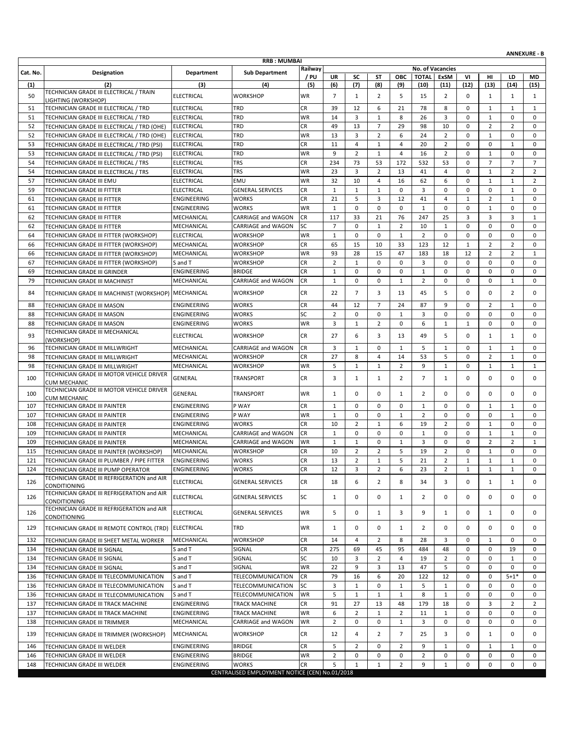**ANNEXURE - B**

| RRB : MUMBAI | | | | | | | | | | | | | | |
|---|---|---|---|---|---|---|---|---|---|---|---|---|---|---|
| Cat. No. | Designation | Department | Sub Department | Railway / PU | No. of Vacancies | | | | | | | | | |
| | | | | | UR | SC | ST | OBC | TOTAL | ExSM | VI | HI | LD | MD |
| (1) | (2) | (3) | (4) | (5) | (6) | (7) | (8) | (9) | (10) | (11) | (12) | (13) | (14) | (15) |
| 50 | TECHNICIAN GRADE III ELECTRICAL / TRAIN LIGHTING (WORKSHOP) | ELECTRICAL | WORKSHOP | WR | 7 | 1 | 2 | 5 | 15 | 2 | 0 | 1 | 1 | 1 |
| 51 | TECHNICIAN GRADE III ELECTRICAL / TRD | ELECTRICAL | TRD | CR | 39 | 12 | 6 | 21 | 78 | 8 | 0 | 1 | 1 | 1 |
| 51 | TECHNICIAN GRADE III ELECTRICAL / TRD | ELECTRICAL | TRD | WR | 14 | 3 | 1 | 8 | 26 | 3 | 0 | 1 | 0 | 0 |
| 52 | TECHNICIAN GRADE III ELECTRICAL / TRD (OHE) | ELECTRICAL | TRD | CR | 49 | 13 | 7 | 29 | 98 | 10 | 0 | 2 | 2 | 0 |
| 52 | TECHNICIAN GRADE III ELECTRICAL / TRD (OHE) | ELECTRICAL | TRD | WR | 13 | 3 | 2 | 6 | 24 | 2 | 0 | 1 | 0 | 0 |
| 53 | TECHNICIAN GRADE III ELECTRICAL / TRD (PSI) | ELECTRICAL | TRD | CR | 11 | 4 | 1 | 4 | 20 | 2 | 0 | 0 | 1 | 0 |
| 53 | TECHNICIAN GRADE III ELECTRICAL / TRD (PSI) | ELECTRICAL | TRD | WR | 9 | 2 | 1 | 4 | 16 | 2 | 0 | 1 | 0 | 0 |
| 54 | TECHNICIAN GRADE III ELECTRICAL / TRS | ELECTRICAL | TRS | CR | 234 | 73 | 53 | 172 | 532 | 53 | 0 | 7 | 7 | 7 |
| 54 | TECHNICIAN GRADE III ELECTRICAL / TRS | ELECTRICAL | TRS | WR | 23 | 3 | 2 | 13 | 41 | 4 | 0 | 1 | 2 | 2 |
| 57 | TECHNICIAN GRADE III EMU | ELECTRICAL | EMU | WR | 32 | 10 | 4 | 16 | 62 | 6 | 0 | 1 | 1 | 2 |
| 59 | TECHNICIAN GRADE III FITTER | ELECTRICAL | GENERAL SERVICES | CR | 1 | 1 | 1 | 0 | 3 | 0 | 0 | 0 | 1 | 0 |
| 61 | TECHNICIAN GRADE III FITTER | ENGINEERING | WORKS | CR | 21 | 5 | 3 | 12 | 41 | 4 | 1 | 2 | 1 | 0 |
| 61 | TECHNICIAN GRADE III FITTER | ENGINEERING | WORKS | WR | 1 | 0 | 0 | 0 | 1 | 0 | 0 | 1 | 0 | 0 |
| 62 | TECHNICIAN GRADE III FITTER | MECHANICAL | CARRIAGE and WAGON | CR | 117 | 33 | 21 | 76 | 247 | 25 | 3 | 3 | 3 | 1 |
| 62 | TECHNICIAN GRADE III FITTER | MECHANICAL | CARRIAGE and WAGON | SC | 7 | 0 | 1 | 2 | 10 | 1 | 0 | 0 | 0 | 0 |
| 64 | TECHNICIAN GRADE III FITTER (WORKSHOP) | ELECTRICAL | WORKSHOP | WR | 1 | 0 | 0 | 1 | 2 | 0 | 0 | 0 | 0 | 0 |
| 66 | TECHNICIAN GRADE III FITTER (WORKSHOP) | MECHANICAL | WORKSHOP | CR | 65 | 15 | 10 | 33 | 123 | 12 | 1 | 2 | 2 | 0 |
| 66 | TECHNICIAN GRADE III FITTER (WORKSHOP) | MECHANICAL | WORKSHOP | WR | 93 | 28 | 15 | 47 | 183 | 18 | 12 | 2 | 2 | 1 |
| 67 | TECHNICIAN GRADE III FITTER (WORKSHOP) | S and T | WORKSHOP | CR | 2 | 1 | 0 | 0 | 3 | 0 | 0 | 0 | 0 | 0 |
| 69 | TECHNICIAN GRADE III GRINDER | ENGINEERING | BRIDGE | CR | 1 | 0 | 0 | 0 | 1 | 0 | 0 | 0 | 0 | 0 |
| 79 | TECHNICIAN GRADE III MACHINIST | MECHANICAL | CARRIAGE and WAGON | CR | 1 | 0 | 0 | 1 | 2 | 0 | 0 | 0 | 1 | 0 |
| 84 | TECHNICIAN GRADE III MACHINIST (WORKSHOP) | MECHANICAL | WORKSHOP | CR | 22 | 7 | 3 | 13 | 45 | 5 | 0 | 0 | 2 | 0 |
| 88 | TECHNICIAN GRADE III MASON | ENGINEERING | WORKS | CR | 44 | 12 | 7 | 24 | 87 | 9 | 0 | 2 | 1 | 0 |
| 88 | TECHNICIAN GRADE III MASON | ENGINEERING | WORKS | SC | 2 | 0 | 0 | 1 | 3 | 0 | 0 | 0 | 0 | 0 |
| 88 | TECHNICIAN GRADE III MASON | ENGINEERING | WORKS | WR | 3 | 1 | 2 | 0 | 6 | 1 | 1 | 0 | 0 | 0 |
| 93 | TECHNICIAN GRADE III MECHANICAL (WORKSHOP) | ELECTRICAL | WORKSHOP | CR | 27 | 6 | 3 | 13 | 49 | 5 | 0 | 1 | 1 | 0 |
| 96 | TECHNICIAN GRADE III MILLWRIGHT | MECHANICAL | CARRIAGE and WAGON | CR | 3 | 1 | 0 | 1 | 5 | 1 | 0 | 1 | 1 | 0 |
| 98 | TECHNICIAN GRADE III MILLWRIGHT | MECHANICAL | WORKSHOP | CR | 27 | 8 | 4 | 14 | 53 | 5 | 0 | 2 | 1 | 0 |
| 98 | TECHNICIAN GRADE III MILLWRIGHT | MECHANICAL | WORKSHOP | WR | 5 | 1 | 1 | 2 | 9 | 1 | 0 | 1 | 1 | 1 |
| 100 | TECHNICIAN GRADE III MOTOR VEHICLE DRIVER CUM MECHANIC | GENERAL | TRANSPORT | CR | 3 | 1 | 1 | 2 | 7 | 1 | 0 | 0 | 0 | 0 |
| 100 | TECHNICIAN GRADE III MOTOR VEHICLE DRIVER CUM MECHANIC | GENERAL | TRANSPORT | WR | 1 | 0 | 0 | 1 | 2 | 0 | 0 | 0 | 0 | 0 |
| 107 | TECHNICIAN GRADE III PAINTER | ENGINEERING | P WAY | CR | 1 | 0 | 0 | 0 | 1 | 0 | 0 | 1 | 1 | 0 |
| 107 | TECHNICIAN GRADE III PAINTER | ENGINEERING | P WAY | WR | 1 | 0 | 0 | 1 | 2 | 0 | 0 | 0 | 1 | 0 |
| 108 | TECHNICIAN GRADE III PAINTER | ENGINEERING | WORKS | CR | 10 | 2 | 1 | 6 | 19 | 2 | 0 | 1 | 0 | 0 |
| 109 | TECHNICIAN GRADE III PAINTER | MECHANICAL | CARRIAGE and WAGON | CR | 1 | 0 | 0 | 0 | 1 | 0 | 0 | 1 | 1 | 0 |
| 109 | TECHNICIAN GRADE III PAINTER | MECHANICAL | CARRIAGE and WAGON | WR | 1 | 1 | 0 | 1 | 3 | 0 | 0 | 2 | 2 | 1 |
| 115 | TECHNICIAN GRADE III PAINTER (WORKSHOP) | MECHANICAL | WORKSHOP | CR | 10 | 2 | 2 | 5 | 19 | 2 | 0 | 1 | 0 | 0 |
| 121 | TECHNICIAN GRADE III PLUMBER / PIPE FITTER | ENGINEERING | WORKS | CR | 13 | 2 | 1 | 5 | 21 | 2 | 1 | 1 | 1 | 0 |
| 124 | TECHNICIAN GRADE III PUMP OPERATOR | ENGINEERING | WORKS | CR | 12 | 3 | 2 | 6 | 23 | 2 | 1 | 1 | 1 | 0 |
| 126 | TECHNICIAN GRADE III REFRIGERATION and AIR CONDITIONING | ELECTRICAL | GENERAL SERVICES | CR | 18 | 6 | 2 | 8 | 34 | 3 | 0 | 1 | 1 | 0 |
| 126 | TECHNICIAN GRADE III REFRIGERATION and AIR CONDITIONING | ELECTRICAL | GENERAL SERVICES | SC | 1 | 0 | 0 | 1 | 2 | 0 | 0 | 0 | 0 | 0 |
| 126 | TECHNICIAN GRADE III REFRIGERATION and AIR CONDITIONING | ELECTRICAL | GENERAL SERVICES | WR | 5 | 0 | 1 | 3 | 9 | 1 | 0 | 1 | 0 | 0 |
| 129 | TECHNICIAN GRADE III REMOTE CONTROL (TRD) | ELECTRICAL | TRD | WR | 1 | 0 | 0 | 1 | 2 | 0 | 0 | 0 | 0 | 0 |
| 132 | TECHNICIAN GRADE III SHEET METAL WORKER | MECHANICAL | WORKSHOP | CR | 14 | 4 | 2 | 8 | 28 | 3 | 0 | 1 | 0 | 0 |
| 134 | TECHNICIAN GRADE III SIGNAL | S and T | SIGNAL | CR | 275 | 69 | 45 | 95 | 484 | 48 | 0 | 0 | 19 | 0 |
| 134 | TECHNICIAN GRADE III SIGNAL | S and T | SIGNAL | SC | 10 | 3 | 2 | 4 | 19 | 2 | 0 | 0 | 1 | 0 |
| 134 | TECHNICIAN GRADE III SIGNAL | S and T | SIGNAL | WR | 22 | 9 | 3 | 13 | 47 | 5 | 0 | 0 | 0 | 0 |
| 136 | TECHNICIAN GRADE III TELECOMMUNICATION | S and T | TELECOMMUNICATION | CR | 79 | 16 | 6 | 20 | 122 | 12 | 0 | 0 | 5+1* | 0 |
| 136 | TECHNICIAN GRADE III TELECOMMUNICATION | S and T | TELECOMMUNICATION | SC | 3 | 1 | 0 | 1 | 5 | 1 | 0 | 0 | 0 | 0 |
| 136 | TECHNICIAN GRADE III TELECOMMUNICATION | S and T | TELECOMMUNICATION | WR | 5 | 1 | 1 | 1 | 8 | 1 | 0 | 0 | 0 | 0 |
| 137 | TECHNICIAN GRADE III TRACK MACHINE | ENGINEERING | TRACK MACHINE | CR | 91 | 27 | 13 | 48 | 179 | 18 | 0 | 3 | 2 | 2 |
| 137 | TECHNICIAN GRADE III TRACK MACHINE | ENGINEERING | TRACK MACHINE | WR | 6 | 2 | 1 | 2 | 11 | 1 | 0 | 0 | 0 | 0 |
| 138 | TECHNICIAN GRADE III TRIMMER | MECHANICAL | CARRIAGE and WAGON | WR | 2 | 0 | 0 | 1 | 3 | 0 | 0 | 0 | 0 | 0 |
| 139 | TECHNICIAN GRADE III TRIMMER (WORKSHOP) | MECHANICAL | WORKSHOP | CR | 12 | 4 | 2 | 7 | 25 | 3 | 0 | 1 | 0 | 0 |
| 146 | TECHNICIAN GRADE III WELDER | ENGINEERING | BRIDGE | CR | 5 | 2 | 0 | 2 | 9 | 1 | 0 | 1 | 1 | 0 |
| 146 | TECHNICIAN GRADE III WELDER | ENGINEERING | BRIDGE | WR | 2 | 0 | 0 | 0 | 2 | 0 | 0 | 0 | 0 | 0 |
| 148 | TECHNICIAN GRADE III WELDER | ENGINEERING | WORKS | CR | 5 | 1 | 1 | 2 | 9 | 1 | 0 | 0 | 0 | 0 |

CENTRALISED EMPLOYMENT NOTICE (CEN) No.01/2018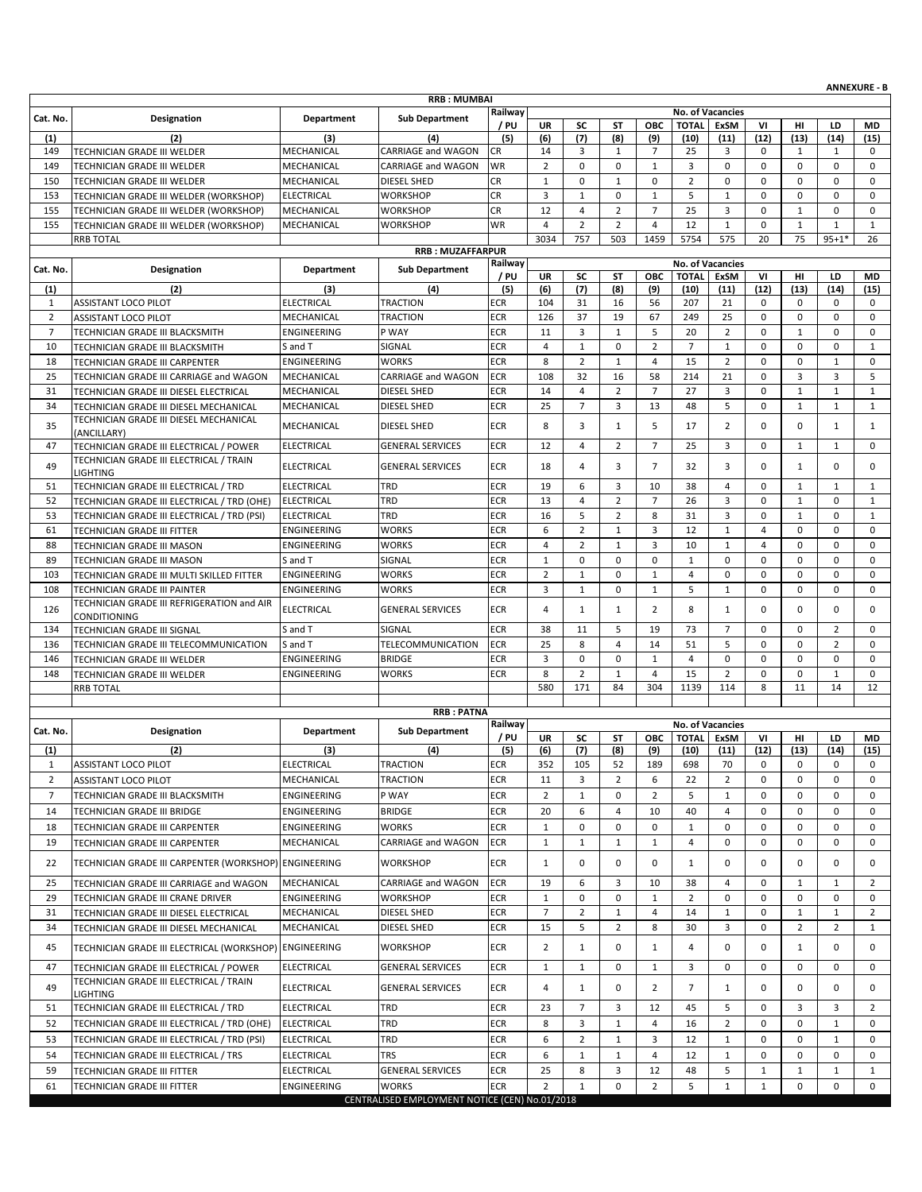**ANNEXURE - B**

## RRB : MUMBAI

| Cat. No. | Designation | Department | Sub Department | Railway / PU | No. of Vacancies | | | | | | | | | |
|---|---|---|---|---|---|---|---|---|---|---|---|---|---|---|
| | | | | | UR | SC | ST | OBC | TOTAL | ExSM | VI | HI | LD | MD |
| (1) | (2) | (3) | (4) | (5) | (6) | (7) | (8) | (9) | (10) | (11) | (12) | (13) | (14) | (15) |
| 149 | TECHNICIAN GRADE III WELDER | MECHANICAL | CARRIAGE and WAGON | CR | 14 | 3 | 1 | 7 | 25 | 3 | 0 | 1 | 1 | 0 |
| 149 | TECHNICIAN GRADE III WELDER | MECHANICAL | CARRIAGE and WAGON | WR | 2 | 0 | 0 | 1 | 3 | 0 | 0 | 0 | 0 | 0 |
| 150 | TECHNICIAN GRADE III WELDER | MECHANICAL | DIESEL SHED | CR | 1 | 0 | 1 | 0 | 2 | 0 | 0 | 0 | 0 | 0 |
| 153 | TECHNICIAN GRADE III WELDER (WORKSHOP) | ELECTRICAL | WORKSHOP | CR | 3 | 1 | 0 | 1 | 5 | 1 | 0 | 0 | 0 | 0 |
| 155 | TECHNICIAN GRADE III WELDER (WORKSHOP) | MECHANICAL | WORKSHOP | CR | 12 | 4 | 2 | 7 | 25 | 3 | 0 | 1 | 0 | 0 |
| 155 | TECHNICIAN GRADE III WELDER (WORKSHOP) | MECHANICAL | WORKSHOP | WR | 4 | 2 | 2 | 4 | 12 | 1 | 0 | 1 | 1 | 1 |
| | RRB TOTAL | | | | 3034 | 757 | 503 | 1459 | 5754 | 575 | 20 | 75 | 95+1* | 26 |

## RRB : MUZAFFARPUR

| Cat. No. | Designation | Department | Sub Department | Railway / PU | No. of Vacancies | | | | | | | | | |
|---|---|---|---|---|---|---|---|---|---|---|---|---|---|---|
| | | | | | UR | SC | ST | OBC | TOTAL | ExSM | VI | HI | LD | MD |
| (1) | (2) | (3) | (4) | (5) | (6) | (7) | (8) | (9) | (10) | (11) | (12) | (13) | (14) | (15) |
| 1 | ASSISTANT LOCO PILOT | ELECTRICAL | TRACTION | ECR | 104 | 31 | 16 | 56 | 207 | 21 | 0 | 0 | 0 | 0 |
| 2 | ASSISTANT LOCO PILOT | MECHANICAL | TRACTION | ECR | 126 | 37 | 19 | 67 | 249 | 25 | 0 | 0 | 0 | 0 |
| 7 | TECHNICIAN GRADE III BLACKSMITH | ENGINEERING | P WAY | ECR | 11 | 3 | 1 | 5 | 20 | 2 | 0 | 1 | 0 | 0 |
| 10 | TECHNICIAN GRADE III BLACKSMITH | S and T | SIGNAL | ECR | 4 | 1 | 0 | 2 | 7 | 1 | 0 | 0 | 0 | 1 |
| 18 | TECHNICIAN GRADE III CARPENTER | ENGINEERING | WORKS | ECR | 8 | 2 | 1 | 4 | 15 | 2 | 0 | 0 | 1 | 0 |
| 25 | TECHNICIAN GRADE III CARRIAGE and WAGON | MECHANICAL | CARRIAGE and WAGON | ECR | 108 | 32 | 16 | 58 | 214 | 21 | 0 | 3 | 3 | 5 |
| 31 | TECHNICIAN GRADE III DIESEL ELECTRICAL | MECHANICAL | DIESEL SHED | ECR | 14 | 4 | 2 | 7 | 27 | 3 | 0 | 1 | 1 | 1 |
| 34 | TECHNICIAN GRADE III DIESEL MECHANICAL | MECHANICAL | DIESEL SHED | ECR | 25 | 7 | 3 | 13 | 48 | 5 | 0 | 1 | 1 | 1 |
| 35 | TECHNICIAN GRADE III DIESEL MECHANICAL (ANCILLARY) | MECHANICAL | DIESEL SHED | ECR | 8 | 3 | 1 | 5 | 17 | 2 | 0 | 0 | 1 | 1 |
| 47 | TECHNICIAN GRADE III ELECTRICAL / POWER | ELECTRICAL | GENERAL SERVICES | ECR | 12 | 4 | 2 | 7 | 25 | 3 | 0 | 1 | 1 | 0 |
| 49 | TECHNICIAN GRADE III ELECTRICAL / TRAIN LIGHTING | ELECTRICAL | GENERAL SERVICES | ECR | 18 | 4 | 3 | 7 | 32 | 3 | 0 | 1 | 0 | 0 |
| 51 | TECHNICIAN GRADE III ELECTRICAL / TRD | ELECTRICAL | TRD | ECR | 19 | 6 | 3 | 10 | 38 | 4 | 0 | 1 | 1 | 1 |
| 52 | TECHNICIAN GRADE III ELECTRICAL / TRD (OHE) | ELECTRICAL | TRD | ECR | 13 | 4 | 2 | 7 | 26 | 3 | 0 | 1 | 0 | 1 |
| 53 | TECHNICIAN GRADE III ELECTRICAL / TRD (PSI) | ELECTRICAL | TRD | ECR | 16 | 5 | 2 | 8 | 31 | 3 | 0 | 1 | 0 | 1 |
| 61 | TECHNICIAN GRADE III FITTER | ENGINEERING | WORKS | ECR | 6 | 2 | 1 | 3 | 12 | 1 | 4 | 0 | 0 | 0 |
| 88 | TECHNICIAN GRADE III MASON | ENGINEERING | WORKS | ECR | 4 | 2 | 1 | 3 | 10 | 1 | 4 | 0 | 0 | 0 |
| 89 | TECHNICIAN GRADE III MASON | S and T | SIGNAL | ECR | 1 | 0 | 0 | 0 | 1 | 0 | 0 | 0 | 0 | 0 |
| 103 | TECHNICIAN GRADE III MULTI SKILLED FITTER | ENGINEERING | WORKS | ECR | 2 | 1 | 0 | 1 | 4 | 0 | 0 | 0 | 0 | 0 |
| 108 | TECHNICIAN GRADE III PAINTER | ENGINEERING | WORKS | ECR | 3 | 1 | 0 | 1 | 5 | 1 | 0 | 0 | 0 | 0 |
| 126 | TECHNICIAN GRADE III REFRIGERATION and AIR CONDITIONING | ELECTRICAL | GENERAL SERVICES | ECR | 4 | 1 | 1 | 2 | 8 | 1 | 0 | 0 | 0 | 0 |
| 134 | TECHNICIAN GRADE III SIGNAL | S and T | SIGNAL | ECR | 38 | 11 | 5 | 19 | 73 | 7 | 0 | 0 | 2 | 0 |
| 136 | TECHNICIAN GRADE III TELECOMMUNICATION | S and T | TELECOMMUNICATION | ECR | 25 | 8 | 4 | 14 | 51 | 5 | 0 | 0 | 2 | 0 |
| 146 | TECHNICIAN GRADE III WELDER | ENGINEERING | BRIDGE | ECR | 3 | 0 | 0 | 1 | 4 | 0 | 0 | 0 | 0 | 0 |
| 148 | TECHNICIAN GRADE III WELDER | ENGINEERING | WORKS | ECR | 8 | 2 | 1 | 4 | 15 | 2 | 0 | 0 | 1 | 0 |
| | RRB TOTAL | | | | 580 | 171 | 84 | 304 | 1139 | 114 | 8 | 11 | 14 | 12 |

## RRB : PATNA

| Cat. No. | Designation | Department | Sub Department | Railway / PU | No. of Vacancies | | | | | | | | | |
|---|---|---|---|---|---|---|---|---|---|---|---|---|---|---|
| | | | | | UR | SC | ST | OBC | TOTAL | ExSM | VI | HI | LD | MD |
| (1) | (2) | (3) | (4) | (5) | (6) | (7) | (8) | (9) | (10) | (11) | (12) | (13) | (14) | (15) |
| 1 | ASSISTANT LOCO PILOT | ELECTRICAL | TRACTION | ECR | 352 | 105 | 52 | 189 | 698 | 70 | 0 | 0 | 0 | 0 |
| 2 | ASSISTANT LOCO PILOT | MECHANICAL | TRACTION | ECR | 11 | 3 | 2 | 6 | 22 | 2 | 0 | 0 | 0 | 0 |
| 7 | TECHNICIAN GRADE III BLACKSMITH | ENGINEERING | P WAY | ECR | 2 | 1 | 0 | 2 | 5 | 1 | 0 | 0 | 0 | 0 |
| 14 | TECHNICIAN GRADE III BRIDGE | ENGINEERING | BRIDGE | ECR | 20 | 6 | 4 | 10 | 40 | 4 | 0 | 0 | 0 | 0 |
| 18 | TECHNICIAN GRADE III CARPENTER | ENGINEERING | WORKS | ECR | 1 | 0 | 0 | 0 | 1 | 0 | 0 | 0 | 0 | 0 |
| 19 | TECHNICIAN GRADE III CARPENTER | MECHANICAL | CARRIAGE and WAGON | ECR | 1 | 1 | 1 | 1 | 4 | 0 | 0 | 0 | 0 | 0 |
| 22 | TECHNICIAN GRADE III CARPENTER (WORKSHOP) | ENGINEERING | WORKSHOP | ECR | 1 | 0 | 0 | 0 | 1 | 0 | 0 | 0 | 0 | 0 |
| 25 | TECHNICIAN GRADE III CARRIAGE and WAGON | MECHANICAL | CARRIAGE and WAGON | ECR | 19 | 6 | 3 | 10 | 38 | 4 | 0 | 1 | 1 | 2 |
| 29 | TECHNICIAN GRADE III CRANE DRIVER | ENGINEERING | WORKSHOP | ECR | 1 | 0 | 0 | 1 | 2 | 0 | 0 | 0 | 0 | 0 |
| 31 | TECHNICIAN GRADE III DIESEL ELECTRICAL | MECHANICAL | DIESEL SHED | ECR | 7 | 2 | 1 | 4 | 14 | 1 | 0 | 1 | 1 | 2 |
| 34 | TECHNICIAN GRADE III DIESEL MECHANICAL | MECHANICAL | DIESEL SHED | ECR | 15 | 5 | 2 | 8 | 30 | 3 | 0 | 2 | 2 | 1 |
| 45 | TECHNICIAN GRADE III ELECTRICAL (WORKSHOP) | ENGINEERING | WORKSHOP | ECR | 2 | 1 | 0 | 1 | 4 | 0 | 0 | 1 | 0 | 0 |
| 47 | TECHNICIAN GRADE III ELECTRICAL / POWER | ELECTRICAL | GENERAL SERVICES | ECR | 1 | 1 | 0 | 1 | 3 | 0 | 0 | 0 | 0 | 0 |
| 49 | TECHNICIAN GRADE III ELECTRICAL / TRAIN LIGHTING | ELECTRICAL | GENERAL SERVICES | ECR | 4 | 1 | 0 | 2 | 7 | 1 | 0 | 0 | 0 | 0 |
| 51 | TECHNICIAN GRADE III ELECTRICAL / TRD | ELECTRICAL | TRD | ECR | 23 | 7 | 3 | 12 | 45 | 5 | 0 | 3 | 3 | 2 |
| 52 | TECHNICIAN GRADE III ELECTRICAL / TRD (OHE) | ELECTRICAL | TRD | ECR | 8 | 3 | 1 | 4 | 16 | 2 | 0 | 0 | 1 | 0 |
| 53 | TECHNICIAN GRADE III ELECTRICAL / TRD (PSI) | ELECTRICAL | TRD | ECR | 6 | 2 | 1 | 3 | 12 | 1 | 0 | 0 | 1 | 0 |
| 54 | TECHNICIAN GRADE III ELECTRICAL / TRS | ELECTRICAL | TRS | ECR | 6 | 1 | 1 | 4 | 12 | 1 | 0 | 0 | 0 | 0 |
| 59 | TECHNICIAN GRADE III FITTER | ELECTRICAL | GENERAL SERVICES | ECR | 25 | 8 | 3 | 12 | 48 | 5 | 1 | 1 | 1 | 1 |
| 61 | TECHNICIAN GRADE III FITTER | ENGINEERING | WORKS | ECR | 2 | 1 | 0 | 2 | 5 | 1 | 1 | 0 | 0 | 0 |

CENTRALISED EMPLOYMENT NOTICE (CEN) No.01/2018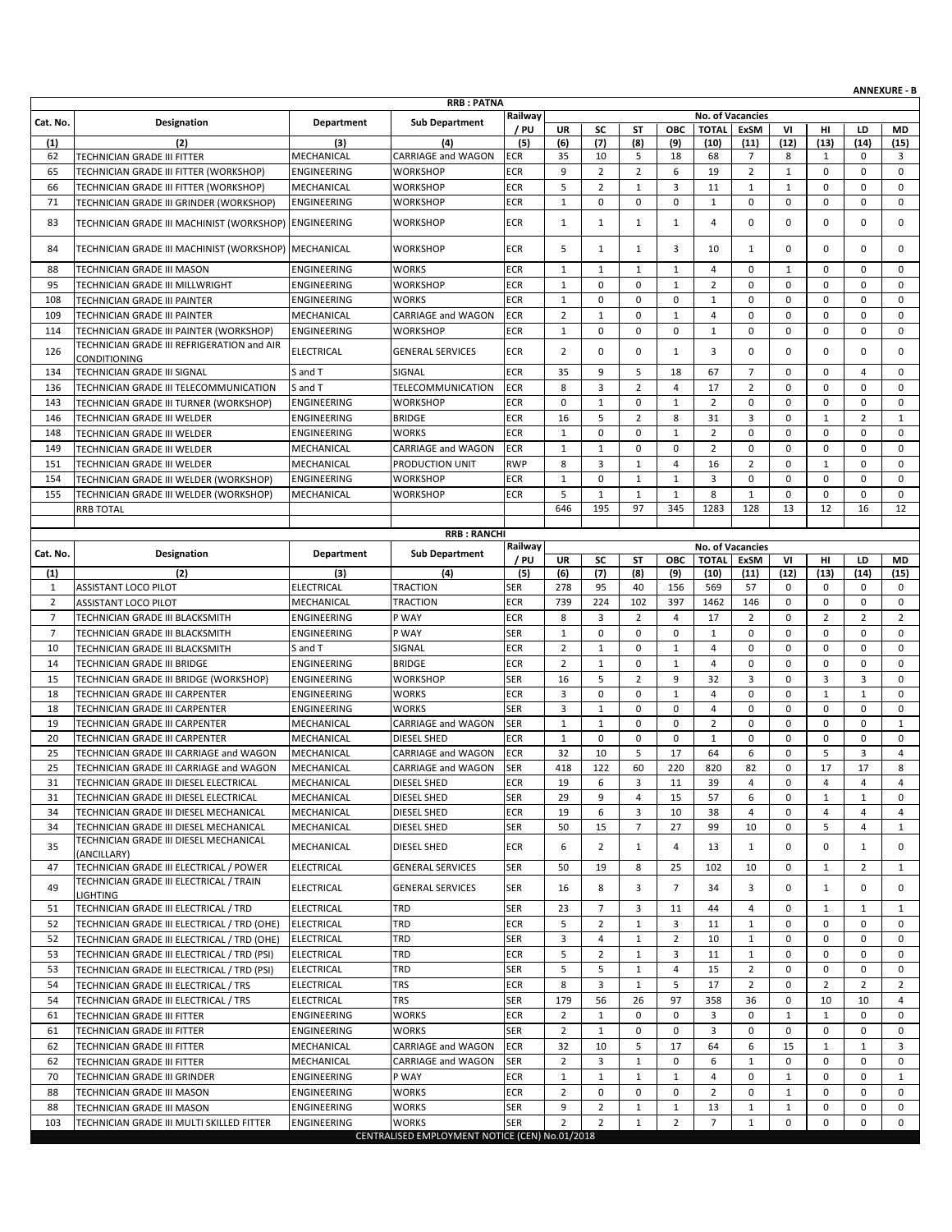**ANNEXURE - B**

**RRB : PATNA**

| Cat. No. | Designation | Department | Sub Department | Railway / PU | No. of Vacancies | | | | | | | | | |
|---|---|---|---|---|---|---|---|---|---|---|---|---|---|---|
| | | | | | UR | SC | ST | OBC | TOTAL | ExSM | VI | HI | LD | MD |
| (1) | (2) | (3) | (4) | (5) | (6) | (7) | (8) | (9) | (10) | (11) | (12) | (13) | (14) | (15) |
| 62 | TECHNICIAN GRADE III FITTER | MECHANICAL | CARRIAGE and WAGON | ECR | 35 | 10 | 5 | 18 | 68 | 7 | 8 | 1 | 0 | 3 |
| 65 | TECHNICIAN GRADE III FITTER (WORKSHOP) | ENGINEERING | WORKSHOP | ECR | 9 | 2 | 2 | 6 | 19 | 2 | 1 | 0 | 0 | 0 |
| 66 | TECHNICIAN GRADE III FITTER (WORKSHOP) | MECHANICAL | WORKSHOP | ECR | 5 | 2 | 1 | 3 | 11 | 1 | 1 | 0 | 0 | 0 |
| 71 | TECHNICIAN GRADE III GRINDER (WORKSHOP) | ENGINEERING | WORKSHOP | ECR | 1 | 0 | 0 | 0 | 1 | 0 | 0 | 0 | 0 | 0 |
| 83 | TECHNICIAN GRADE III MACHINIST (WORKSHOP) | ENGINEERING | WORKSHOP | ECR | 1 | 1 | 1 | 1 | 4 | 0 | 0 | 0 | 0 | 0 |
| 84 | TECHNICIAN GRADE III MACHINIST (WORKSHOP) | MECHANICAL | WORKSHOP | ECR | 5 | 1 | 1 | 3 | 10 | 1 | 0 | 0 | 0 | 0 |
| 88 | TECHNICIAN GRADE III MASON | ENGINEERING | WORKS | ECR | 1 | 1 | 1 | 1 | 4 | 0 | 1 | 0 | 0 | 0 |
| 95 | TECHNICIAN GRADE III MILLWRIGHT | ENGINEERING | WORKSHOP | ECR | 1 | 0 | 0 | 1 | 2 | 0 | 0 | 0 | 0 | 0 |
| 108 | TECHNICIAN GRADE III PAINTER | ENGINEERING | WORKS | ECR | 1 | 0 | 0 | 0 | 1 | 0 | 0 | 0 | 0 | 0 |
| 109 | TECHNICIAN GRADE III PAINTER | MECHANICAL | CARRIAGE and WAGON | ECR | 2 | 1 | 0 | 1 | 4 | 0 | 0 | 0 | 0 | 0 |
| 114 | TECHNICIAN GRADE III PAINTER (WORKSHOP) | ENGINEERING | WORKSHOP | ECR | 1 | 0 | 0 | 0 | 1 | 0 | 0 | 0 | 0 | 0 |
| 126 | TECHNICIAN GRADE III REFRIGERATION and AIR CONDITIONING | ELECTRICAL | GENERAL SERVICES | ECR | 2 | 0 | 0 | 1 | 3 | 0 | 0 | 0 | 0 | 0 |
| 134 | TECHNICIAN GRADE III SIGNAL | S and T | SIGNAL | ECR | 35 | 9 | 5 | 18 | 67 | 7 | 0 | 0 | 4 | 0 |
| 136 | TECHNICIAN GRADE III TELECOMMUNICATION | S and T | TELECOMMUNICATION | ECR | 8 | 3 | 2 | 4 | 17 | 2 | 0 | 0 | 0 | 0 |
| 143 | TECHNICIAN GRADE III TURNER (WORKSHOP) | ENGINEERING | WORKSHOP | ECR | 0 | 1 | 0 | 1 | 2 | 0 | 0 | 0 | 0 | 0 |
| 146 | TECHNICIAN GRADE III WELDER | ENGINEERING | BRIDGE | ECR | 16 | 5 | 2 | 8 | 31 | 3 | 0 | 1 | 2 | 1 |
| 148 | TECHNICIAN GRADE III WELDER | ENGINEERING | WORKS | ECR | 1 | 0 | 0 | 1 | 2 | 0 | 0 | 0 | 0 | 0 |
| 149 | TECHNICIAN GRADE III WELDER | MECHANICAL | CARRIAGE and WAGON | ECR | 1 | 1 | 0 | 0 | 2 | 0 | 0 | 0 | 0 | 0 |
| 151 | TECHNICIAN GRADE III WELDER | MECHANICAL | PRODUCTION UNIT | RWP | 8 | 3 | 1 | 4 | 16 | 2 | 0 | 1 | 0 | 0 |
| 154 | TECHNICIAN GRADE III WELDER (WORKSHOP) | ENGINEERING | WORKSHOP | ECR | 1 | 0 | 1 | 1 | 3 | 0 | 0 | 0 | 0 | 0 |
| 155 | TECHNICIAN GRADE III WELDER (WORKSHOP) | MECHANICAL | WORKSHOP | ECR | 5 | 1 | 1 | 1 | 8 | 1 | 0 | 0 | 0 | 0 |
| | RRB TOTAL | | | | 646 | 195 | 97 | 345 | 1283 | 128 | 13 | 12 | 16 | 12 |

**RRB : RANCHI**

| Cat. No. | Designation | Department | Sub Department | Railway / PU | No. of Vacancies | | | | | | | | | |
|---|---|---|---|---|---|---|---|---|---|---|---|---|---|---|
| | | | | | UR | SC | ST | OBC | TOTAL | ExSM | VI | HI | LD | MD |
| (1) | (2) | (3) | (4) | (5) | (6) | (7) | (8) | (9) | (10) | (11) | (12) | (13) | (14) | (15) |
| 1 | ASSISTANT LOCO PILOT | ELECTRICAL | TRACTION | SER | 278 | 95 | 40 | 156 | 569 | 57 | 0 | 0 | 0 | 0 |
| 2 | ASSISTANT LOCO PILOT | MECHANICAL | TRACTION | ECR | 739 | 224 | 102 | 397 | 1462 | 146 | 0 | 0 | 0 | 0 |
| 7 | TECHNICIAN GRADE III BLACKSMITH | ENGINEERING | P WAY | ECR | 8 | 3 | 2 | 4 | 17 | 2 | 0 | 2 | 2 | 2 |
| 7 | TECHNICIAN GRADE III BLACKSMITH | ENGINEERING | P WAY | SER | 1 | 0 | 0 | 0 | 1 | 0 | 0 | 0 | 0 | 0 |
| 10 | TECHNICIAN GRADE III BLACKSMITH | S and T | SIGNAL | ECR | 2 | 1 | 0 | 1 | 4 | 0 | 0 | 0 | 0 | 0 |
| 14 | TECHNICIAN GRADE III BRIDGE | ENGINEERING | BRIDGE | ECR | 2 | 1 | 0 | 1 | 4 | 0 | 0 | 0 | 0 | 0 |
| 15 | TECHNICIAN GRADE III BRIDGE (WORKSHOP) | ENGINEERING | WORKSHOP | SER | 16 | 5 | 2 | 9 | 32 | 3 | 0 | 3 | 3 | 0 |
| 18 | TECHNICIAN GRADE III CARPENTER | ENGINEERING | WORKS | ECR | 3 | 0 | 0 | 1 | 4 | 0 | 0 | 1 | 1 | 0 |
| 18 | TECHNICIAN GRADE III CARPENTER | ENGINEERING | WORKS | SER | 3 | 1 | 0 | 0 | 4 | 0 | 0 | 0 | 0 | 0 |
| 19 | TECHNICIAN GRADE III CARPENTER | MECHANICAL | CARRIAGE and WAGON | SER | 1 | 1 | 0 | 0 | 2 | 0 | 0 | 0 | 0 | 1 |
| 20 | TECHNICIAN GRADE III CARPENTER | MECHANICAL | DIESEL SHED | ECR | 1 | 0 | 0 | 0 | 1 | 0 | 0 | 0 | 0 | 0 |
| 25 | TECHNICIAN GRADE III CARRIAGE and WAGON | MECHANICAL | CARRIAGE and WAGON | ECR | 32 | 10 | 5 | 17 | 64 | 6 | 0 | 5 | 3 | 4 |
| 25 | TECHNICIAN GRADE III CARRIAGE and WAGON | MECHANICAL | CARRIAGE and WAGON | SER | 418 | 122 | 60 | 220 | 820 | 82 | 0 | 17 | 17 | 8 |
| 31 | TECHNICIAN GRADE III DIESEL ELECTRICAL | MECHANICAL | DIESEL SHED | ECR | 19 | 6 | 3 | 11 | 39 | 4 | 0 | 4 | 4 | 4 |
| 31 | TECHNICIAN GRADE III DIESEL ELECTRICAL | MECHANICAL | DIESEL SHED | SER | 29 | 9 | 4 | 15 | 57 | 6 | 0 | 1 | 1 | 0 |
| 34 | TECHNICIAN GRADE III DIESEL MECHANICAL | MECHANICAL | DIESEL SHED | ECR | 19 | 6 | 3 | 10 | 38 | 4 | 0 | 4 | 4 | 4 |
| 34 | TECHNICIAN GRADE III DIESEL MECHANICAL | MECHANICAL | DIESEL SHED | SER | 50 | 15 | 7 | 27 | 99 | 10 | 0 | 5 | 4 | 1 |
| 35 | TECHNICIAN GRADE III DIESEL MECHANICAL (ANCILLARY) | MECHANICAL | DIESEL SHED | ECR | 6 | 2 | 1 | 4 | 13 | 1 | 0 | 0 | 1 | 0 |
| 47 | TECHNICIAN GRADE III ELECTRICAL / POWER | ELECTRICAL | GENERAL SERVICES | SER | 50 | 19 | 8 | 25 | 102 | 10 | 0 | 1 | 2 | 1 |
| 49 | TECHNICIAN GRADE III ELECTRICAL / TRAIN LIGHTING | ELECTRICAL | GENERAL SERVICES | SER | 16 | 8 | 3 | 7 | 34 | 3 | 0 | 1 | 0 | 0 |
| 51 | TECHNICIAN GRADE III ELECTRICAL / TRD | ELECTRICAL | TRD | SER | 23 | 7 | 3 | 11 | 44 | 4 | 0 | 1 | 1 | 1 |
| 52 | TECHNICIAN GRADE III ELECTRICAL / TRD (OHE) | ELECTRICAL | TRD | ECR | 5 | 2 | 1 | 3 | 11 | 1 | 0 | 0 | 0 | 0 |
| 52 | TECHNICIAN GRADE III ELECTRICAL / TRD (OHE) | ELECTRICAL | TRD | SER | 3 | 4 | 1 | 2 | 10 | 1 | 0 | 0 | 0 | 0 |
| 53 | TECHNICIAN GRADE III ELECTRICAL / TRD (PSI) | ELECTRICAL | TRD | ECR | 5 | 2 | 1 | 3 | 11 | 1 | 0 | 0 | 0 | 0 |
| 53 | TECHNICIAN GRADE III ELECTRICAL / TRD (PSI) | ELECTRICAL | TRD | SER | 5 | 5 | 1 | 4 | 15 | 2 | 0 | 0 | 0 | 0 |
| 54 | TECHNICIAN GRADE III ELECTRICAL / TRS | ELECTRICAL | TRS | ECR | 8 | 3 | 1 | 5 | 17 | 2 | 0 | 2 | 2 | 2 |
| 54 | TECHNICIAN GRADE III ELECTRICAL / TRS | ELECTRICAL | TRS | SER | 179 | 56 | 26 | 97 | 358 | 36 | 0 | 10 | 10 | 4 |
| 61 | TECHNICIAN GRADE III FITTER | ENGINEERING | WORKS | ECR | 2 | 1 | 0 | 0 | 3 | 0 | 1 | 1 | 0 | 0 |
| 61 | TECHNICIAN GRADE III FITTER | ENGINEERING | WORKS | SER | 2 | 1 | 0 | 0 | 3 | 0 | 0 | 0 | 0 | 0 |
| 62 | TECHNICIAN GRADE III FITTER | MECHANICAL | CARRIAGE and WAGON | ECR | 32 | 10 | 5 | 17 | 64 | 6 | 15 | 1 | 1 | 3 |
| 62 | TECHNICIAN GRADE III FITTER | MECHANICAL | CARRIAGE and WAGON | SER | 2 | 3 | 1 | 0 | 6 | 1 | 0 | 0 | 0 | 0 |
| 70 | TECHNICIAN GRADE III GRINDER | ENGINEERING | P WAY | ECR | 1 | 1 | 1 | 1 | 4 | 0 | 1 | 0 | 0 | 1 |
| 88 | TECHNICIAN GRADE III MASON | ENGINEERING | WORKS | ECR | 2 | 0 | 0 | 0 | 2 | 0 | 1 | 0 | 0 | 0 |
| 88 | TECHNICIAN GRADE III MASON | ENGINEERING | WORKS | SER | 9 | 2 | 1 | 1 | 13 | 1 | 1 | 0 | 0 | 0 |
| 103 | TECHNICIAN GRADE III MULTI SKILLED FITTER | ENGINEERING | WORKS | SER | 2 | 2 | 1 | 2 | 7 | 1 | 0 | 0 | 0 | 0 |

CENTRALISED EMPLOYMENT NOTICE (CEN) No.01/2018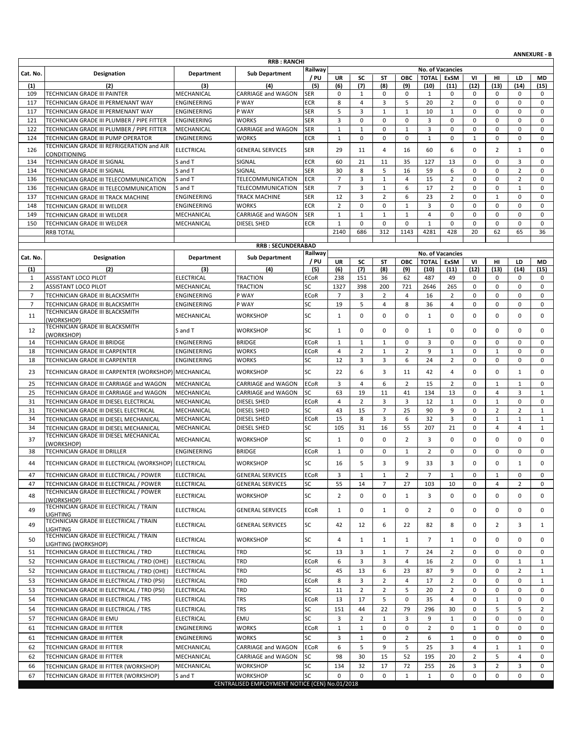**ANNEXURE - B**

## RRB : RANCHI

| Cat. No. | Designation | Department | Sub Department | Railway / PU | No. of Vacancies | | | | | | | | | |
|---|---|---|---|---|---|---|---|---|---|---|---|---|---|---|
| | | | | | UR | SC | ST | OBC | TOTAL | ExSM | VI | HI | LD | MD |
| (1) | (2) | (3) | (4) | (5) | (6) | (7) | (8) | (9) | (10) | (11) | (12) | (13) | (14) | (15) |
| 109 | TECHNICIAN GRADE III PAINTER | MECHANICAL | CARRIAGE and WAGON | SER | 0 | 1 | 0 | 0 | 1 | 0 | 0 | 0 | 0 | 0 |
| 117 | TECHNICIAN GRADE III PERMENANT WAY | ENGINEERING | P WAY | ECR | 8 | 4 | 3 | 5 | 20 | 2 | 0 | 0 | 0 | 0 |
| 117 | TECHNICIAN GRADE III PERMENANT WAY | ENGINEERING | P WAY | SER | 5 | 3 | 1 | 1 | 10 | 1 | 0 | 0 | 0 | 0 |
| 121 | TECHNICIAN GRADE III PLUMBER / PIPE FITTER | ENGINEERING | WORKS | SER | 3 | 0 | 0 | 0 | 3 | 0 | 0 | 0 | 0 | 0 |
| 122 | TECHNICIAN GRADE III PLUMBER / PIPE FITTER | MECHANICAL | CARRIAGE and WAGON | SER | 1 | 1 | 0 | 1 | 3 | 0 | 0 | 0 | 0 | 0 |
| 124 | TECHNICIAN GRADE III PUMP OPERATOR | ENGINEERING | WORKS | ECR | 1 | 0 | 0 | 0 | 1 | 0 | 1 | 0 | 0 | 0 |
| 126 | TECHNICIAN GRADE III REFRIGERATION and AIR CONDITIONING | ELECTRICAL | GENERAL SERVICES | SER | 29 | 11 | 4 | 16 | 60 | 6 | 0 | 2 | 1 | 0 |
| 134 | TECHNICIAN GRADE III SIGNAL | S and T | SIGNAL | ECR | 60 | 21 | 11 | 35 | 127 | 13 | 0 | 0 | 3 | 0 |
| 134 | TECHNICIAN GRADE III SIGNAL | S and T | SIGNAL | SER | 30 | 8 | 5 | 16 | 59 | 6 | 0 | 0 | 2 | 0 |
| 136 | TECHNICIAN GRADE III TELECOMMUNICATION | S and T | TELECOMMUNICATION | ECR | 7 | 3 | 1 | 4 | 15 | 2 | 0 | 0 | 2 | 0 |
| 136 | TECHNICIAN GRADE III TELECOMMUNICATION | S and T | TELECOMMUNICATION | SER | 7 | 3 | 1 | 6 | 17 | 2 | 0 | 0 | 1 | 0 |
| 137 | TECHNICIAN GRADE III TRACK MACHINE | ENGINEERING | TRACK MACHINE | SER | 12 | 3 | 2 | 6 | 23 | 2 | 0 | 1 | 0 | 0 |
| 148 | TECHNICIAN GRADE III WELDER | ENGINEERING | WORKS | ECR | 2 | 0 | 0 | 1 | 3 | 0 | 0 | 0 | 0 | 0 |
| 149 | TECHNICIAN GRADE III WELDER | MECHANICAL | CARRIAGE and WAGON | SER | 1 | 1 | 1 | 1 | 4 | 0 | 0 | 0 | 0 | 0 |
| 150 | TECHNICIAN GRADE III WELDER | MECHANICAL | DIESEL SHED | ECR | 1 | 0 | 0 | 0 | 1 | 0 | 0 | 0 | 0 | 0 |
| | RRB TOTAL | | | | 2140 | 686 | 312 | 1143 | 4281 | 428 | 20 | 62 | 65 | 36 |

## RRB : SECUNDERABAD

| Cat. No. | Designation | Department | Sub Department | Railway / PU | No. of Vacancies | | | | | | | | | |
|---|---|---|---|---|---|---|---|---|---|---|---|---|---|---|
| | | | | | UR | SC | ST | OBC | TOTAL | ExSM | VI | HI | LD | MD |
| (1) | (2) | (3) | (4) | (5) | (6) | (7) | (8) | (9) | (10) | (11) | (12) | (13) | (14) | (15) |
| 1 | ASSISTANT LOCO PILOT | ELECTRICAL | TRACTION | ECoR | 238 | 151 | 36 | 62 | 487 | 49 | 0 | 0 | 0 | 0 |
| 2 | ASSISTANT LOCO PILOT | MECHANICAL | TRACTION | SC | 1327 | 398 | 200 | 721 | 2646 | 265 | 0 | 0 | 0 | 0 |
| 7 | TECHNICIAN GRADE III BLACKSMITH | ENGINEERING | P WAY | ECoR | 7 | 3 | 2 | 4 | 16 | 2 | 0 | 0 | 0 | 0 |
| 7 | TECHNICIAN GRADE III BLACKSMITH | ENGINEERING | P WAY | SC | 19 | 5 | 4 | 8 | 36 | 4 | 0 | 0 | 0 | 0 |
| 11 | TECHNICIAN GRADE III BLACKSMITH (WORKSHOP) | MECHANICAL | WORKSHOP | SC | 1 | 0 | 0 | 0 | 1 | 0 | 0 | 0 | 0 | 0 |
| 12 | TECHNICIAN GRADE III BLACKSMITH (WORKSHOP) | S and T | WORKSHOP | SC | 1 | 0 | 0 | 0 | 1 | 0 | 0 | 0 | 0 | 0 |
| 14 | TECHNICIAN GRADE III BRIDGE | ENGINEERING | BRIDGE | ECoR | 1 | 1 | 1 | 0 | 3 | 0 | 0 | 0 | 0 | 0 |
| 18 | TECHNICIAN GRADE III CARPENTER | ENGINEERING | WORKS | ECoR | 4 | 2 | 1 | 2 | 9 | 1 | 0 | 1 | 0 | 0 |
| 18 | TECHNICIAN GRADE III CARPENTER | ENGINEERING | WORKS | SC | 12 | 3 | 3 | 6 | 24 | 2 | 0 | 0 | 0 | 0 |
| 23 | TECHNICIAN GRADE III CARPENTER (WORKSHOP) | MECHANICAL | WORKSHOP | SC | 22 | 6 | 3 | 11 | 42 | 4 | 0 | 0 | 1 | 0 |
| 25 | TECHNICIAN GRADE III CARRIAGE and WAGON | MECHANICAL | CARRIAGE and WAGON | ECoR | 3 | 4 | 6 | 2 | 15 | 2 | 0 | 1 | 1 | 0 |
| 25 | TECHNICIAN GRADE III CARRIAGE and WAGON | MECHANICAL | CARRIAGE and WAGON | SC | 63 | 19 | 11 | 41 | 134 | 13 | 0 | 4 | 3 | 1 |
| 31 | TECHNICIAN GRADE III DIESEL ELECTRICAL | MECHANICAL | DIESEL SHED | ECoR | 4 | 2 | 3 | 3 | 12 | 1 | 0 | 1 | 0 | 0 |
| 31 | TECHNICIAN GRADE III DIESEL ELECTRICAL | MECHANICAL | DIESEL SHED | SC | 43 | 15 | 7 | 25 | 90 | 9 | 0 | 2 | 2 | 1 |
| 34 | TECHNICIAN GRADE III DIESEL MECHANICAL | MECHANICAL | DIESEL SHED | ECoR | 15 | 8 | 3 | 6 | 32 | 3 | 0 | 1 | 1 | 1 |
| 34 | TECHNICIAN GRADE III DIESEL MECHANICAL | MECHANICAL | DIESEL SHED | SC | 105 | 31 | 16 | 55 | 207 | 21 | 0 | 4 | 4 | 1 |
| 37 | TECHNICIAN GRADE III DIESEL MECHANICAL (WORKSHOP) | MECHANICAL | WORKSHOP | SC | 1 | 0 | 0 | 2 | 3 | 0 | 0 | 0 | 0 | 0 |
| 38 | TECHNICIAN GRADE III DRILLER | ENGINEERING | BRIDGE | ECoR | 1 | 0 | 0 | 1 | 2 | 0 | 0 | 0 | 0 | 0 |
| 44 | TECHNICIAN GRADE III ELECTRICAL (WORKSHOP) | ELECTRICAL | WORKSHOP | SC | 16 | 5 | 3 | 9 | 33 | 3 | 0 | 0 | 1 | 0 |
| 47 | TECHNICIAN GRADE III ELECTRICAL / POWER | ELECTRICAL | GENERAL SERVICES | ECoR | 3 | 1 | 1 | 2 | 7 | 1 | 0 | 1 | 0 | 0 |
| 47 | TECHNICIAN GRADE III ELECTRICAL / POWER | ELECTRICAL | GENERAL SERVICES | SC | 55 | 14 | 7 | 27 | 103 | 10 | 0 | 4 | 2 | 0 |
| 48 | TECHNICIAN GRADE III ELECTRICAL / POWER (WORKSHOP) | ELECTRICAL | WORKSHOP | SC | 2 | 0 | 0 | 1 | 3 | 0 | 0 | 0 | 0 | 0 |
| 49 | TECHNICIAN GRADE III ELECTRICAL / TRAIN LIGHTING | ELECTRICAL | GENERAL SERVICES | ECoR | 1 | 0 | 1 | 0 | 2 | 0 | 0 | 0 | 0 | 0 |
| 49 | TECHNICIAN GRADE III ELECTRICAL / TRAIN LIGHTING | ELECTRICAL | GENERAL SERVICES | SC | 42 | 12 | 6 | 22 | 82 | 8 | 0 | 2 | 3 | 1 |
| 50 | TECHNICIAN GRADE III ELECTRICAL / TRAIN LIGHTING (WORKSHOP) | ELECTRICAL | WORKSHOP | SC | 4 | 1 | 1 | 1 | 7 | 1 | 0 | 0 | 0 | 0 |
| 51 | TECHNICIAN GRADE III ELECTRICAL / TRD | ELECTRICAL | TRD | SC | 13 | 3 | 1 | 7 | 24 | 2 | 0 | 0 | 0 | 0 |
| 52 | TECHNICIAN GRADE III ELECTRICAL / TRD (OHE) | ELECTRICAL | TRD | ECoR | 6 | 3 | 3 | 4 | 16 | 2 | 0 | 0 | 1 | 1 |
| 52 | TECHNICIAN GRADE III ELECTRICAL / TRD (OHE) | ELECTRICAL | TRD | SC | 45 | 13 | 6 | 23 | 87 | 9 | 0 | 0 | 2 | 1 |
| 53 | TECHNICIAN GRADE III ELECTRICAL / TRD (PSI) | ELECTRICAL | TRD | ECoR | 8 | 3 | 2 | 4 | 17 | 2 | 0 | 0 | 0 | 1 |
| 53 | TECHNICIAN GRADE III ELECTRICAL / TRD (PSI) | ELECTRICAL | TRD | SC | 11 | 2 | 2 | 5 | 20 | 2 | 0 | 0 | 0 | 0 |
| 54 | TECHNICIAN GRADE III ELECTRICAL / TRS | ELECTRICAL | TRS | ECoR | 13 | 17 | 5 | 0 | 35 | 4 | 0 | 1 | 0 | 0 |
| 54 | TECHNICIAN GRADE III ELECTRICAL / TRS | ELECTRICAL | TRS | SC | 151 | 44 | 22 | 79 | 296 | 30 | 0 | 5 | 5 | 2 |
| 57 | TECHNICIAN GRADE III EMU | ELECTRICAL | EMU | SC | 3 | 2 | 1 | 3 | 9 | 1 | 0 | 0 | 0 | 0 |
| 61 | TECHNICIAN GRADE III FITTER | ENGINEERING | WORKS | ECoR | 1 | 1 | 0 | 0 | 2 | 0 | 1 | 0 | 0 | 0 |
| 61 | TECHNICIAN GRADE III FITTER | ENGINEERING | WORKS | SC | 3 | 1 | 0 | 2 | 6 | 1 | 0 | 0 | 0 | 0 |
| 62 | TECHNICIAN GRADE III FITTER | MECHANICAL | CARRIAGE and WAGON | ECoR | 6 | 5 | 9 | 5 | 25 | 3 | 4 | 1 | 1 | 0 |
| 62 | TECHNICIAN GRADE III FITTER | MECHANICAL | CARRIAGE and WAGON | SC | 98 | 30 | 15 | 52 | 195 | 20 | 2 | 5 | 4 | 0 |
| 66 | TECHNICIAN GRADE III FITTER (WORKSHOP) | MECHANICAL | WORKSHOP | SC | 134 | 32 | 17 | 72 | 255 | 26 | 3 | 2 | 3 | 0 |
| 67 | TECHNICIAN GRADE III FITTER (WORKSHOP) | S and T | WORKSHOP | SC | 0 | 0 | 0 | 1 | 1 | 0 | 0 | 0 | 0 | 0 |

CENTRALISED EMPLOYMENT NOTICE (CEN) No.01/2018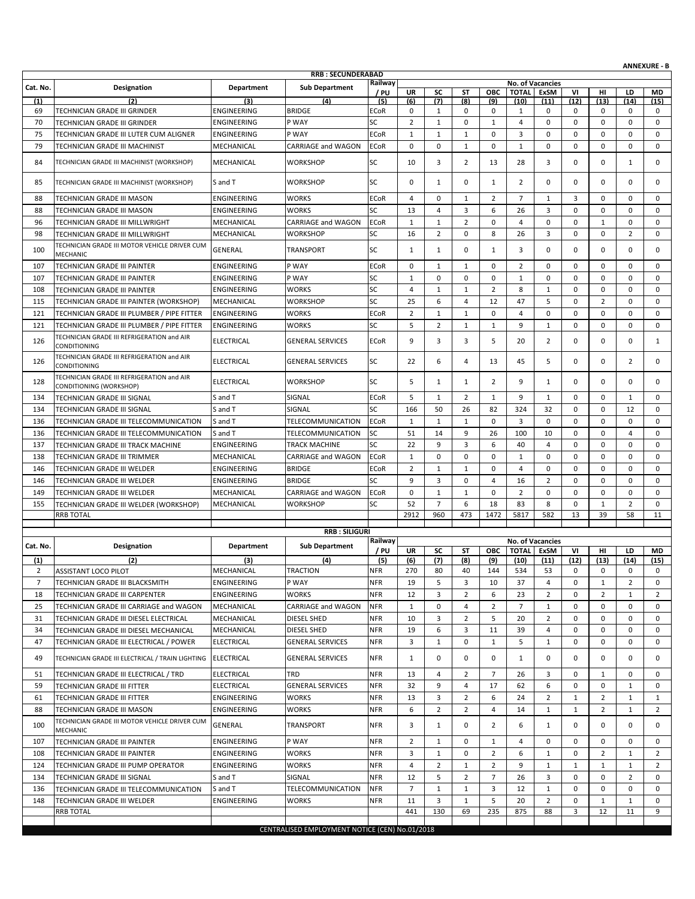**ANNEXURE - B**

**RRB : SECUNDERABAD**

| Cat. No. | Designation | Department | Sub Department | Railway / PU | No. of Vacancies | | | | | | | | | |
|---|---|---|---|---|---|---|---|---|---|---|---|---|---|---|
| | | | | | UR | SC | ST | OBC | TOTAL | ExSM | VI | HI | LD | MD |
| (1) | (2) | (3) | (4) | (5) | (6) | (7) | (8) | (9) | (10) | (11) | (12) | (13) | (14) | (15) |
| 69 | TECHNICIAN GRADE III GRINDER | ENGINEERING | BRIDGE | ECoR | 0 | 1 | 0 | 0 | 1 | 0 | 0 | 0 | 0 | 0 |
| 70 | TECHNICIAN GRADE III GRINDER | ENGINEERING | P WAY | SC | 2 | 1 | 0 | 1 | 4 | 0 | 0 | 0 | 0 | 0 |
| 75 | TECHNICIAN GRADE III LUTER CUM ALIGNER | ENGINEERING | P WAY | ECoR | 1 | 1 | 1 | 0 | 3 | 0 | 0 | 0 | 0 | 0 |
| 79 | TECHNICIAN GRADE III MACHINIST | MECHANICAL | CARRIAGE and WAGON | ECoR | 0 | 0 | 1 | 0 | 1 | 0 | 0 | 0 | 0 | 0 |
| 84 | TECHNICIAN GRADE III MACHINIST (WORKSHOP) | MECHANICAL | WORKSHOP | SC | 10 | 3 | 2 | 13 | 28 | 3 | 0 | 0 | 1 | 0 |
| 85 | TECHNICIAN GRADE III MACHINIST (WORKSHOP) | S and T | WORKSHOP | SC | 0 | 1 | 0 | 1 | 2 | 0 | 0 | 0 | 0 | 0 |
| 88 | TECHNICIAN GRADE III MASON | ENGINEERING | WORKS | ECoR | 4 | 0 | 1 | 2 | 7 | 1 | 3 | 0 | 0 | 0 |
| 88 | TECHNICIAN GRADE III MASON | ENGINEERING | WORKS | SC | 13 | 4 | 3 | 6 | 26 | 3 | 0 | 0 | 0 | 0 |
| 96 | TECHNICIAN GRADE III MILLWRIGHT | MECHANICAL | CARRIAGE and WAGON | ECoR | 1 | 1 | 2 | 0 | 4 | 0 | 0 | 1 | 0 | 0 |
| 98 | TECHNICIAN GRADE III MILLWRIGHT | MECHANICAL | WORKSHOP | SC | 16 | 2 | 0 | 8 | 26 | 3 | 0 | 0 | 2 | 0 |
| 100 | TECHNICIAN GRADE III MOTOR VEHICLE DRIVER CUM MECHANIC | GENERAL | TRANSPORT | SC | 1 | 1 | 0 | 1 | 3 | 0 | 0 | 0 | 0 | 0 |
| 107 | TECHNICIAN GRADE III PAINTER | ENGINEERING | P WAY | ECoR | 0 | 1 | 1 | 0 | 2 | 0 | 0 | 0 | 0 | 0 |
| 107 | TECHNICIAN GRADE III PAINTER | ENGINEERING | P WAY | SC | 1 | 0 | 0 | 0 | 1 | 0 | 0 | 0 | 0 | 0 |
| 108 | TECHNICIAN GRADE III PAINTER | ENGINEERING | WORKS | SC | 4 | 1 | 1 | 2 | 8 | 1 | 0 | 0 | 0 | 0 |
| 115 | TECHNICIAN GRADE III PAINTER (WORKSHOP) | MECHANICAL | WORKSHOP | SC | 25 | 6 | 4 | 12 | 47 | 5 | 0 | 2 | 0 | 0 |
| 121 | TECHNICIAN GRADE III PLUMBER / PIPE FITTER | ENGINEERING | WORKS | ECoR | 2 | 1 | 1 | 0 | 4 | 0 | 0 | 0 | 0 | 0 |
| 121 | TECHNICIAN GRADE III PLUMBER / PIPE FITTER | ENGINEERING | WORKS | SC | 5 | 2 | 1 | 1 | 9 | 1 | 0 | 0 | 0 | 0 |
| 126 | TECHNICIAN GRADE III REFRIGERATION and AIR CONDITIONING | ELECTRICAL | GENERAL SERVICES | ECoR | 9 | 3 | 3 | 5 | 20 | 2 | 0 | 0 | 0 | 1 |
| 126 | TECHNICIAN GRADE III REFRIGERATION and AIR CONDITIONING | ELECTRICAL | GENERAL SERVICES | SC | 22 | 6 | 4 | 13 | 45 | 5 | 0 | 0 | 2 | 0 |
| 128 | TECHNICIAN GRADE III REFRIGERATION and AIR CONDITIONING (WORKSHOP) | ELECTRICAL | WORKSHOP | SC | 5 | 1 | 1 | 2 | 9 | 1 | 0 | 0 | 0 | 0 |
| 134 | TECHNICIAN GRADE III SIGNAL | S and T | SIGNAL | ECoR | 5 | 1 | 2 | 1 | 9 | 1 | 0 | 0 | 1 | 0 |
| 134 | TECHNICIAN GRADE III SIGNAL | S and T | SIGNAL | SC | 166 | 50 | 26 | 82 | 324 | 32 | 0 | 0 | 12 | 0 |
| 136 | TECHNICIAN GRADE III TELECOMMUNICATION | S and T | TELECOMMUNICATION | ECoR | 1 | 1 | 1 | 0 | 3 | 0 | 0 | 0 | 0 | 0 |
| 136 | TECHNICIAN GRADE III TELECOMMUNICATION | S and T | TELECOMMUNICATION | SC | 51 | 14 | 9 | 26 | 100 | 10 | 0 | 0 | 4 | 0 |
| 137 | TECHNICIAN GRADE III TRACK MACHINE | ENGINEERING | TRACK MACHINE | SC | 22 | 9 | 3 | 6 | 40 | 4 | 0 | 0 | 0 | 0 |
| 138 | TECHNICIAN GRADE III TRIMMER | MECHANICAL | CARRIAGE and WAGON | ECoR | 1 | 0 | 0 | 0 | 1 | 0 | 0 | 0 | 0 | 0 |
| 146 | TECHNICIAN GRADE III WELDER | ENGINEERING | BRIDGE | ECoR | 2 | 1 | 1 | 0 | 4 | 0 | 0 | 0 | 0 | 0 |
| 146 | TECHNICIAN GRADE III WELDER | ENGINEERING | BRIDGE | SC | 9 | 3 | 0 | 4 | 16 | 2 | 0 | 0 | 0 | 0 |
| 149 | TECHNICIAN GRADE III WELDER | MECHANICAL | CARRIAGE and WAGON | ECoR | 0 | 1 | 1 | 0 | 2 | 0 | 0 | 0 | 0 | 0 |
| 155 | TECHNICIAN GRADE III WELDER (WORKSHOP) | MECHANICAL | WORKSHOP | SC | 52 | 7 | 6 | 18 | 83 | 8 | 0 | 1 | 2 | 0 |
| | RRB TOTAL | | | | 2912 | 960 | 473 | 1472 | 5817 | 582 | 13 | 39 | 58 | 11 |

**RRB : SILIGURI**

| Cat. No. | Designation | Department | Sub Department | Railway / PU | No. of Vacancies | | | | | | | | | |
|---|---|---|---|---|---|---|---|---|---|---|---|---|---|---|
| | | | | | UR | SC | ST | OBC | TOTAL | ExSM | VI | HI | LD | MD |
| (1) | (2) | (3) | (4) | (5) | (6) | (7) | (8) | (9) | (10) | (11) | (12) | (13) | (14) | (15) |
| 2 | ASSISTANT LOCO PILOT | MECHANICAL | TRACTION | NFR | 270 | 80 | 40 | 144 | 534 | 53 | 0 | 0 | 0 | 0 |
| 7 | TECHNICIAN GRADE III BLACKSMITH | ENGINEERING | P WAY | NFR | 19 | 5 | 3 | 10 | 37 | 4 | 0 | 1 | 2 | 0 |
| 18 | TECHNICIAN GRADE III CARPENTER | ENGINEERING | WORKS | NFR | 12 | 3 | 2 | 6 | 23 | 2 | 0 | 2 | 1 | 2 |
| 25 | TECHNICIAN GRADE III CARRIAGE and WAGON | MECHANICAL | CARRIAGE and WAGON | NFR | 1 | 0 | 4 | 2 | 7 | 1 | 0 | 0 | 0 | 0 |
| 31 | TECHNICIAN GRADE III DIESEL ELECTRICAL | MECHANICAL | DIESEL SHED | NFR | 10 | 3 | 2 | 5 | 20 | 2 | 0 | 0 | 0 | 0 |
| 34 | TECHNICIAN GRADE III DIESEL MECHANICAL | MECHANICAL | DIESEL SHED | NFR | 19 | 6 | 3 | 11 | 39 | 4 | 0 | 0 | 0 | 0 |
| 47 | TECHNICIAN GRADE III ELECTRICAL / POWER | ELECTRICAL | GENERAL SERVICES | NFR | 3 | 1 | 0 | 1 | 5 | 1 | 0 | 0 | 0 | 0 |
| 49 | TECHNICIAN GRADE III ELECTRICAL / TRAIN LIGHTING | ELECTRICAL | GENERAL SERVICES | NFR | 1 | 0 | 0 | 0 | 1 | 0 | 0 | 0 | 0 | 0 |
| 51 | TECHNICIAN GRADE III ELECTRICAL / TRD | ELECTRICAL | TRD | NFR | 13 | 4 | 2 | 7 | 26 | 3 | 0 | 1 | 0 | 0 |
| 59 | TECHNICIAN GRADE III FITTER | ELECTRICAL | GENERAL SERVICES | NFR | 32 | 9 | 4 | 17 | 62 | 6 | 0 | 0 | 1 | 0 |
| 61 | TECHNICIAN GRADE III FITTER | ENGINEERING | WORKS | NFR | 13 | 3 | 2 | 6 | 24 | 2 | 1 | 2 | 1 | 1 |
| 88 | TECHNICIAN GRADE III MASON | ENGINEERING | WORKS | NFR | 6 | 2 | 2 | 4 | 14 | 1 | 1 | 2 | 1 | 2 |
| 100 | TECHNICIAN GRADE III MOTOR VEHICLE DRIVER CUM MECHANIC | GENERAL | TRANSPORT | NFR | 3 | 1 | 0 | 2 | 6 | 1 | 0 | 0 | 0 | 0 |
| 107 | TECHNICIAN GRADE III PAINTER | ENGINEERING | P WAY | NFR | 2 | 1 | 0 | 1 | 4 | 0 | 0 | 0 | 0 | 0 |
| 108 | TECHNICIAN GRADE III PAINTER | ENGINEERING | WORKS | NFR | 3 | 1 | 0 | 2 | 6 | 1 | 0 | 2 | 1 | 2 |
| 124 | TECHNICIAN GRADE III PUMP OPERATOR | ENGINEERING | WORKS | NFR | 4 | 2 | 1 | 2 | 9 | 1 | 1 | 1 | 1 | 2 |
| 134 | TECHNICIAN GRADE III SIGNAL | S and T | SIGNAL | NFR | 12 | 5 | 2 | 7 | 26 | 3 | 0 | 0 | 2 | 0 |
| 136 | TECHNICIAN GRADE III TELECOMMUNICATION | S and T | TELECOMMUNICATION | NFR | 7 | 1 | 1 | 3 | 12 | 1 | 0 | 0 | 0 | 0 |
| 148 | TECHNICIAN GRADE III WELDER | ENGINEERING | WORKS | NFR | 11 | 3 | 1 | 5 | 20 | 2 | 0 | 1 | 1 | 0 |
| | RRB TOTAL | | | | 441 | 130 | 69 | 235 | 875 | 88 | 3 | 12 | 11 | 9 |

CENTRALISED EMPLOYMENT NOTICE (CEN) No.01/2018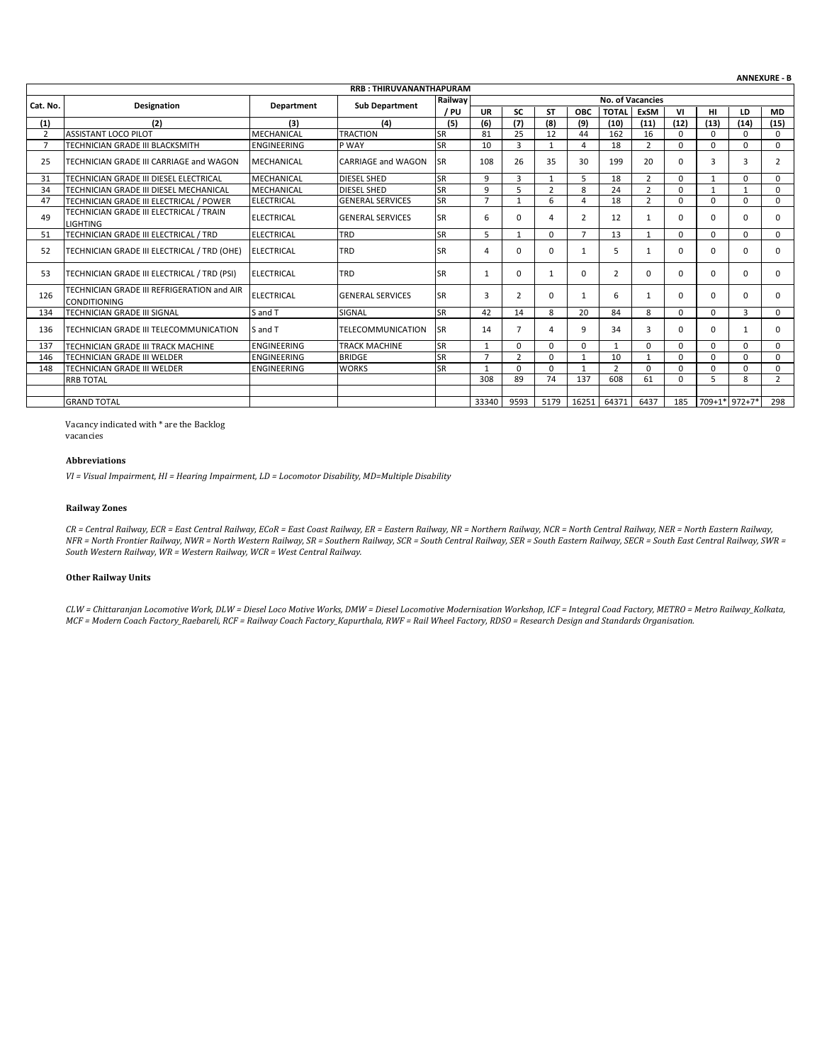**ANNEXURE - B**

| Cat. No. | Designation | Department | Sub Department | Railway / PU | No. of Vacancies | | | | | | | | | |
|---|---|---|---|---|---|---|---|---|---|---|---|---|---|---|
| | | | | | UR | SC | ST | OBC | TOTAL | ExSM | VI | HI | LD | MD |
| (1) | (2) | (3) | (4) | (5) | (6) | (7) | (8) | (9) | (10) | (11) | (12) | (13) | (14) | (15) |
| | **RRB : THIRUVANANTHAPURAM** | | | | | | | | | | | | | |
| 2 | ASSISTANT LOCO PILOT | MECHANICAL | TRACTION | SR | 81 | 25 | 12 | 44 | 162 | 16 | 0 | 0 | 0 | 0 |
| 7 | TECHNICIAN GRADE III BLACKSMITH | ENGINEERING | P WAY | SR | 10 | 3 | 1 | 4 | 18 | 2 | 0 | 0 | 0 | 0 |
| 25 | TECHNICIAN GRADE III CARRIAGE and WAGON | MECHANICAL | CARRIAGE and WAGON | SR | 108 | 26 | 35 | 30 | 199 | 20 | 0 | 3 | 3 | 2 |
| 31 | TECHNICIAN GRADE III DIESEL ELECTRICAL | MECHANICAL | DIESEL SHED | SR | 9 | 3 | 1 | 5 | 18 | 2 | 0 | 1 | 0 | 0 |
| 34 | TECHNICIAN GRADE III DIESEL MECHANICAL | MECHANICAL | DIESEL SHED | SR | 9 | 5 | 2 | 8 | 24 | 2 | 0 | 1 | 1 | 0 |
| 47 | TECHNICIAN GRADE III ELECTRICAL / POWER | ELECTRICAL | GENERAL SERVICES | SR | 7 | 1 | 6 | 4 | 18 | 2 | 0 | 0 | 0 | 0 |
| 49 | TECHNICIAN GRADE III ELECTRICAL / TRAIN LIGHTING | ELECTRICAL | GENERAL SERVICES | SR | 6 | 0 | 4 | 2 | 12 | 1 | 0 | 0 | 0 | 0 |
| 51 | TECHNICIAN GRADE III ELECTRICAL / TRD | ELECTRICAL | TRD | SR | 5 | 1 | 0 | 7 | 13 | 1 | 0 | 0 | 0 | 0 |
| 52 | TECHNICIAN GRADE III ELECTRICAL / TRD (OHE) | ELECTRICAL | TRD | SR | 4 | 0 | 0 | 1 | 5 | 1 | 0 | 0 | 0 | 0 |
| 53 | TECHNICIAN GRADE III ELECTRICAL / TRD (PSI) | ELECTRICAL | TRD | SR | 1 | 0 | 1 | 0 | 2 | 0 | 0 | 0 | 0 | 0 |
| 126 | TECHNICIAN GRADE III REFRIGERATION and AIR CONDITIONING | ELECTRICAL | GENERAL SERVICES | SR | 3 | 2 | 0 | 1 | 6 | 1 | 0 | 0 | 0 | 0 |
| 134 | TECHNICIAN GRADE III SIGNAL | S and T | SIGNAL | SR | 42 | 14 | 8 | 20 | 84 | 8 | 0 | 0 | 3 | 0 |
| 136 | TECHNICIAN GRADE III TELECOMMUNICATION | S and T | TELECOMMUNICATION | SR | 14 | 7 | 4 | 9 | 34 | 3 | 0 | 0 | 1 | 0 |
| 137 | TECHNICIAN GRADE III TRACK MACHINE | ENGINEERING | TRACK MACHINE | SR | 1 | 0 | 0 | 0 | 1 | 0 | 0 | 0 | 0 | 0 |
| 146 | TECHNICIAN GRADE III WELDER | ENGINEERING | BRIDGE | SR | 7 | 2 | 0 | 1 | 10 | 1 | 0 | 0 | 0 | 0 |
| 148 | TECHNICIAN GRADE III WELDER | ENGINEERING | WORKS | SR | 1 | 0 | 0 | 1 | 2 | 0 | 0 | 0 | 0 | 0 |
| | RRB TOTAL | | | | 308 | 89 | 74 | 137 | 608 | 61 | 0 | 5 | 8 | 2 |
| | | | | | | | | | | | | | | |
| | GRAND TOTAL | | | | 33340 | 9593 | 5179 | 16251 | 64371 | 6437 | 185 | 709+1* | 972+7* | 298 |

Vacancy indicated with * are the Backlog vacancies

**Abbreviations**

*VI = Visual Impairment, HI = Hearing Impairment, LD = Locomotor Disability, MD=Multiple Disability*

**Railway Zones**

*CR = Central Railway, ECR = East Central Railway, ECoR = East Coast Railway, ER = Eastern Railway, NR = Northern Railway, NCR = North Central Railway, NER = North Eastern Railway, NFR = North Frontier Railway, NWR = North Western Railway, SR = Southern Railway, SCR = South Central Railway, SER = South Eastern Railway, SECR = South East Central Railway, SWR = South Western Railway, WR = Western Railway, WCR = West Central Railway.*

**Other Railway Units**

*CLW = Chittaranjan Locomotive Work, DLW = Diesel Loco Motive Works, DMW = Diesel Locomotive Modernisation Workshop, ICF = Integral Coad Factory, METRO = Metro Railway_Kolkata, MCF = Modern Coach Factory_Raebareli, RCF = Railway Coach Factory_Kapurthala, RWF = Rail Wheel Factory, RDSO = Research Design and Standards Organisation.*